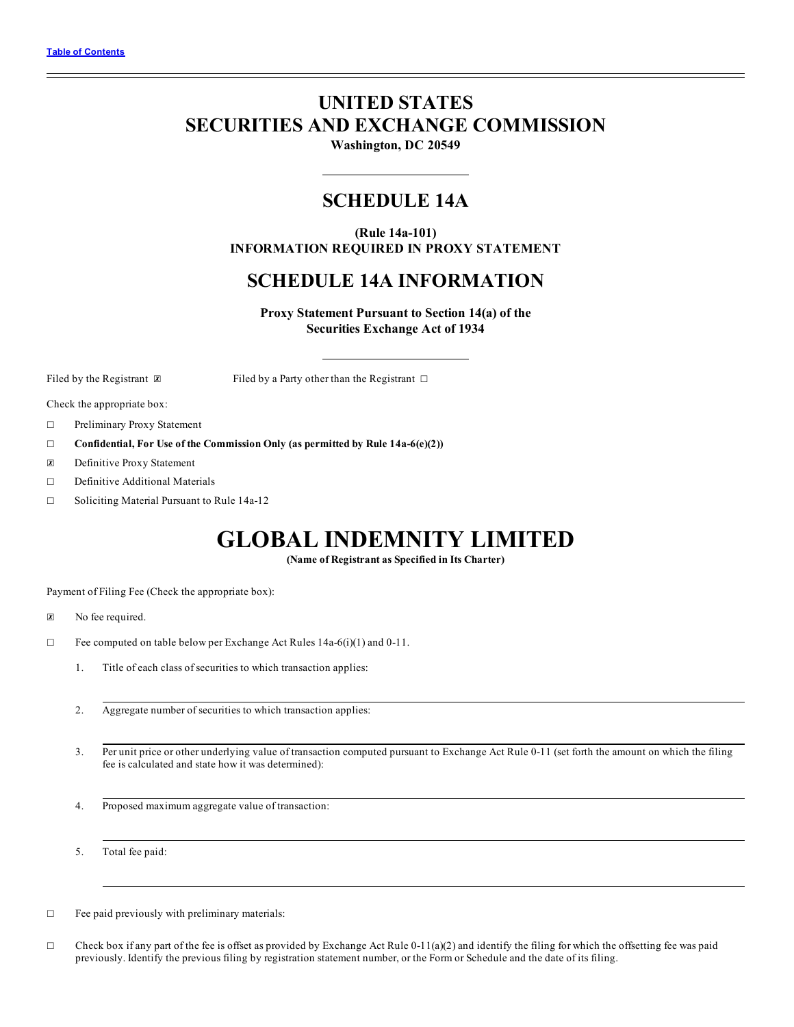Table of Contents

# UNITED STATES
# SECURITIES AND EXCHANGE COMMISSION

**Washington, DC 20549**

## SCHEDULE 14A

**(Rule 14a-101)**
**INFORMATION REQUIRED IN PROXY STATEMENT**

## SCHEDULE 14A INFORMATION

**Proxy Statement Pursuant to Section 14(a) of the**
**Securities Exchange Act of 1934**

Filed by the Registrant ☒ Filed by a Party other than the Registrant ☐

Check the appropriate box:

☐ Preliminary Proxy Statement

☐ **Confidential, For Use of the Commission Only (as permitted by Rule 14a-6(e)(2))**

☒ Definitive Proxy Statement

☐ Definitive Additional Materials

☐ Soliciting Material Pursuant to Rule 14a-12

# GLOBAL INDEMNITY LIMITED

**(Name of Registrant as Specified in Its Charter)**

Payment of Filing Fee (Check the appropriate box):

☒ No fee required.

☐ Fee computed on table below per Exchange Act Rules 14a-6(i)(1) and 0-11.

1. Title of each class of securities to which transaction applies:

2. Aggregate number of securities to which transaction applies:

3. Per unit price or other underlying value of transaction computed pursuant to Exchange Act Rule 0-11 (set forth the amount on which the filing fee is calculated and state how it was determined):

4. Proposed maximum aggregate value of transaction:

5. Total fee paid:

☐ Fee paid previously with preliminary materials:

☐ Check box if any part of the fee is offset as provided by Exchange Act Rule 0-11(a)(2) and identify the filing for which the offsetting fee was paid previously. Identify the previous filing by registration statement number, or the Form or Schedule and the date of its filing.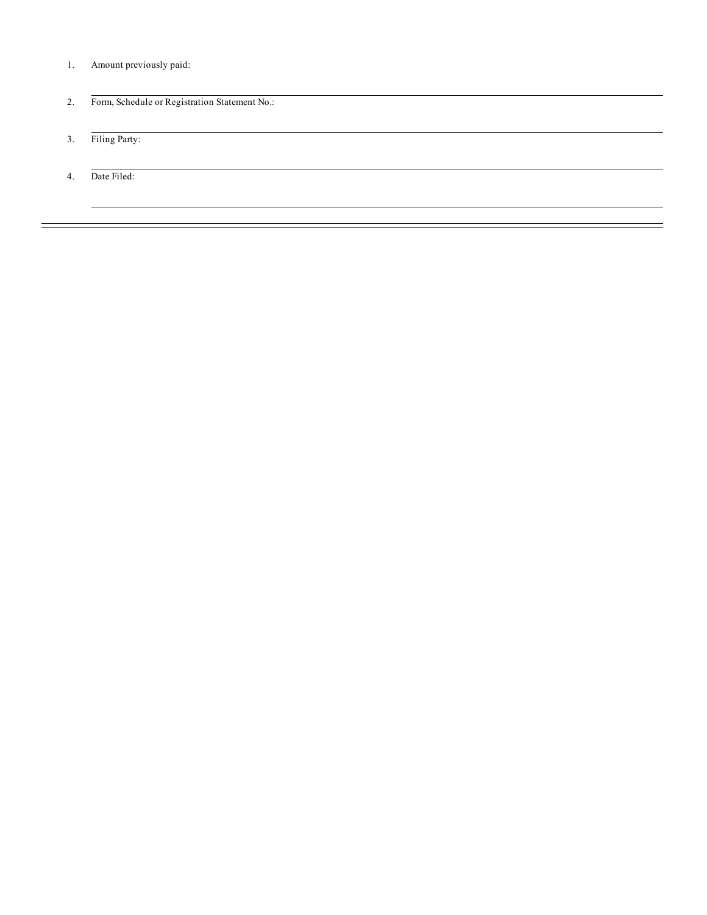1. Amount previously paid:

---

2. Form, Schedule or Registration Statement No.:

---

3. Filing Party:

---

4. Date Filed:

---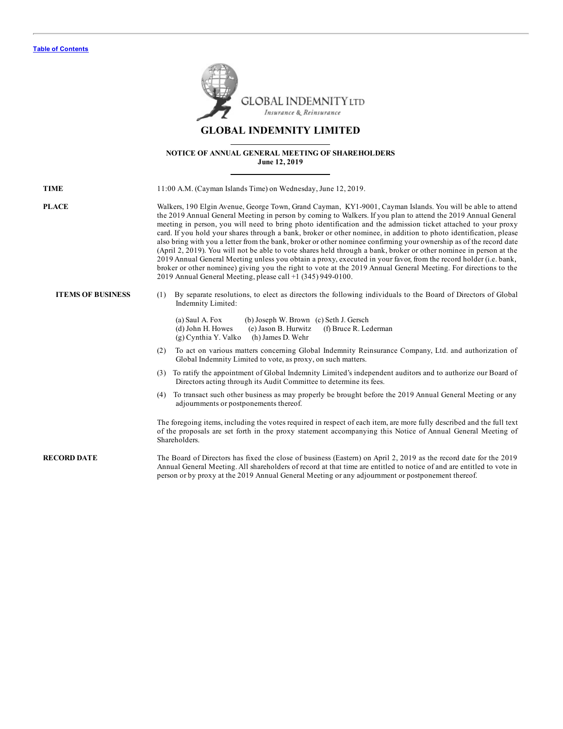[Table of Contents](#)

# GLOBAL INDEMNITY LIMITED

**NOTICE OF ANNUAL GENERAL MEETING OF SHAREHOLDERS**
**June 12, 2019**

**TIME**

11:00 A.M. (Cayman Islands Time) on Wednesday, June 12, 2019.

**PLACE**

Walkers, 190 Elgin Avenue, George Town, Grand Cayman, KY1-9001, Cayman Islands. You will be able to attend the 2019 Annual General Meeting in person by coming to Walkers. If you plan to attend the 2019 Annual General meeting in person, you will need to bring photo identification and the admission ticket attached to your proxy card. If you hold your shares through a bank, broker or other nominee, in addition to photo identification, please also bring with you a letter from the bank, broker or other nominee confirming your ownership as of the record date (April 2, 2019). You will not be able to vote shares held through a bank, broker or other nominee in person at the 2019 Annual General Meeting unless you obtain a proxy, executed in your favor, from the record holder (i.e. bank, broker or other nominee) giving you the right to vote at the 2019 Annual General Meeting. For directions to the 2019 Annual General Meeting, please call +1 (345) 949-0100.

**ITEMS OF BUSINESS**

(1) By separate resolutions, to elect as directors the following individuals to the Board of Directors of Global Indemnity Limited:

(a) Saul A. Fox (b) Joseph W. Brown (c) Seth J. Gersch
(d) John H. Howes (e) Jason B. Hurwitz (f) Bruce R. Lederman
(g) Cynthia Y. Valko (h) James D. Wehr

(2) To act on various matters concerning Global Indemnity Reinsurance Company, Ltd. and authorization of Global Indemnity Limited to vote, as proxy, on such matters.

(3) To ratify the appointment of Global Indemnity Limited's independent auditors and to authorize our Board of Directors acting through its Audit Committee to determine its fees.

(4) To transact such other business as may properly be brought before the 2019 Annual General Meeting or any adjournments or postponements thereof.

The foregoing items, including the votes required in respect of each item, are more fully described and the full text of the proposals are set forth in the proxy statement accompanying this Notice of Annual General Meeting of Shareholders.

**RECORD DATE**

The Board of Directors has fixed the close of business (Eastern) on April 2, 2019 as the record date for the 2019 Annual General Meeting. All shareholders of record at that time are entitled to notice of and are entitled to vote in person or by proxy at the 2019 Annual General Meeting or any adjournment or postponement thereof.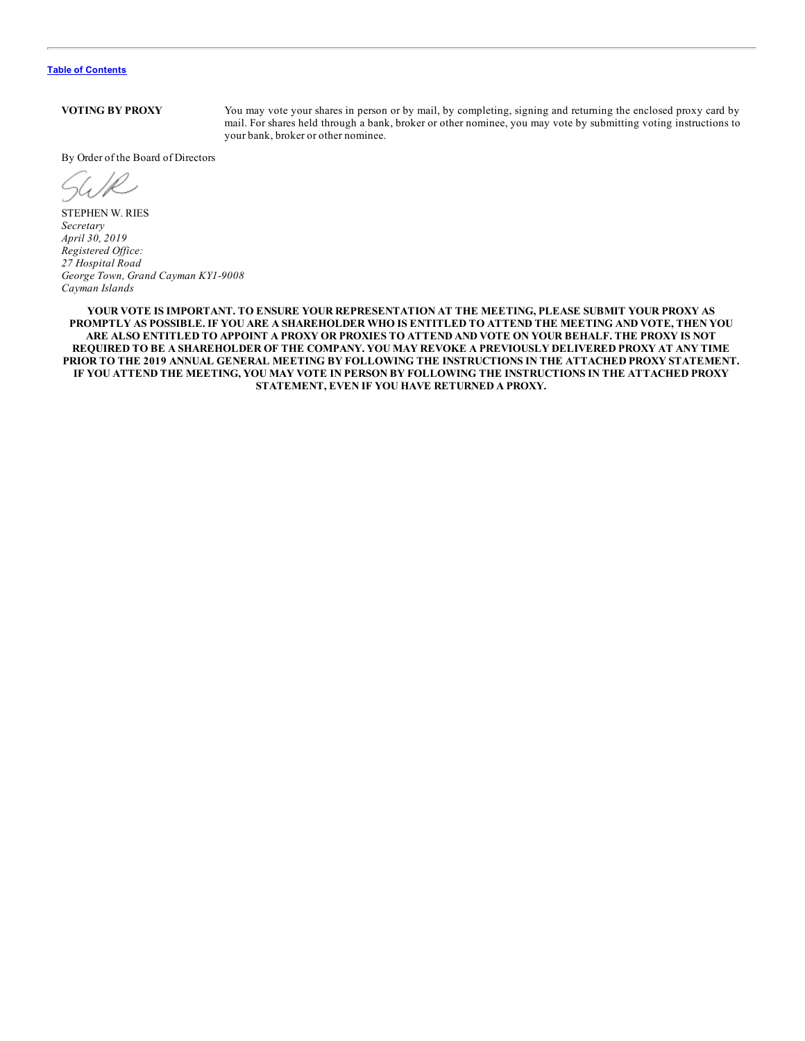**VOTING BY PROXY**

You may vote your shares in person or by mail, by completing, signing and returning the enclosed proxy card by mail. For shares held through a bank, broker or other nominee, you may vote by submitting voting instructions to your bank, broker or other nominee.

By Order of the Board of Directors

STEPHEN W. RIES
*Secretary*
*April 30, 2019*
*Registered Office:*
*27 Hospital Road*
*George Town, Grand Cayman KY1-9008*
*Cayman Islands*

**YOUR VOTE IS IMPORTANT. TO ENSURE YOUR REPRESENTATION AT THE MEETING, PLEASE SUBMIT YOUR PROXY AS PROMPTLY AS POSSIBLE. IF YOU ARE A SHAREHOLDER WHO IS ENTITLED TO ATTEND THE MEETING AND VOTE, THEN YOU ARE ALSO ENTITLED TO APPOINT A PROXY OR PROXIES TO ATTEND AND VOTE ON YOUR BEHALF. THE PROXY IS NOT REQUIRED TO BE A SHAREHOLDER OF THE COMPANY. YOU MAY REVOKE A PREVIOUSLY DELIVERED PROXY AT ANY TIME PRIOR TO THE 2019 ANNUAL GENERAL MEETING BY FOLLOWING THE INSTRUCTIONS IN THE ATTACHED PROXY STATEMENT. IF YOU ATTEND THE MEETING, YOU MAY VOTE IN PERSON BY FOLLOWING THE INSTRUCTIONS IN THE ATTACHED PROXY STATEMENT, EVEN IF YOU HAVE RETURNED A PROXY.**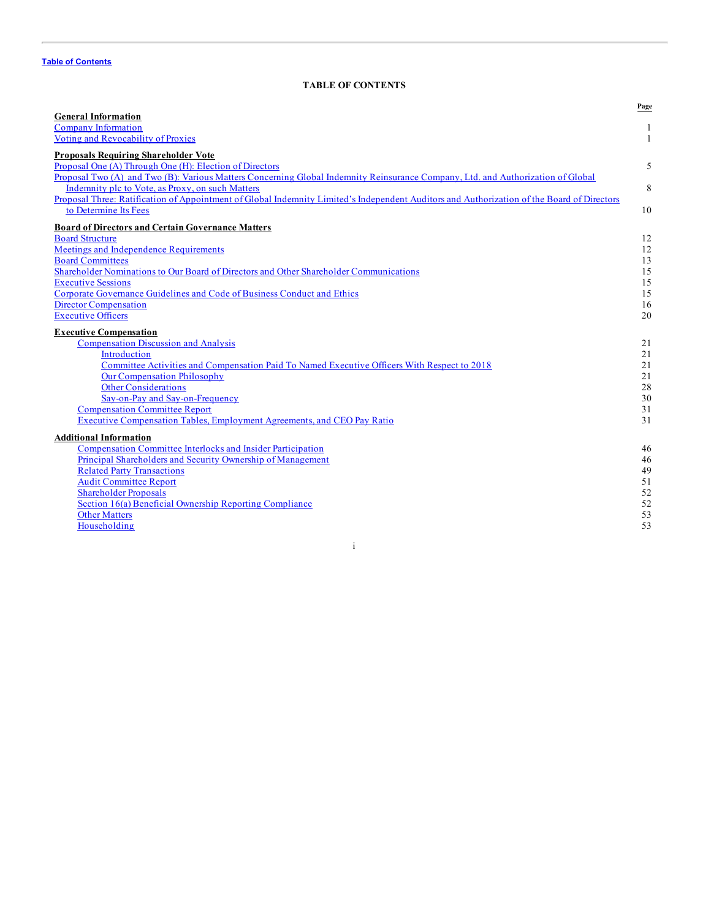Table of Contents

# TABLE OF CONTENTS

| | Page |
|---|---|
| **General Information** | |
| Company Information | 1 |
| Voting and Revocability of Proxies | 1 |
| **Proposals Requiring Shareholder Vote** | |
| Proposal One (A) Through One (H): Election of Directors | 5 |
| Proposal Two (A) and Two (B): Various Matters Concerning Global Indemnity Reinsurance Company, Ltd. and Authorization of Global Indemnity plc to Vote, as Proxy, on such Matters | 8 |
| Proposal Three: Ratification of Appointment of Global Indemnity Limited's Independent Auditors and Authorization of the Board of Directors to Determine Its Fees | 10 |
| **Board of Directors and Certain Governance Matters** | |
| Board Structure | 12 |
| Meetings and Independence Requirements | 12 |
| Board Committees | 13 |
| Shareholder Nominations to Our Board of Directors and Other Shareholder Communications | 15 |
| Executive Sessions | 15 |
| Corporate Governance Guidelines and Code of Business Conduct and Ethics | 15 |
| Director Compensation | 16 |
| Executive Officers | 20 |
| **Executive Compensation** | |
| Compensation Discussion and Analysis | 21 |
| Introduction | 21 |
| Committee Activities and Compensation Paid To Named Executive Officers With Respect to 2018 | 21 |
| Our Compensation Philosophy | 21 |
| Other Considerations | 28 |
| Say-on-Pay and Say-on-Frequency | 30 |
| Compensation Committee Report | 31 |
| Executive Compensation Tables, Employment Agreements, and CEO Pay Ratio | 31 |
| **Additional Information** | |
| Compensation Committee Interlocks and Insider Participation | 46 |
| Principal Shareholders and Security Ownership of Management | 46 |
| Related Party Transactions | 49 |
| Audit Committee Report | 51 |
| Shareholder Proposals | 52 |
| Section 16(a) Beneficial Ownership Reporting Compliance | 52 |
| Other Matters | 53 |
| Householding | 53 |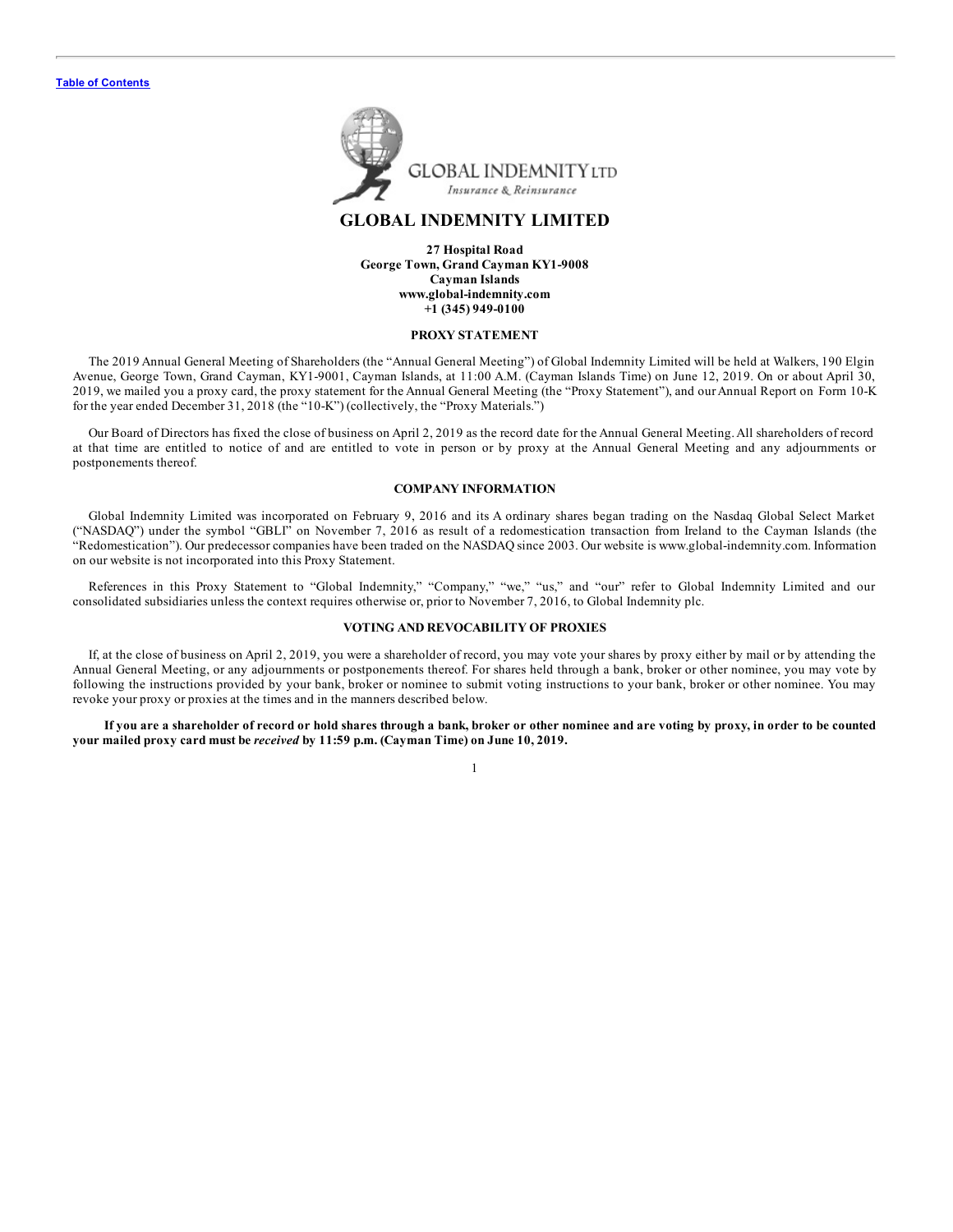[Table of Contents](#)

# GLOBAL INDEMNITY LIMITED

**27 Hospital Road**
**George Town, Grand Cayman KY1-9008**
**Cayman Islands**
**www.global-indemnity.com**
**+1 (345) 949-0100**

## PROXY STATEMENT

The 2019 Annual General Meeting of Shareholders (the "Annual General Meeting") of Global Indemnity Limited will be held at Walkers, 190 Elgin Avenue, George Town, Grand Cayman, KY1-9001, Cayman Islands, at 11:00 A.M. (Cayman Islands Time) on June 12, 2019. On or about April 30, 2019, we mailed you a proxy card, the proxy statement for the Annual General Meeting (the "Proxy Statement"), and our Annual Report on Form 10-K for the year ended December 31, 2018 (the "10-K") (collectively, the "Proxy Materials.")

Our Board of Directors has fixed the close of business on April 2, 2019 as the record date for the Annual General Meeting. All shareholders of record at that time are entitled to notice of and are entitled to vote in person or by proxy at the Annual General Meeting and any adjournments or postponements thereof.

## COMPANY INFORMATION

Global Indemnity Limited was incorporated on February 9, 2016 and its A ordinary shares began trading on the Nasdaq Global Select Market ("NASDAQ") under the symbol "GBLI" on November 7, 2016 as result of a redomestication transaction from Ireland to the Cayman Islands (the "Redomestication"). Our predecessor companies have been traded on the NASDAQ since 2003. Our website is www.global-indemnity.com. Information on our website is not incorporated into this Proxy Statement.

References in this Proxy Statement to "Global Indemnity," "Company," "we," "us," and "our" refer to Global Indemnity Limited and our consolidated subsidiaries unless the context requires otherwise or, prior to November 7, 2016, to Global Indemnity plc.

## VOTING AND REVOCABILITY OF PROXIES

If, at the close of business on April 2, 2019, you were a shareholder of record, you may vote your shares by proxy either by mail or by attending the Annual General Meeting, or any adjournments or postponements thereof. For shares held through a bank, broker or other nominee, you may vote by following the instructions provided by your bank, broker or nominee to submit voting instructions to your bank, broker or other nominee. You may revoke your proxy or proxies at the times and in the manners described below.

**If you are a shareholder of record or hold shares through a bank, broker or other nominee and are voting by proxy, in order to be counted your mailed proxy card must be *received* by 11:59 p.m. (Cayman Time) on June 10, 2019.**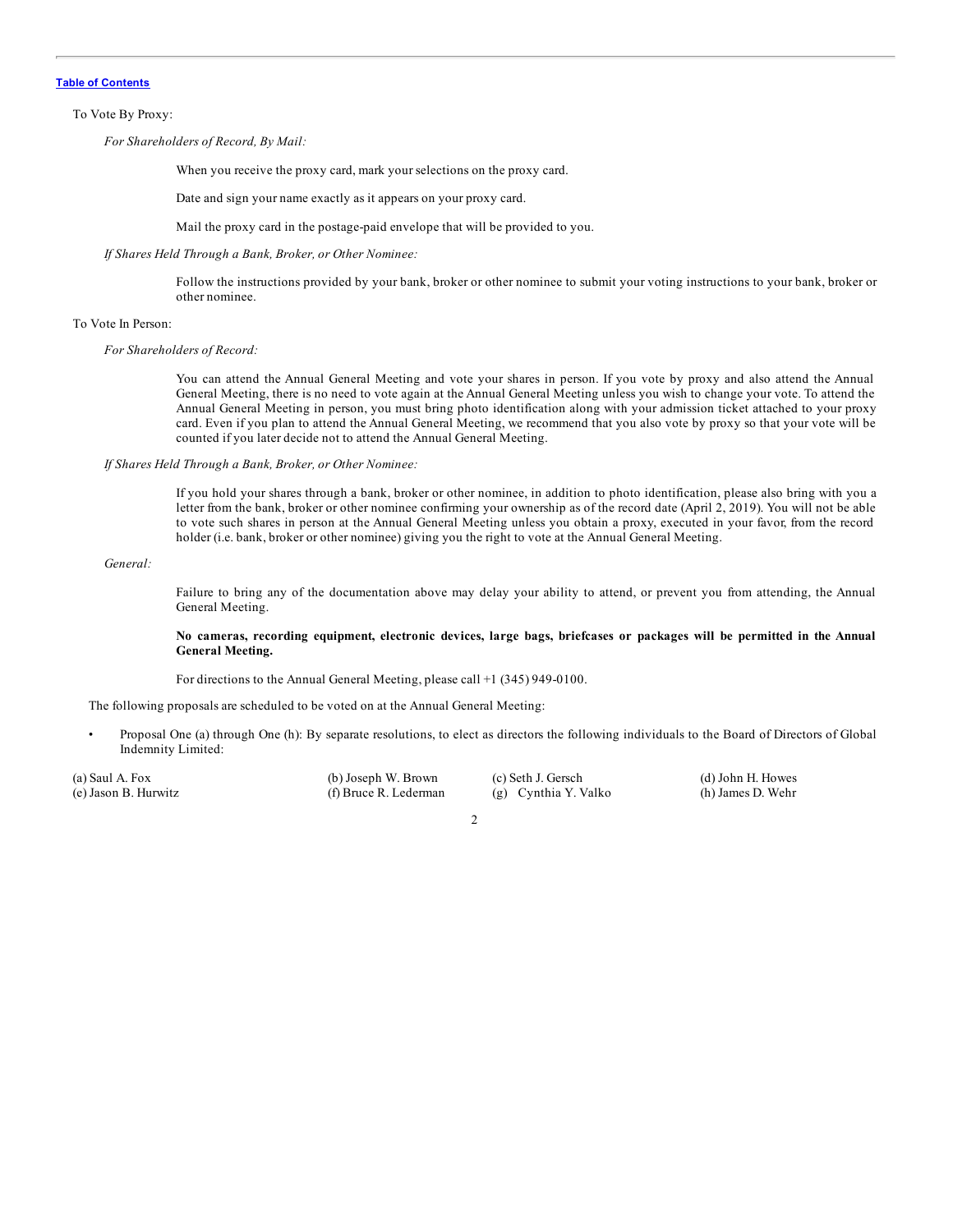To Vote By Proxy:

*For Shareholders of Record, By Mail:*

When you receive the proxy card, mark your selections on the proxy card.

Date and sign your name exactly as it appears on your proxy card.

Mail the proxy card in the postage-paid envelope that will be provided to you.

*If Shares Held Through a Bank, Broker, or Other Nominee:*

Follow the instructions provided by your bank, broker or other nominee to submit your voting instructions to your bank, broker or other nominee.

To Vote In Person:

*For Shareholders of Record:*

You can attend the Annual General Meeting and vote your shares in person. If you vote by proxy and also attend the Annual General Meeting, there is no need to vote again at the Annual General Meeting unless you wish to change your vote. To attend the Annual General Meeting in person, you must bring photo identification along with your admission ticket attached to your proxy card. Even if you plan to attend the Annual General Meeting, we recommend that you also vote by proxy so that your vote will be counted if you later decide not to attend the Annual General Meeting.

*If Shares Held Through a Bank, Broker, or Other Nominee:*

If you hold your shares through a bank, broker or other nominee, in addition to photo identification, please also bring with you a letter from the bank, broker or other nominee confirming your ownership as of the record date (April 2, 2019). You will not be able to vote such shares in person at the Annual General Meeting unless you obtain a proxy, executed in your favor, from the record holder (i.e. bank, broker or other nominee) giving you the right to vote at the Annual General Meeting.

*General:*

Failure to bring any of the documentation above may delay your ability to attend, or prevent you from attending, the Annual General Meeting.

**No cameras, recording equipment, electronic devices, large bags, briefcases or packages will be permitted in the Annual General Meeting.**

For directions to the Annual General Meeting, please call +1 (345) 949-0100.

The following proposals are scheduled to be voted on at the Annual General Meeting:

- Proposal One (a) through One (h): By separate resolutions, to elect as directors the following individuals to the Board of Directors of Global Indemnity Limited:

| | | | |
|---|---|---|---|
| (a) Saul A. Fox | (b) Joseph W. Brown | (c) Seth J. Gersch | (d) John H. Howes |
| (e) Jason B. Hurwitz | (f) Bruce R. Lederman | (g) Cynthia Y. Valko | (h) James D. Wehr |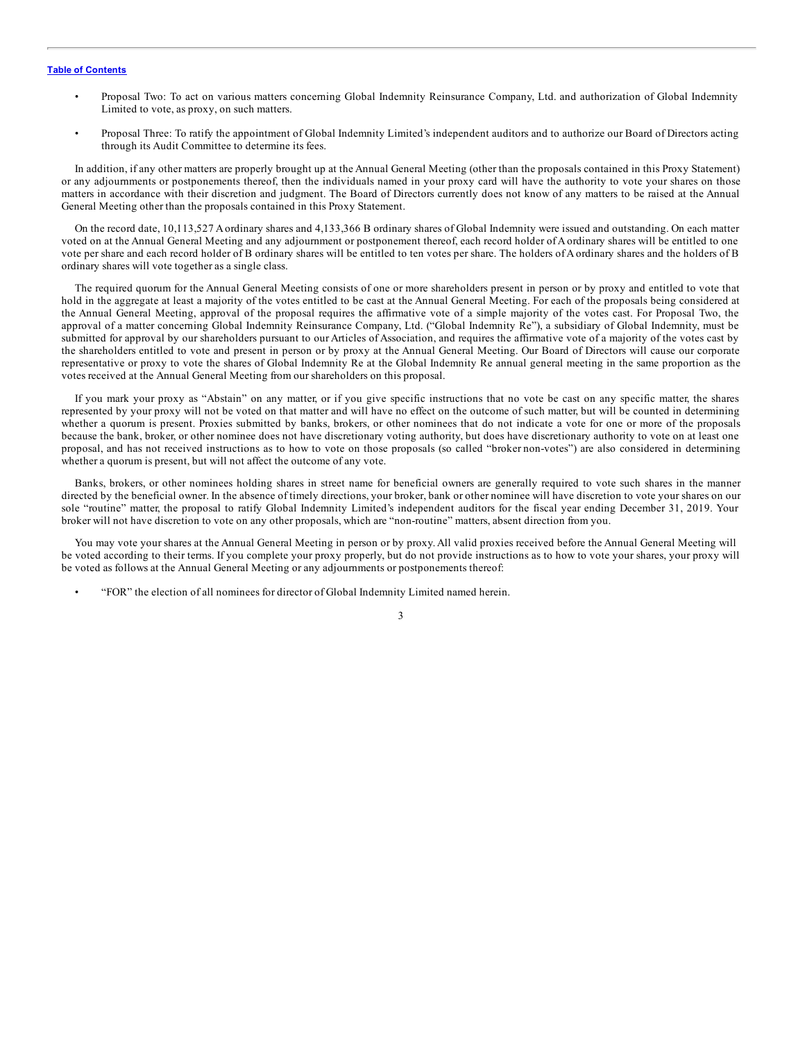- Proposal Two: To act on various matters concerning Global Indemnity Reinsurance Company, Ltd. and authorization of Global Indemnity Limited to vote, as proxy, on such matters.
- Proposal Three: To ratify the appointment of Global Indemnity Limited's independent auditors and to authorize our Board of Directors acting through its Audit Committee to determine its fees.

In addition, if any other matters are properly brought up at the Annual General Meeting (other than the proposals contained in this Proxy Statement) or any adjournments or postponements thereof, then the individuals named in your proxy card will have the authority to vote your shares on those matters in accordance with their discretion and judgment. The Board of Directors currently does not know of any matters to be raised at the Annual General Meeting other than the proposals contained in this Proxy Statement.

On the record date, 10,113,527 A ordinary shares and 4,133,366 B ordinary shares of Global Indemnity were issued and outstanding. On each matter voted on at the Annual General Meeting and any adjournment or postponement thereof, each record holder of A ordinary shares will be entitled to one vote per share and each record holder of B ordinary shares will be entitled to ten votes per share. The holders of A ordinary shares and the holders of B ordinary shares will vote together as a single class.

The required quorum for the Annual General Meeting consists of one or more shareholders present in person or by proxy and entitled to vote that hold in the aggregate at least a majority of the votes entitled to be cast at the Annual General Meeting. For each of the proposals being considered at the Annual General Meeting, approval of the proposal requires the affirmative vote of a simple majority of the votes cast. For Proposal Two, the approval of a matter concerning Global Indemnity Reinsurance Company, Ltd. ("Global Indemnity Re"), a subsidiary of Global Indemnity, must be submitted for approval by our shareholders pursuant to our Articles of Association, and requires the affirmative vote of a majority of the votes cast by the shareholders entitled to vote and present in person or by proxy at the Annual General Meeting. Our Board of Directors will cause our corporate representative or proxy to vote the shares of Global Indemnity Re at the Global Indemnity Re annual general meeting in the same proportion as the votes received at the Annual General Meeting from our shareholders on this proposal.

If you mark your proxy as "Abstain" on any matter, or if you give specific instructions that no vote be cast on any specific matter, the shares represented by your proxy will not be voted on that matter and will have no effect on the outcome of such matter, but will be counted in determining whether a quorum is present. Proxies submitted by banks, brokers, or other nominees that do not indicate a vote for one or more of the proposals because the bank, broker, or other nominee does not have discretionary voting authority, but does have discretionary authority to vote on at least one proposal, and has not received instructions as to how to vote on those proposals (so called "broker non-votes") are also considered in determining whether a quorum is present, but will not affect the outcome of any vote.

Banks, brokers, or other nominees holding shares in street name for beneficial owners are generally required to vote such shares in the manner directed by the beneficial owner. In the absence of timely directions, your broker, bank or other nominee will have discretion to vote your shares on our sole "routine" matter, the proposal to ratify Global Indemnity Limited's independent auditors for the fiscal year ending December 31, 2019. Your broker will not have discretion to vote on any other proposals, which are "non-routine" matters, absent direction from you.

You may vote your shares at the Annual General Meeting in person or by proxy. All valid proxies received before the Annual General Meeting will be voted according to their terms. If you complete your proxy properly, but do not provide instructions as to how to vote your shares, your proxy will be voted as follows at the Annual General Meeting or any adjournments or postponements thereof:

- "FOR" the election of all nominees for director of Global Indemnity Limited named herein.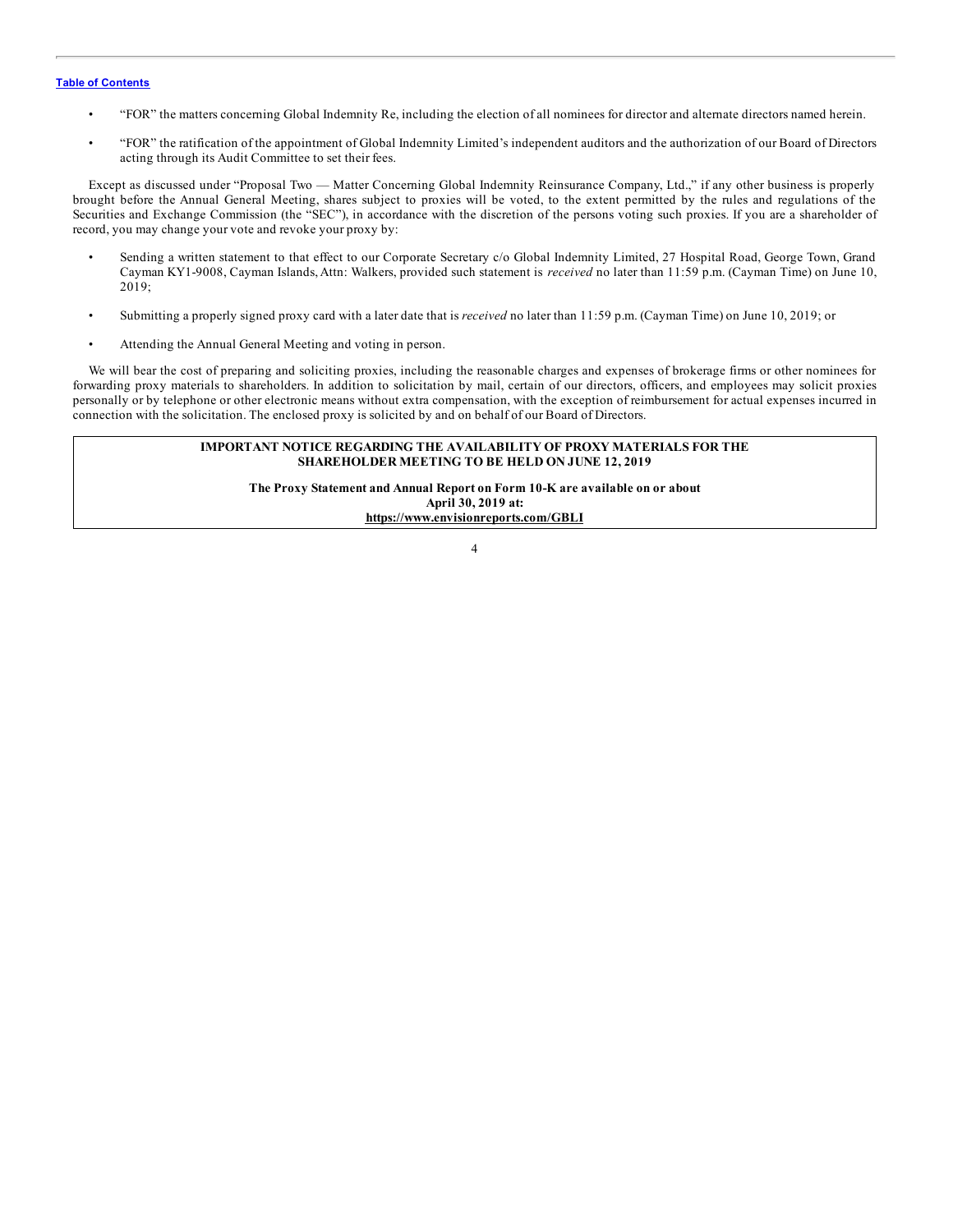- "FOR" the matters concerning Global Indemnity Re, including the election of all nominees for director and alternate directors named herein.
- "FOR" the ratification of the appointment of Global Indemnity Limited's independent auditors and the authorization of our Board of Directors acting through its Audit Committee to set their fees.

Except as discussed under "Proposal Two — Matter Concerning Global Indemnity Reinsurance Company, Ltd.," if any other business is properly brought before the Annual General Meeting, shares subject to proxies will be voted, to the extent permitted by the rules and regulations of the Securities and Exchange Commission (the "SEC"), in accordance with the discretion of the persons voting such proxies. If you are a shareholder of record, you may change your vote and revoke your proxy by:

- Sending a written statement to that effect to our Corporate Secretary c/o Global Indemnity Limited, 27 Hospital Road, George Town, Grand Cayman KY1-9008, Cayman Islands, Attn: Walkers, provided such statement is *received* no later than 11:59 p.m. (Cayman Time) on June 10, 2019;
- Submitting a properly signed proxy card with a later date that is *received* no later than 11:59 p.m. (Cayman Time) on June 10, 2019; or
- Attending the Annual General Meeting and voting in person.

We will bear the cost of preparing and soliciting proxies, including the reasonable charges and expenses of brokerage firms or other nominees for forwarding proxy materials to shareholders. In addition to solicitation by mail, certain of our directors, officers, and employees may solicit proxies personally or by telephone or other electronic means without extra compensation, with the exception of reimbursement for actual expenses incurred in connection with the solicitation. The enclosed proxy is solicited by and on behalf of our Board of Directors.

**IMPORTANT NOTICE REGARDING THE AVAILABILITY OF PROXY MATERIALS FOR THE SHAREHOLDER MEETING TO BE HELD ON JUNE 12, 2019**

**The Proxy Statement and Annual Report on Form 10-K are available on or about April 30, 2019 at:**
**https://www.envisionreports.com/GBLI**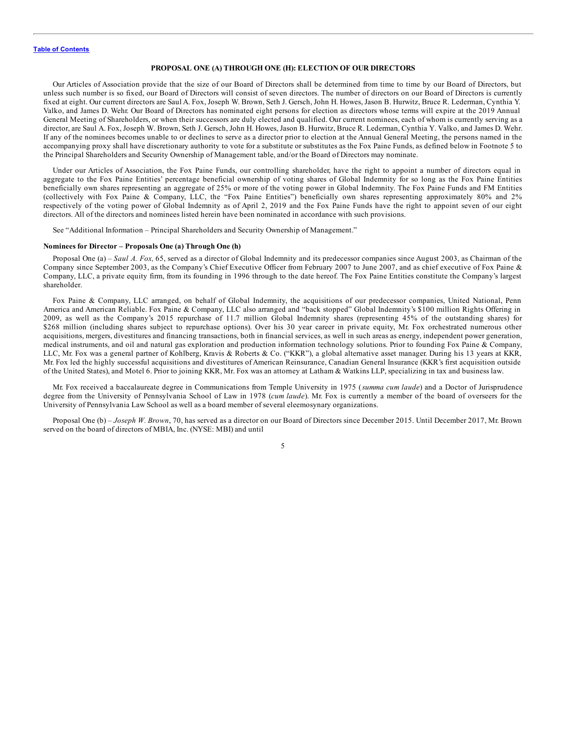[Table of Contents](#)

## PROPOSAL ONE (A) THROUGH ONE (H): ELECTION OF OUR DIRECTORS

Our Articles of Association provide that the size of our Board of Directors shall be determined from time to time by our Board of Directors, but unless such number is so fixed, our Board of Directors will consist of seven directors. The number of directors on our Board of Directors is currently fixed at eight. Our current directors are Saul A. Fox, Joseph W. Brown, Seth J. Gersch, John H. Howes, Jason B. Hurwitz, Bruce R. Lederman, Cynthia Y. Valko, and James D. Wehr. Our Board of Directors has nominated eight persons for election as directors whose terms will expire at the 2019 Annual General Meeting of Shareholders, or when their successors are duly elected and qualified. Our current nominees, each of whom is currently serving as a director, are Saul A. Fox, Joseph W. Brown, Seth J. Gersch, John H. Howes, Jason B. Hurwitz, Bruce R. Lederman, Cynthia Y. Valko, and James D. Wehr. If any of the nominees becomes unable to or declines to serve as a director prior to election at the Annual General Meeting, the persons named in the accompanying proxy shall have discretionary authority to vote for a substitute or substitutes as the Fox Paine Funds, as defined below in Footnote 5 to the Principal Shareholders and Security Ownership of Management table, and/or the Board of Directors may nominate.

Under our Articles of Association, the Fox Paine Funds, our controlling shareholder, have the right to appoint a number of directors equal in aggregate to the Fox Paine Entities' percentage beneficial ownership of voting shares of Global Indemnity for so long as the Fox Paine Entities beneficially own shares representing an aggregate of 25% or more of the voting power in Global Indemnity. The Fox Paine Funds and FM Entities (collectively with Fox Paine & Company, LLC, the "Fox Paine Entities") beneficially own shares representing approximately 80% and 2% respectively of the voting power of Global Indemnity as of April 2, 2019 and the Fox Paine Funds have the right to appoint seven of our eight directors. All of the directors and nominees listed herein have been nominated in accordance with such provisions.

See "Additional Information – Principal Shareholders and Security Ownership of Management."

### Nominees for Director – Proposals One (a) Through One (h)

Proposal One (a) – *Saul A. Fox,* 65, served as a director of Global Indemnity and its predecessor companies since August 2003, as Chairman of the Company since September 2003, as the Company's Chief Executive Officer from February 2007 to June 2007, and as chief executive of Fox Paine & Company, LLC, a private equity firm, from its founding in 1996 through to the date hereof. The Fox Paine Entities constitute the Company's largest shareholder.

Fox Paine & Company, LLC arranged, on behalf of Global Indemnity, the acquisitions of our predecessor companies, United National, Penn America and American Reliable. Fox Paine & Company, LLC also arranged and "back stopped" Global Indemnity's $100 million Rights Offering in 2009, as well as the Company's 2015 repurchase of 11.7 million Global Indemnity shares (representing 45% of the outstanding shares) for $268 million (including shares subject to repurchase options). Over his 30 year career in private equity, Mr. Fox orchestrated numerous other acquisitions, mergers, divestitures and financing transactions, both in financial services, as well in such areas as energy, independent power generation, medical instruments, and oil and natural gas exploration and production information technology solutions. Prior to founding Fox Paine & Company, LLC, Mr. Fox was a general partner of Kohlberg, Kravis & Roberts & Co. ("KKR"), a global alternative asset manager. During his 13 years at KKR, Mr. Fox led the highly successful acquisitions and divestitures of American Reinsurance, Canadian General Insurance (KKR's first acquisition outside of the United States), and Motel 6. Prior to joining KKR, Mr. Fox was an attorney at Latham & Watkins LLP, specializing in tax and business law.

Mr. Fox received a baccalaureate degree in Communications from Temple University in 1975 (*summa cum laude*) and a Doctor of Jurisprudence degree from the University of Pennsylvania School of Law in 1978 (*cum laude*). Mr. Fox is currently a member of the board of overseers for the University of Pennsylvania Law School as well as a board member of several eleemosynary organizations.

Proposal One (b) – *Joseph W. Brown*, 70, has served as a director on our Board of Directors since December 2015. Until December 2017, Mr. Brown served on the board of directors of MBIA, Inc. (NYSE: MBI) and until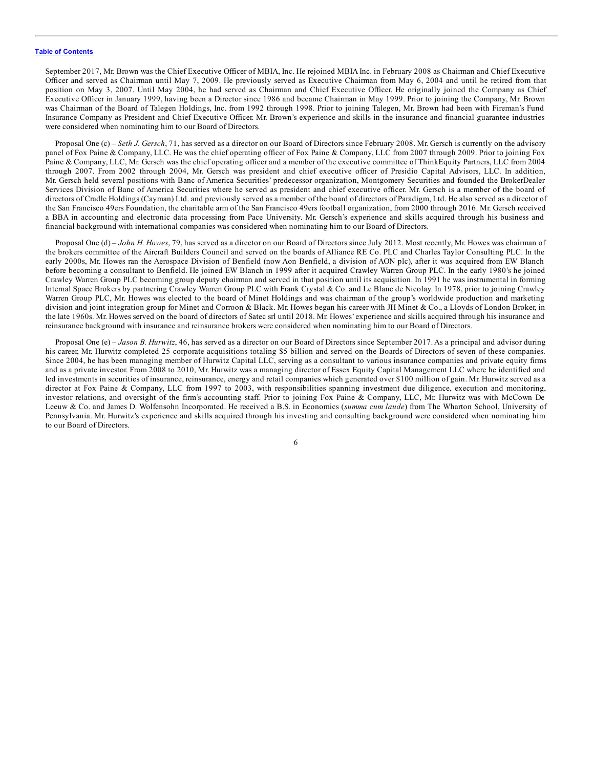September 2017, Mr. Brown was the Chief Executive Officer of MBIA, Inc. He rejoined MBIA Inc. in February 2008 as Chairman and Chief Executive Officer and served as Chairman until May 7, 2009. He previously served as Executive Chairman from May 6, 2004 and until he retired from that position on May 3, 2007. Until May 2004, he had served as Chairman and Chief Executive Officer. He originally joined the Company as Chief Executive Officer in January 1999, having been a Director since 1986 and became Chairman in May 1999. Prior to joining the Company, Mr. Brown was Chairman of the Board of Talegen Holdings, Inc. from 1992 through 1998. Prior to joining Talegen, Mr. Brown had been with Fireman's Fund Insurance Company as President and Chief Executive Officer. Mr. Brown's experience and skills in the insurance and financial guarantee industries were considered when nominating him to our Board of Directors.

Proposal One (c) – *Seth J. Gersch*, 71, has served as a director on our Board of Directors since February 2008. Mr. Gersch is currently on the advisory panel of Fox Paine & Company, LLC. He was the chief operating officer of Fox Paine & Company, LLC from 2007 through 2009. Prior to joining Fox Paine & Company, LLC, Mr. Gersch was the chief operating officer and a member of the executive committee of ThinkEquity Partners, LLC from 2004 through 2007. From 2002 through 2004, Mr. Gersch was president and chief executive officer of Presidio Capital Advisors, LLC. In addition, Mr. Gersch held several positions with Banc of America Securities' predecessor organization, Montgomery Securities and founded the BrokerDealer Services Division of Banc of America Securities where he served as president and chief executive officer. Mr. Gersch is a member of the board of directors of Cradle Holdings (Cayman) Ltd. and previously served as a member of the board of directors of Paradigm, Ltd. He also served as a director of the San Francisco 49ers Foundation, the charitable arm of the San Francisco 49ers football organization, from 2000 through 2016. Mr. Gersch received a BBA in accounting and electronic data processing from Pace University. Mr. Gersch's experience and skills acquired through his business and financial background with international companies was considered when nominating him to our Board of Directors.

Proposal One (d) – *John H. Howes*, 79, has served as a director on our Board of Directors since July 2012. Most recently, Mr. Howes was chairman of the brokers committee of the Aircraft Builders Council and served on the boards of Alliance RE Co. PLC and Charles Taylor Consulting PLC. In the early 2000s, Mr. Howes ran the Aerospace Division of Benfield (now Aon Benfield, a division of AON plc), after it was acquired from EW Blanch before becoming a consultant to Benfield. He joined EW Blanch in 1999 after it acquired Crawley Warren Group PLC. In the early 1980's he joined Crawley Warren Group PLC becoming group deputy chairman and served in that position until its acquisition. In 1991 he was instrumental in forming Internal Space Brokers by partnering Crawley Warren Group PLC with Frank Crystal & Co. and Le Blanc de Nicolay. In 1978, prior to joining Crawley Warren Group PLC, Mr. Howes was elected to the board of Minet Holdings and was chairman of the group's worldwide production and marketing division and joint integration group for Minet and Corroon & Black. Mr. Howes began his career with JH Minet & Co., a Lloyds of London Broker, in the late 1960s. Mr. Howes served on the board of directors of Satec srl until 2018. Mr. Howes' experience and skills acquired through his insurance and reinsurance background with insurance and reinsurance brokers were considered when nominating him to our Board of Directors.

Proposal One (e) – *Jason B. Hurwitz*, 46, has served as a director on our Board of Directors since September 2017. As a principal and advisor during his career, Mr. Hurwitz completed 25 corporate acquisitions totaling $5 billion and served on the Boards of Directors of seven of these companies. Since 2004, he has been managing member of Hurwitz Capital LLC, serving as a consultant to various insurance companies and private equity firms and as a private investor. From 2008 to 2010, Mr. Hurwitz was a managing director of Essex Equity Capital Management LLC where he identified and led investments in securities of insurance, reinsurance, energy and retail companies which generated over $100 million of gain. Mr. Hurwitz served as a director at Fox Paine & Company, LLC from 1997 to 2003, with responsibilities spanning investment due diligence, execution and monitoring, investor relations, and oversight of the firm's accounting staff. Prior to joining Fox Paine & Company, LLC, Mr. Hurwitz was with McCown De Leeuw & Co. and James D. Wolfensohn Incorporated. He received a B.S. in Economics (*summa cum laude*) from The Wharton School, University of Pennsylvania. Mr. Hurwitz's experience and skills acquired through his investing and consulting background were considered when nominating him to our Board of Directors.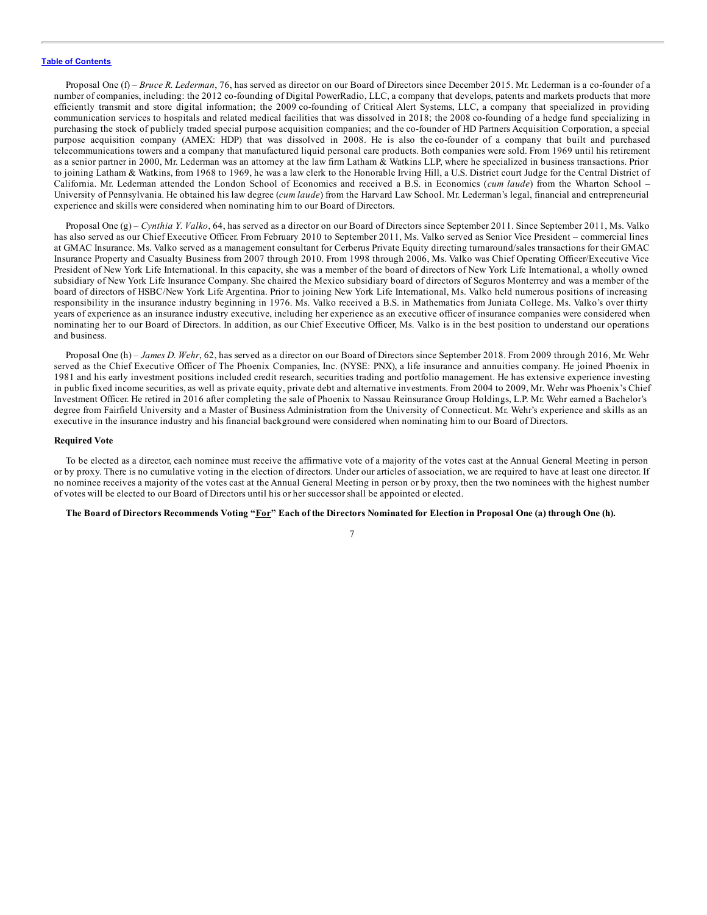Proposal One (f) – *Bruce R. Lederman*, 76, has served as director on our Board of Directors since December 2015. Mr. Lederman is a co-founder of a number of companies, including: the 2012 co-founding of Digital PowerRadio, LLC, a company that develops, patents and markets products that more efficiently transmit and store digital information; the 2009 co-founding of Critical Alert Systems, LLC, a company that specialized in providing communication services to hospitals and related medical facilities that was dissolved in 2018; the 2008 co-founding of a hedge fund specializing in purchasing the stock of publicly traded special purpose acquisition companies; and the co-founder of HD Partners Acquisition Corporation, a special purpose acquisition company (AMEX: HDP) that was dissolved in 2008. He is also the co-founder of a company that built and purchased telecommunications towers and a company that manufactured liquid personal care products. Both companies were sold. From 1969 until his retirement as a senior partner in 2000, Mr. Lederman was an attorney at the law firm Latham & Watkins LLP, where he specialized in business transactions. Prior to joining Latham & Watkins, from 1968 to 1969, he was a law clerk to the Honorable Irving Hill, a U.S. District court Judge for the Central District of California. Mr. Lederman attended the London School of Economics and received a B.S. in Economics (*cum laude*) from the Wharton School – University of Pennsylvania. He obtained his law degree (*cum laude*) from the Harvard Law School. Mr. Lederman's legal, financial and entrepreneurial experience and skills were considered when nominating him to our Board of Directors.

Proposal One (g) – *Cynthia Y. Valko*, 64, has served as a director on our Board of Directors since September 2011. Since September 2011, Ms. Valko has also served as our Chief Executive Officer. From February 2010 to September 2011, Ms. Valko served as Senior Vice President – commercial lines at GMAC Insurance. Ms. Valko served as a management consultant for Cerberus Private Equity directing turnaround/sales transactions for their GMAC Insurance Property and Casualty Business from 2007 through 2010. From 1998 through 2006, Ms. Valko was Chief Operating Officer/Executive Vice President of New York Life International. In this capacity, she was a member of the board of directors of New York Life International, a wholly owned subsidiary of New York Life Insurance Company. She chaired the Mexico subsidiary board of directors of Seguros Monterrey and was a member of the board of directors of HSBC/New York Life Argentina. Prior to joining New York Life International, Ms. Valko held numerous positions of increasing responsibility in the insurance industry beginning in 1976. Ms. Valko received a B.S. in Mathematics from Juniata College. Ms. Valko's over thirty years of experience as an insurance industry executive, including her experience as an executive officer of insurance companies were considered when nominating her to our Board of Directors. In addition, as our Chief Executive Officer, Ms. Valko is in the best position to understand our operations and business.

Proposal One (h) – *James D. Wehr*, 62, has served as a director on our Board of Directors since September 2018. From 2009 through 2016, Mr. Wehr served as the Chief Executive Officer of The Phoenix Companies, Inc. (NYSE: PNX), a life insurance and annuities company. He joined Phoenix in 1981 and his early investment positions included credit research, securities trading and portfolio management. He has extensive experience investing in public fixed income securities, as well as private equity, private debt and alternative investments. From 2004 to 2009, Mr. Wehr was Phoenix's Chief Investment Officer. He retired in 2016 after completing the sale of Phoenix to Nassau Reinsurance Group Holdings, L.P. Mr. Wehr earned a Bachelor's degree from Fairfield University and a Master of Business Administration from the University of Connecticut. Mr. Wehr's experience and skills as an executive in the insurance industry and his financial background were considered when nominating him to our Board of Directors.

**Required Vote**

To be elected as a director, each nominee must receive the affirmative vote of a majority of the votes cast at the Annual General Meeting in person or by proxy. There is no cumulative voting in the election of directors. Under our articles of association, we are required to have at least one director. If no nominee receives a majority of the votes cast at the Annual General Meeting in person or by proxy, then the two nominees with the highest number of votes will be elected to our Board of Directors until his or her successor shall be appointed or elected.

**The Board of Directors Recommends Voting "<u>For</u>" Each of the Directors Nominated for Election in Proposal One (a) through One (h).**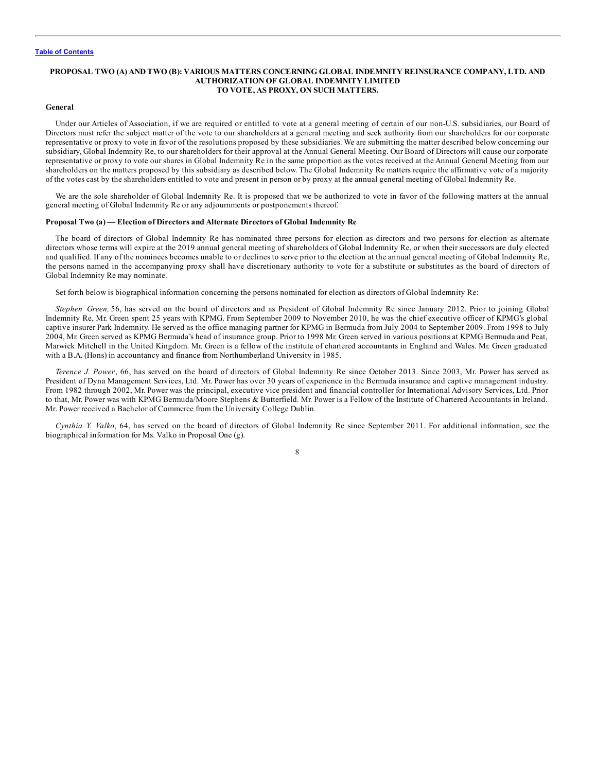[Table of Contents](#)

## PROPOSAL TWO (A) AND TWO (B): VARIOUS MATTERS CONCERNING GLOBAL INDEMNITY REINSURANCE COMPANY, LTD. AND AUTHORIZATION OF GLOBAL INDEMNITY LIMITED TO VOTE, AS PROXY, ON SUCH MATTERS.

### General

Under our Articles of Association, if we are required or entitled to vote at a general meeting of certain of our non-U.S. subsidiaries, our Board of Directors must refer the subject matter of the vote to our shareholders at a general meeting and seek authority from our shareholders for our corporate representative or proxy to vote in favor of the resolutions proposed by these subsidiaries. We are submitting the matter described below concerning our subsidiary, Global Indemnity Re, to our shareholders for their approval at the Annual General Meeting. Our Board of Directors will cause our corporate representative or proxy to vote our shares in Global Indemnity Re in the same proportion as the votes received at the Annual General Meeting from our shareholders on the matters proposed by this subsidiary as described below. The Global Indemnity Re matters require the affirmative vote of a majority of the votes cast by the shareholders entitled to vote and present in person or by proxy at the annual general meeting of Global Indemnity Re.

We are the sole shareholder of Global Indemnity Re. It is proposed that we be authorized to vote in favor of the following matters at the annual general meeting of Global Indemnity Re or any adjournments or postponements thereof.

### Proposal Two (a) — Election of Directors and Alternate Directors of Global Indemnity Re

The board of directors of Global Indemnity Re has nominated three persons for election as directors and two persons for election as alternate directors whose terms will expire at the 2019 annual general meeting of shareholders of Global Indemnity Re, or when their successors are duly elected and qualified. If any of the nominees becomes unable to or declines to serve prior to the election at the annual general meeting of Global Indemnity Re, the persons named in the accompanying proxy shall have discretionary authority to vote for a substitute or substitutes as the board of directors of Global Indemnity Re may nominate.

Set forth below is biographical information concerning the persons nominated for election as directors of Global Indemnity Re:

*Stephen Green,* 56, has served on the board of directors and as President of Global Indemnity Re since January 2012. Prior to joining Global Indemnity Re, Mr. Green spent 25 years with KPMG. From September 2009 to November 2010, he was the chief executive officer of KPMG's global captive insurer Park Indemnity. He served as the office managing partner for KPMG in Bermuda from July 2004 to September 2009. From 1998 to July 2004, Mr. Green served as KPMG Bermuda's head of insurance group. Prior to 1998 Mr. Green served in various positions at KPMG Bermuda and Peat, Marwick Mitchell in the United Kingdom. Mr. Green is a fellow of the institute of chartered accountants in England and Wales. Mr. Green graduated with a B.A. (Hons) in accountancy and finance from Northumberland University in 1985.

*Terence J. Power*, 66, has served on the board of directors of Global Indemnity Re since October 2013. Since 2003, Mr. Power has served as President of Dyna Management Services, Ltd. Mr. Power has over 30 years of experience in the Bermuda insurance and captive management industry. From 1982 through 2002, Mr. Power was the principal, executive vice president and financial controller for International Advisory Services, Ltd. Prior to that, Mr. Power was with KPMG Bermuda/Moore Stephens & Butterfield. Mr. Power is a Fellow of the Institute of Chartered Accountants in Ireland. Mr. Power received a Bachelor of Commerce from the University College Dublin.

*Cynthia Y. Valko,* 64, has served on the board of directors of Global Indemnity Re since September 2011. For additional information, see the biographical information for Ms. Valko in Proposal One (g).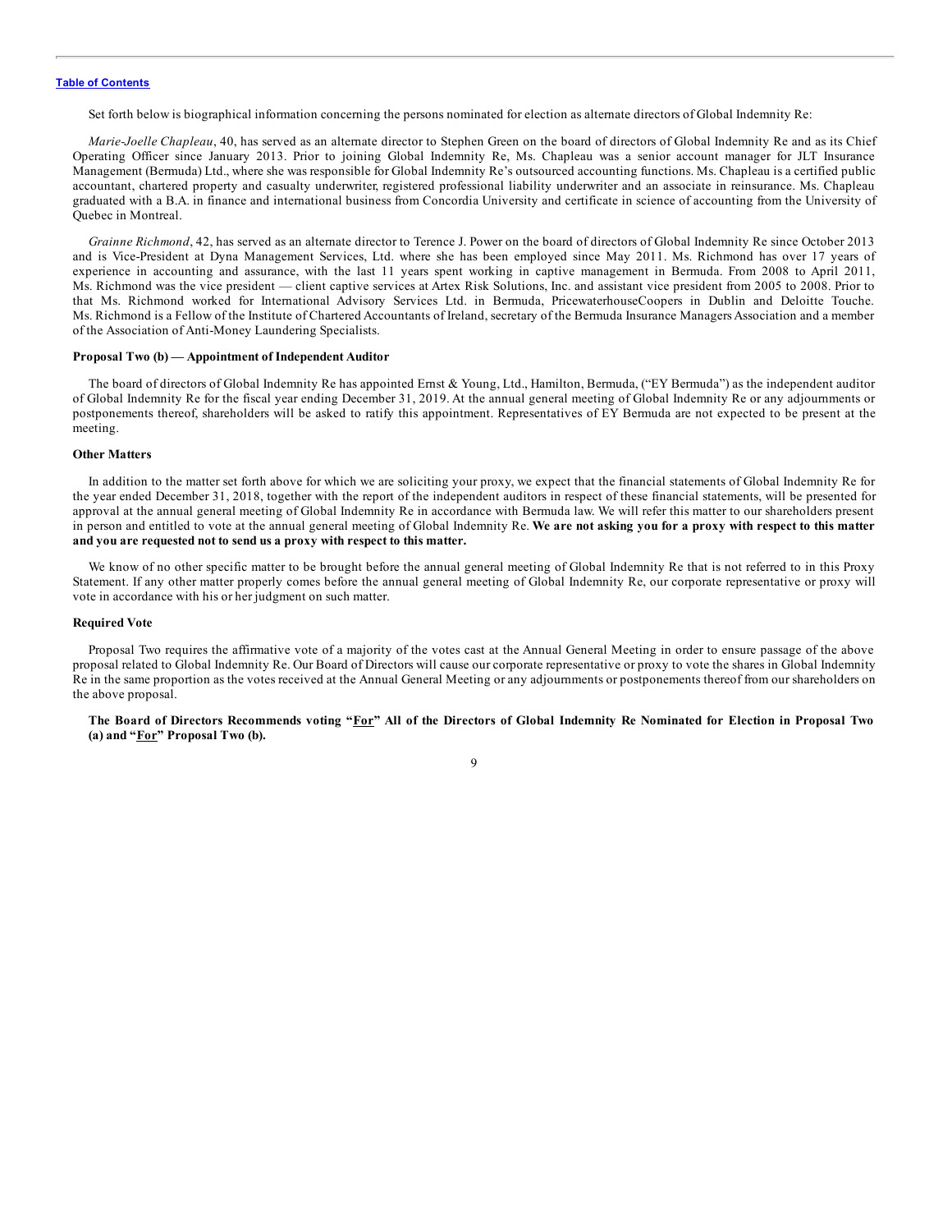Set forth below is biographical information concerning the persons nominated for election as alternate directors of Global Indemnity Re:

*Marie-Joelle Chapleau*, 40, has served as an alternate director to Stephen Green on the board of directors of Global Indemnity Re and as its Chief Operating Officer since January 2013. Prior to joining Global Indemnity Re, Ms. Chapleau was a senior account manager for JLT Insurance Management (Bermuda) Ltd., where she was responsible for Global Indemnity Re's outsourced accounting functions. Ms. Chapleau is a certified public accountant, chartered property and casualty underwriter, registered professional liability underwriter and an associate in reinsurance. Ms. Chapleau graduated with a B.A. in finance and international business from Concordia University and certificate in science of accounting from the University of Quebec in Montreal.

*Grainne Richmond*, 42, has served as an alternate director to Terence J. Power on the board of directors of Global Indemnity Re since October 2013 and is Vice-President at Dyna Management Services, Ltd. where she has been employed since May 2011. Ms. Richmond has over 17 years of experience in accounting and assurance, with the last 11 years spent working in captive management in Bermuda. From 2008 to April 2011, Ms. Richmond was the vice president — client captive services at Artex Risk Solutions, Inc. and assistant vice president from 2005 to 2008. Prior to that Ms. Richmond worked for International Advisory Services Ltd. in Bermuda, PricewaterhouseCoopers in Dublin and Deloitte Touche. Ms. Richmond is a Fellow of the Institute of Chartered Accountants of Ireland, secretary of the Bermuda Insurance Managers Association and a member of the Association of Anti-Money Laundering Specialists.

**Proposal Two (b) — Appointment of Independent Auditor**

The board of directors of Global Indemnity Re has appointed Ernst & Young, Ltd., Hamilton, Bermuda, ("EY Bermuda") as the independent auditor of Global Indemnity Re for the fiscal year ending December 31, 2019. At the annual general meeting of Global Indemnity Re or any adjournments or postponements thereof, shareholders will be asked to ratify this appointment. Representatives of EY Bermuda are not expected to be present at the meeting.

**Other Matters**

In addition to the matter set forth above for which we are soliciting your proxy, we expect that the financial statements of Global Indemnity Re for the year ended December 31, 2018, together with the report of the independent auditors in respect of these financial statements, will be presented for approval at the annual general meeting of Global Indemnity Re in accordance with Bermuda law. We will refer this matter to our shareholders present in person and entitled to vote at the annual general meeting of Global Indemnity Re. **We are not asking you for a proxy with respect to this matter and you are requested not to send us a proxy with respect to this matter.**

We know of no other specific matter to be brought before the annual general meeting of Global Indemnity Re that is not referred to in this Proxy Statement. If any other matter properly comes before the annual general meeting of Global Indemnity Re, our corporate representative or proxy will vote in accordance with his or her judgment on such matter.

**Required Vote**

Proposal Two requires the affirmative vote of a majority of the votes cast at the Annual General Meeting in order to ensure passage of the above proposal related to Global Indemnity Re. Our Board of Directors will cause our corporate representative or proxy to vote the shares in Global Indemnity Re in the same proportion as the votes received at the Annual General Meeting or any adjournments or postponements thereof from our shareholders on the above proposal.

**The Board of Directors Recommends voting "For" All of the Directors of Global Indemnity Re Nominated for Election in Proposal Two (a) and "For" Proposal Two (b).**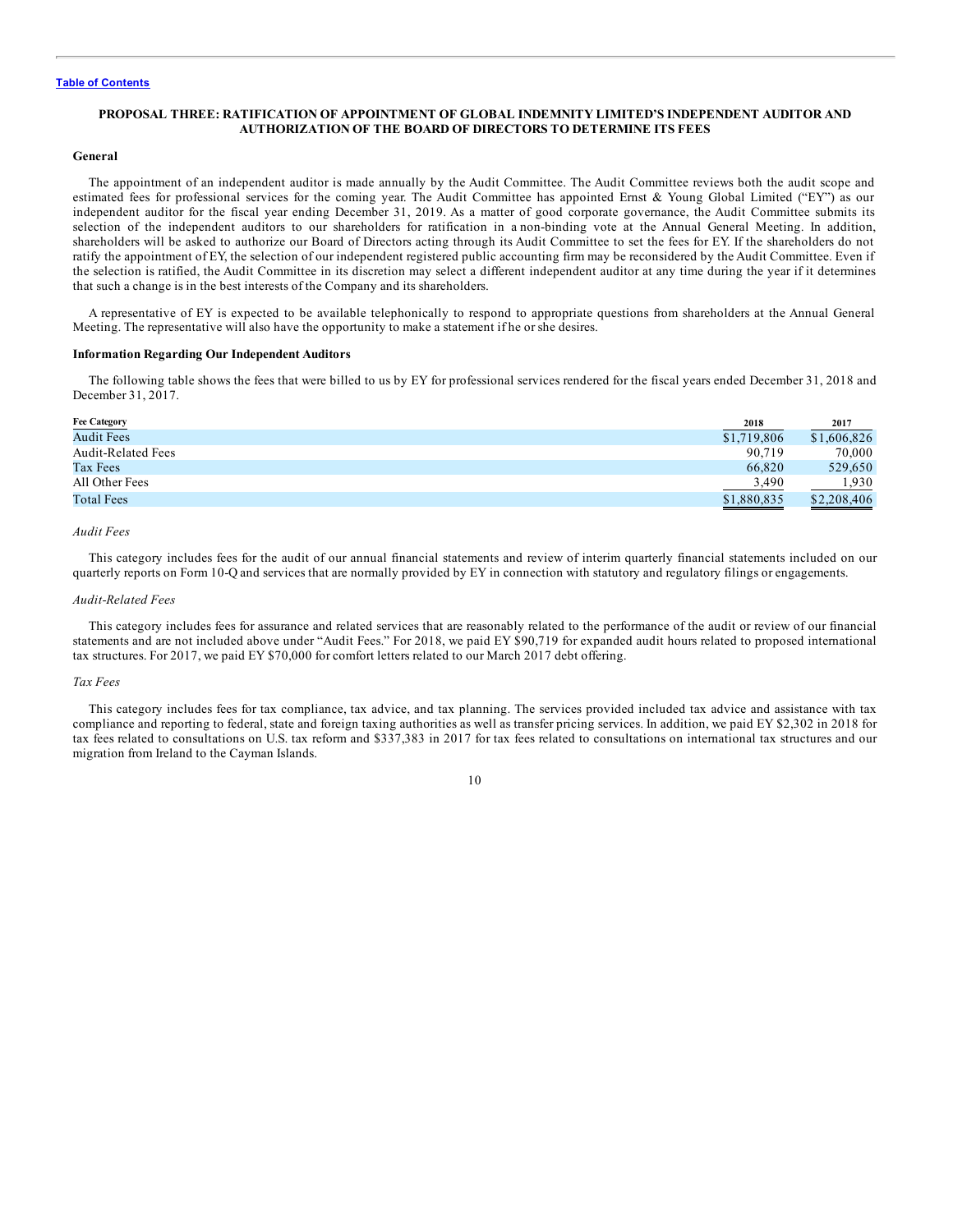[Table of Contents](#)

# PROPOSAL THREE: RATIFICATION OF APPOINTMENT OF GLOBAL INDEMNITY LIMITED'S INDEPENDENT AUDITOR AND AUTHORIZATION OF THE BOARD OF DIRECTORS TO DETERMINE ITS FEES

## General

The appointment of an independent auditor is made annually by the Audit Committee. The Audit Committee reviews both the audit scope and estimated fees for professional services for the coming year. The Audit Committee has appointed Ernst & Young Global Limited ("EY") as our independent auditor for the fiscal year ending December 31, 2019. As a matter of good corporate governance, the Audit Committee submits its selection of the independent auditors to our shareholders for ratification in a non-binding vote at the Annual General Meeting. In addition, shareholders will be asked to authorize our Board of Directors acting through its Audit Committee to set the fees for EY. If the shareholders do not ratify the appointment of EY, the selection of our independent registered public accounting firm may be reconsidered by the Audit Committee. Even if the selection is ratified, the Audit Committee in its discretion may select a different independent auditor at any time during the year if it determines that such a change is in the best interests of the Company and its shareholders.

A representative of EY is expected to be available telephonically to respond to appropriate questions from shareholders at the Annual General Meeting. The representative will also have the opportunity to make a statement if he or she desires.

## Information Regarding Our Independent Auditors

The following table shows the fees that were billed to us by EY for professional services rendered for the fiscal years ended December 31, 2018 and December 31, 2017.

| Fee Category | 2018 | 2017 |
|---|---|---|
| Audit Fees | $1,719,806 | $1,606,826 |
| Audit-Related Fees | 90,719 | 70,000 |
| Tax Fees | 66,820 | 529,650 |
| All Other Fees | 3,490 | 1,930 |
| Total Fees | $1,880,835 | $2,208,406 |

*Audit Fees*

This category includes fees for the audit of our annual financial statements and review of interim quarterly financial statements included on our quarterly reports on Form 10-Q and services that are normally provided by EY in connection with statutory and regulatory filings or engagements.

*Audit-Related Fees*

This category includes fees for assurance and related services that are reasonably related to the performance of the audit or review of our financial statements and are not included above under "Audit Fees." For 2018, we paid EY $90,719 for expanded audit hours related to proposed international tax structures. For 2017, we paid EY $70,000 for comfort letters related to our March 2017 debt offering.

*Tax Fees*

This category includes fees for tax compliance, tax advice, and tax planning. The services provided included tax advice and assistance with tax compliance and reporting to federal, state and foreign taxing authorities as well as transfer pricing services. In addition, we paid EY $2,302 in 2018 for tax fees related to consultations on U.S. tax reform and $337,383 in 2017 for tax fees related to consultations on international tax structures and our migration from Ireland to the Cayman Islands.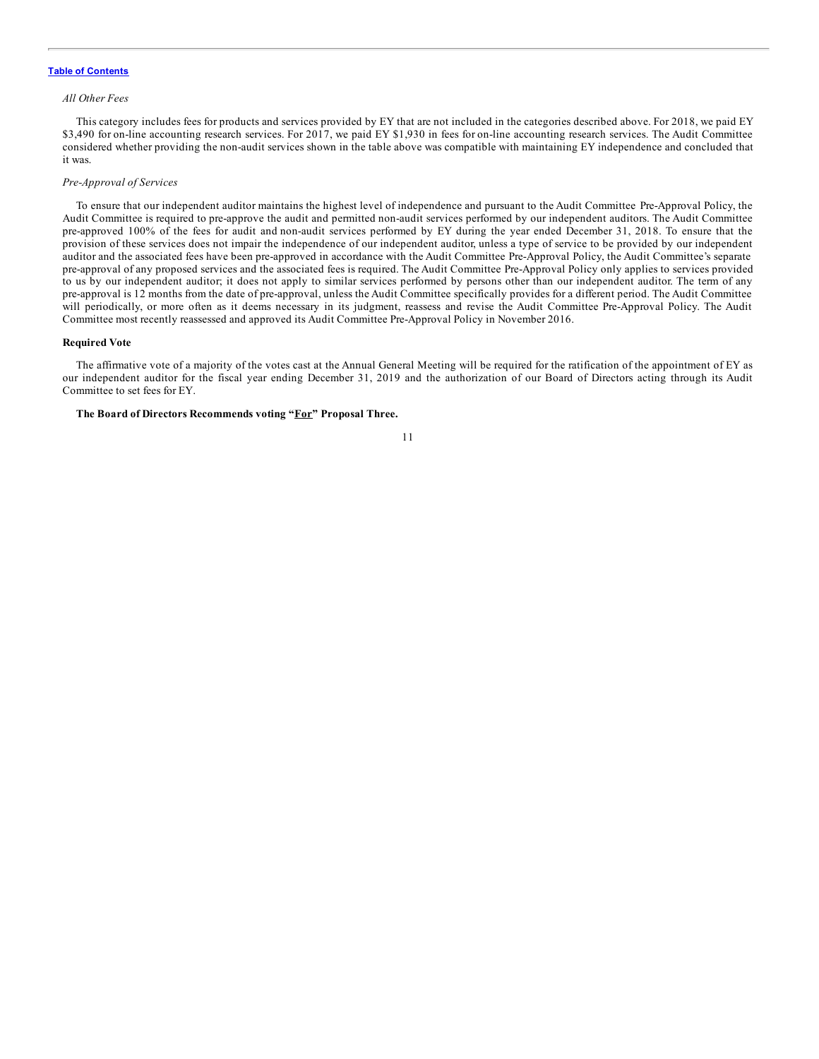*All Other Fees*

This category includes fees for products and services provided by EY that are not included in the categories described above. For 2018, we paid EY $3,490 for on-line accounting research services. For 2017, we paid EY $1,930 in fees for on-line accounting research services. The Audit Committee considered whether providing the non-audit services shown in the table above was compatible with maintaining EY independence and concluded that it was.

*Pre-Approval of Services*

To ensure that our independent auditor maintains the highest level of independence and pursuant to the Audit Committee Pre-Approval Policy, the Audit Committee is required to pre-approve the audit and permitted non-audit services performed by our independent auditors. The Audit Committee pre-approved 100% of the fees for audit and non-audit services performed by EY during the year ended December 31, 2018. To ensure that the provision of these services does not impair the independence of our independent auditor, unless a type of service to be provided by our independent auditor and the associated fees have been pre-approved in accordance with the Audit Committee Pre-Approval Policy, the Audit Committee's separate pre-approval of any proposed services and the associated fees is required. The Audit Committee Pre-Approval Policy only applies to services provided to us by our independent auditor; it does not apply to similar services performed by persons other than our independent auditor. The term of any pre-approval is 12 months from the date of pre-approval, unless the Audit Committee specifically provides for a different period. The Audit Committee will periodically, or more often as it deems necessary in its judgment, reassess and revise the Audit Committee Pre-Approval Policy. The Audit Committee most recently reassessed and approved its Audit Committee Pre-Approval Policy in November 2016.

**Required Vote**

The affirmative vote of a majority of the votes cast at the Annual General Meeting will be required for the ratification of the appointment of EY as our independent auditor for the fiscal year ending December 31, 2019 and the authorization of our Board of Directors acting through its Audit Committee to set fees for EY.

**The Board of Directors Recommends voting "For" Proposal Three.**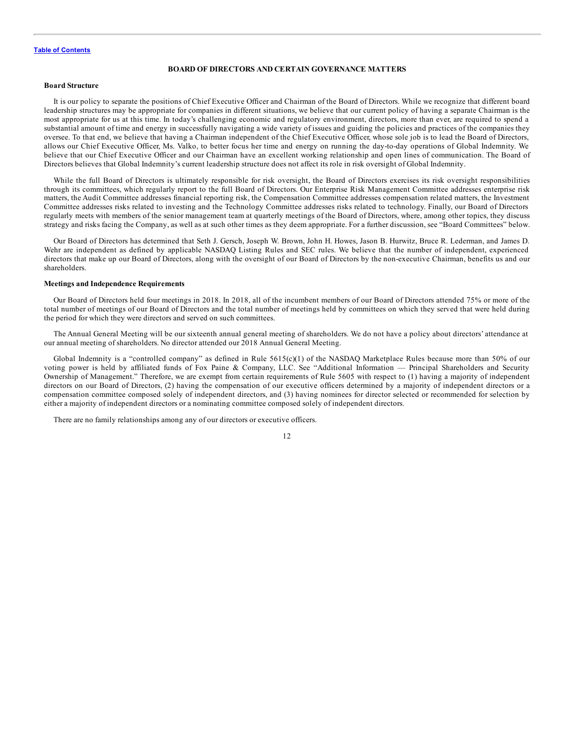## BOARD OF DIRECTORS AND CERTAIN GOVERNANCE MATTERS

### Board Structure

It is our policy to separate the positions of Chief Executive Officer and Chairman of the Board of Directors. While we recognize that different board leadership structures may be appropriate for companies in different situations, we believe that our current policy of having a separate Chairman is the most appropriate for us at this time. In today's challenging economic and regulatory environment, directors, more than ever, are required to spend a substantial amount of time and energy in successfully navigating a wide variety of issues and guiding the policies and practices of the companies they oversee. To that end, we believe that having a Chairman independent of the Chief Executive Officer, whose sole job is to lead the Board of Directors, allows our Chief Executive Officer, Ms. Valko, to better focus her time and energy on running the day-to-day operations of Global Indemnity. We believe that our Chief Executive Officer and our Chairman have an excellent working relationship and open lines of communication. The Board of Directors believes that Global Indemnity's current leadership structure does not affect its role in risk oversight of Global Indemnity.

While the full Board of Directors is ultimately responsible for risk oversight, the Board of Directors exercises its risk oversight responsibilities through its committees, which regularly report to the full Board of Directors. Our Enterprise Risk Management Committee addresses enterprise risk matters, the Audit Committee addresses financial reporting risk, the Compensation Committee addresses compensation related matters, the Investment Committee addresses risks related to investing and the Technology Committee addresses risks related to technology. Finally, our Board of Directors regularly meets with members of the senior management team at quarterly meetings of the Board of Directors, where, among other topics, they discuss strategy and risks facing the Company, as well as at such other times as they deem appropriate. For a further discussion, see "Board Committees" below.

Our Board of Directors has determined that Seth J. Gersch, Joseph W. Brown, John H. Howes, Jason B. Hurwitz, Bruce R. Lederman, and James D. Wehr are independent as defined by applicable NASDAQ Listing Rules and SEC rules. We believe that the number of independent, experienced directors that make up our Board of Directors, along with the oversight of our Board of Directors by the non-executive Chairman, benefits us and our shareholders.

### Meetings and Independence Requirements

Our Board of Directors held four meetings in 2018. In 2018, all of the incumbent members of our Board of Directors attended 75% or more of the total number of meetings of our Board of Directors and the total number of meetings held by committees on which they served that were held during the period for which they were directors and served on such committees.

The Annual General Meeting will be our sixteenth annual general meeting of shareholders. We do not have a policy about directors' attendance at our annual meeting of shareholders. No director attended our 2018 Annual General Meeting.

Global Indemnity is a "controlled company" as defined in Rule 5615(c)(1) of the NASDAQ Marketplace Rules because more than 50% of our voting power is held by affiliated funds of Fox Paine & Company, LLC. See "Additional Information — Principal Shareholders and Security Ownership of Management." Therefore, we are exempt from certain requirements of Rule 5605 with respect to (1) having a majority of independent directors on our Board of Directors, (2) having the compensation of our executive officers determined by a majority of independent directors or a compensation committee composed solely of independent directors, and (3) having nominees for director selected or recommended for selection by either a majority of independent directors or a nominating committee composed solely of independent directors.

There are no family relationships among any of our directors or executive officers.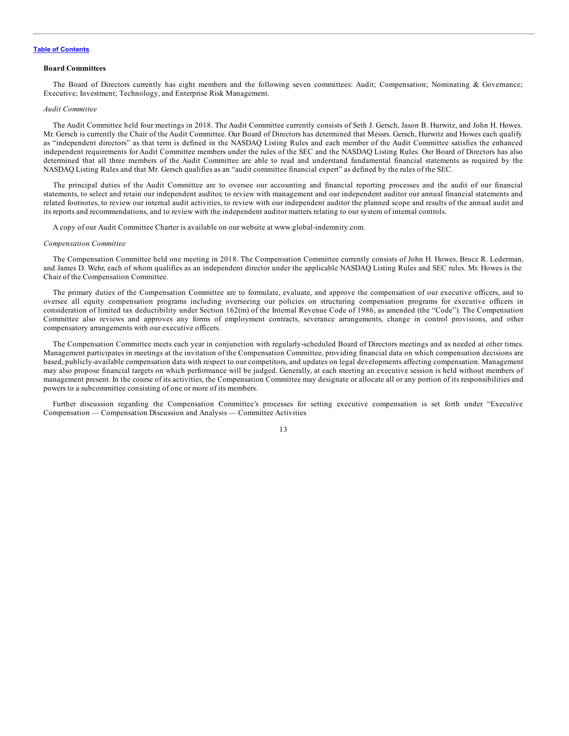### Board Committees

The Board of Directors currently has eight members and the following seven committees: Audit; Compensation; Nominating & Governance; Executive; Investment; Technology, and Enterprise Risk Management.

*Audit Committee*

The Audit Committee held four meetings in 2018. The Audit Committee currently consists of Seth J. Gersch, Jason B. Hurwitz, and John H. Howes. Mr. Gersch is currently the Chair of the Audit Committee. Our Board of Directors has determined that Messrs. Gersch, Hurwitz and Howes each qualify as "independent directors" as that term is defined in the NASDAQ Listing Rules and each member of the Audit Committee satisfies the enhanced independent requirements for Audit Committee members under the rules of the SEC and the NASDAQ Listing Rules. Our Board of Directors has also determined that all three members of the Audit Committee are able to read and understand fundamental financial statements as required by the NASDAQ Listing Rules and that Mr. Gersch qualifies as an "audit committee financial expert" as defined by the rules of the SEC.

The principal duties of the Audit Committee are to oversee our accounting and financial reporting processes and the audit of our financial statements, to select and retain our independent auditor, to review with management and our independent auditor our annual financial statements and related footnotes, to review our internal audit activities, to review with our independent auditor the planned scope and results of the annual audit and its reports and recommendations, and to review with the independent auditor matters relating to our system of internal controls.

A copy of our Audit Committee Charter is available on our website at www.global-indemnity.com.

*Compensation Committee*

The Compensation Committee held one meeting in 2018. The Compensation Committee currently consists of John H. Howes, Bruce R. Lederman, and James D. Wehr, each of whom qualifies as an independent director under the applicable NASDAQ Listing Rules and SEC rules. Mr. Howes is the Chair of the Compensation Committee.

The primary duties of the Compensation Committee are to formulate, evaluate, and approve the compensation of our executive officers, and to oversee all equity compensation programs including overseeing our policies on structuring compensation programs for executive officers in consideration of limited tax deductibility under Section 162(m) of the Internal Revenue Code of 1986, as amended (the "Code"). The Compensation Committee also reviews and approves any forms of employment contracts, severance arrangements, change in control provisions, and other compensatory arrangements with our executive officers.

The Compensation Committee meets each year in conjunction with regularly-scheduled Board of Directors meetings and as needed at other times. Management participates in meetings at the invitation of the Compensation Committee, providing financial data on which compensation decisions are based, publicly-available compensation data with respect to our competitors, and updates on legal developments affecting compensation. Management may also propose financial targets on which performance will be judged. Generally, at each meeting an executive session is held without members of management present. In the course of its activities, the Compensation Committee may designate or allocate all or any portion of its responsibilities and powers to a subcommittee consisting of one or more of its members.

Further discussion regarding the Compensation Committee's processes for setting executive compensation is set forth under "Executive Compensation — Compensation Discussion and Analysis — Committee Activities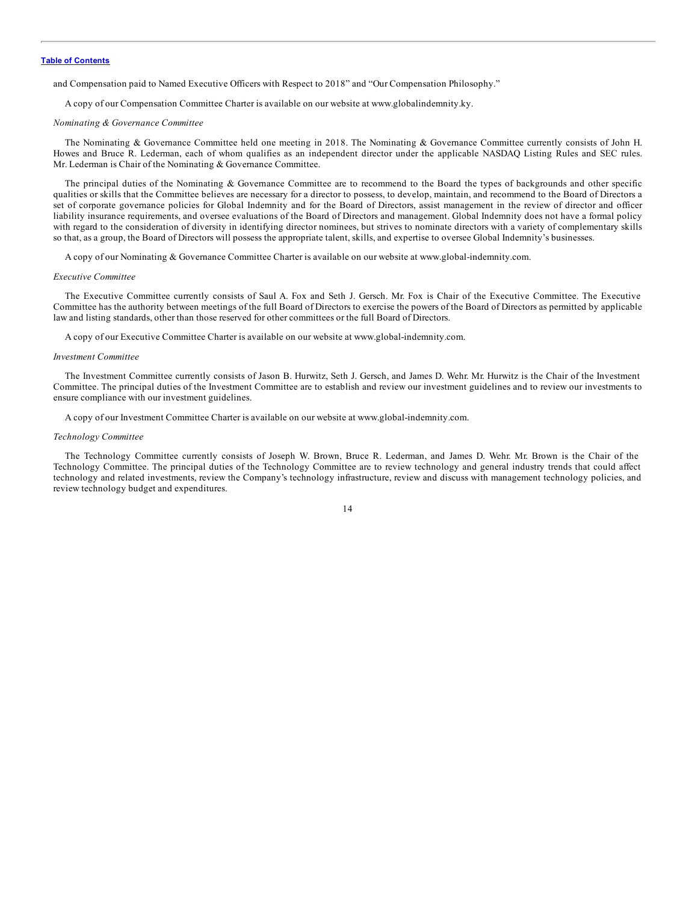and Compensation paid to Named Executive Officers with Respect to 2018" and "Our Compensation Philosophy."

A copy of our Compensation Committee Charter is available on our website at www.globalindemnity.ky.

*Nominating & Governance Committee*

The Nominating & Governance Committee held one meeting in 2018. The Nominating & Governance Committee currently consists of John H. Howes and Bruce R. Lederman, each of whom qualifies as an independent director under the applicable NASDAQ Listing Rules and SEC rules. Mr. Lederman is Chair of the Nominating & Governance Committee.

The principal duties of the Nominating & Governance Committee are to recommend to the Board the types of backgrounds and other specific qualities or skills that the Committee believes are necessary for a director to possess, to develop, maintain, and recommend to the Board of Directors a set of corporate governance policies for Global Indemnity and for the Board of Directors, assist management in the review of director and officer liability insurance requirements, and oversee evaluations of the Board of Directors and management. Global Indemnity does not have a formal policy with regard to the consideration of diversity in identifying director nominees, but strives to nominate directors with a variety of complementary skills so that, as a group, the Board of Directors will possess the appropriate talent, skills, and expertise to oversee Global Indemnity's businesses.

A copy of our Nominating & Governance Committee Charter is available on our website at www.global-indemnity.com.

*Executive Committee*

The Executive Committee currently consists of Saul A. Fox and Seth J. Gersch. Mr. Fox is Chair of the Executive Committee. The Executive Committee has the authority between meetings of the full Board of Directors to exercise the powers of the Board of Directors as permitted by applicable law and listing standards, other than those reserved for other committees or the full Board of Directors.

A copy of our Executive Committee Charter is available on our website at www.global-indemnity.com.

*Investment Committee*

The Investment Committee currently consists of Jason B. Hurwitz, Seth J. Gersch, and James D. Wehr. Mr. Hurwitz is the Chair of the Investment Committee. The principal duties of the Investment Committee are to establish and review our investment guidelines and to review our investments to ensure compliance with our investment guidelines.

A copy of our Investment Committee Charter is available on our website at www.global-indemnity.com.

*Technology Committee*

The Technology Committee currently consists of Joseph W. Brown, Bruce R. Lederman, and James D. Wehr. Mr. Brown is the Chair of the Technology Committee. The principal duties of the Technology Committee are to review technology and general industry trends that could affect technology and related investments, review the Company's technology infrastructure, review and discuss with management technology policies, and review technology budget and expenditures.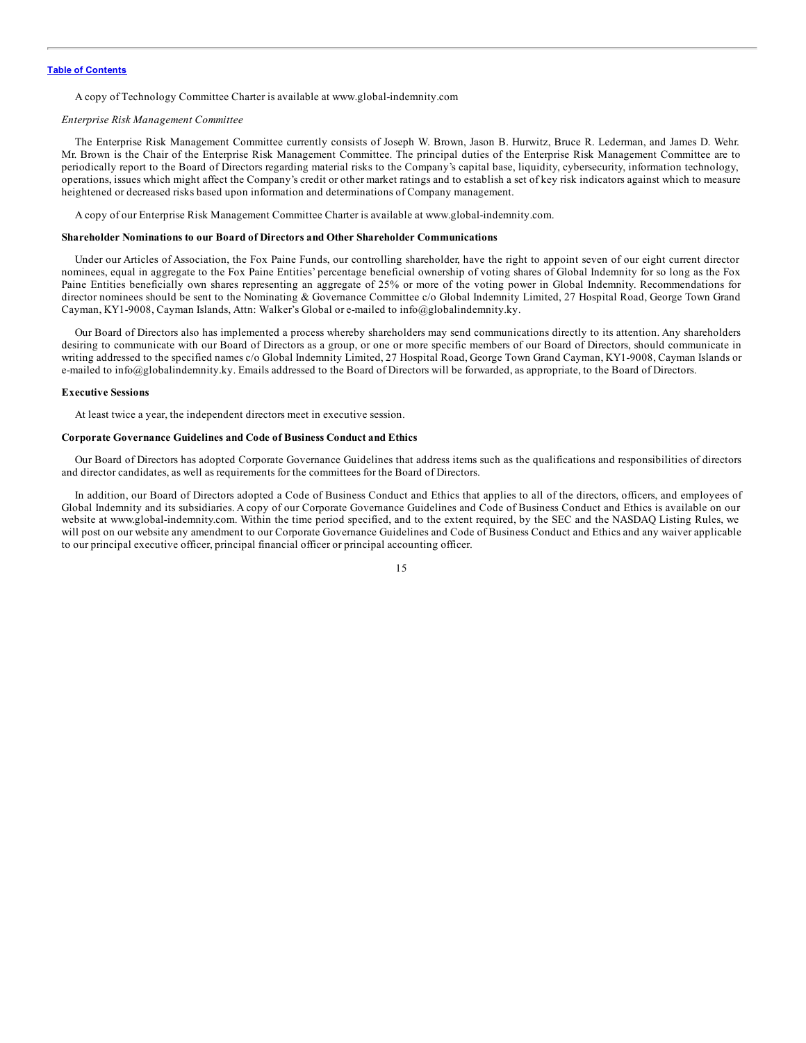A copy of Technology Committee Charter is available at www.global-indemnity.com

*Enterprise Risk Management Committee*

The Enterprise Risk Management Committee currently consists of Joseph W. Brown, Jason B. Hurwitz, Bruce R. Lederman, and James D. Wehr. Mr. Brown is the Chair of the Enterprise Risk Management Committee. The principal duties of the Enterprise Risk Management Committee are to periodically report to the Board of Directors regarding material risks to the Company's capital base, liquidity, cybersecurity, information technology, operations, issues which might affect the Company's credit or other market ratings and to establish a set of key risk indicators against which to measure heightened or decreased risks based upon information and determinations of Company management.

A copy of our Enterprise Risk Management Committee Charter is available at www.global-indemnity.com.

**Shareholder Nominations to our Board of Directors and Other Shareholder Communications**

Under our Articles of Association, the Fox Paine Funds, our controlling shareholder, have the right to appoint seven of our eight current director nominees, equal in aggregate to the Fox Paine Entities' percentage beneficial ownership of voting shares of Global Indemnity for so long as the Fox Paine Entities beneficially own shares representing an aggregate of 25% or more of the voting power in Global Indemnity. Recommendations for director nominees should be sent to the Nominating & Governance Committee c/o Global Indemnity Limited, 27 Hospital Road, George Town Grand Cayman, KY1-9008, Cayman Islands, Attn: Walker's Global or e-mailed to info@globalindemnity.ky.

Our Board of Directors also has implemented a process whereby shareholders may send communications directly to its attention. Any shareholders desiring to communicate with our Board of Directors as a group, or one or more specific members of our Board of Directors, should communicate in writing addressed to the specified names c/o Global Indemnity Limited, 27 Hospital Road, George Town Grand Cayman, KY1-9008, Cayman Islands or e-mailed to info@globalindemnity.ky. Emails addressed to the Board of Directors will be forwarded, as appropriate, to the Board of Directors.

**Executive Sessions**

At least twice a year, the independent directors meet in executive session.

**Corporate Governance Guidelines and Code of Business Conduct and Ethics**

Our Board of Directors has adopted Corporate Governance Guidelines that address items such as the qualifications and responsibilities of directors and director candidates, as well as requirements for the committees for the Board of Directors.

In addition, our Board of Directors adopted a Code of Business Conduct and Ethics that applies to all of the directors, officers, and employees of Global Indemnity and its subsidiaries. A copy of our Corporate Governance Guidelines and Code of Business Conduct and Ethics is available on our website at www.global-indemnity.com. Within the time period specified, and to the extent required, by the SEC and the NASDAQ Listing Rules, we will post on our website any amendment to our Corporate Governance Guidelines and Code of Business Conduct and Ethics and any waiver applicable to our principal executive officer, principal financial officer or principal accounting officer.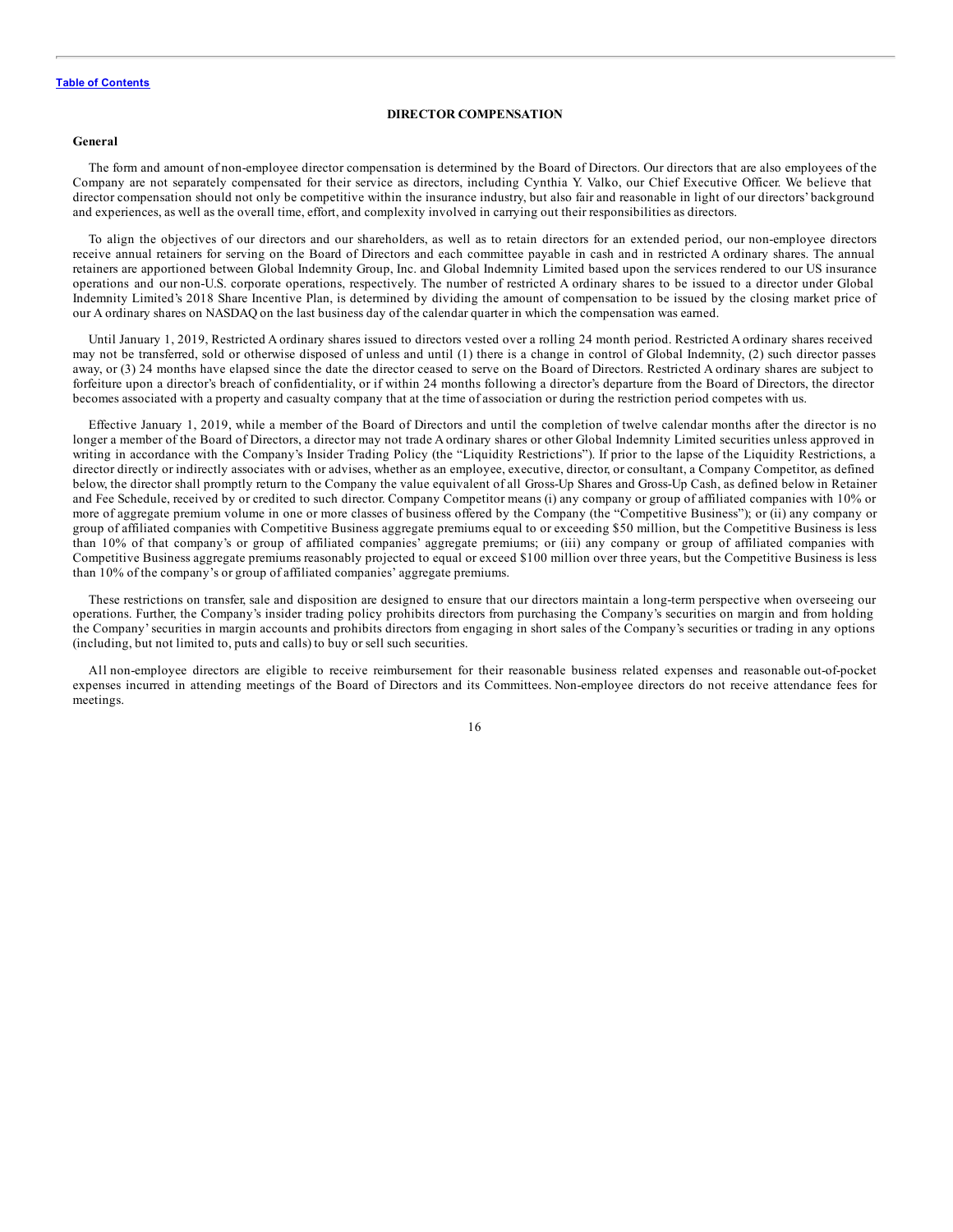## DIRECTOR COMPENSATION

### General

The form and amount of non-employee director compensation is determined by the Board of Directors. Our directors that are also employees of the Company are not separately compensated for their service as directors, including Cynthia Y. Valko, our Chief Executive Officer. We believe that director compensation should not only be competitive within the insurance industry, but also fair and reasonable in light of our directors' background and experiences, as well as the overall time, effort, and complexity involved in carrying out their responsibilities as directors.

To align the objectives of our directors and our shareholders, as well as to retain directors for an extended period, our non-employee directors receive annual retainers for serving on the Board of Directors and each committee payable in cash and in restricted A ordinary shares. The annual retainers are apportioned between Global Indemnity Group, Inc. and Global Indemnity Limited based upon the services rendered to our US insurance operations and our non-U.S. corporate operations, respectively. The number of restricted A ordinary shares to be issued to a director under Global Indemnity Limited's 2018 Share Incentive Plan, is determined by dividing the amount of compensation to be issued by the closing market price of our A ordinary shares on NASDAQ on the last business day of the calendar quarter in which the compensation was earned.

Until January 1, 2019, Restricted A ordinary shares issued to directors vested over a rolling 24 month period. Restricted A ordinary shares received may not be transferred, sold or otherwise disposed of unless and until (1) there is a change in control of Global Indemnity, (2) such director passes away, or (3) 24 months have elapsed since the date the director ceased to serve on the Board of Directors. Restricted A ordinary shares are subject to forfeiture upon a director's breach of confidentiality, or if within 24 months following a director's departure from the Board of Directors, the director becomes associated with a property and casualty company that at the time of association or during the restriction period competes with us.

Effective January 1, 2019, while a member of the Board of Directors and until the completion of twelve calendar months after the director is no longer a member of the Board of Directors, a director may not trade A ordinary shares or other Global Indemnity Limited securities unless approved in writing in accordance with the Company's Insider Trading Policy (the "Liquidity Restrictions"). If prior to the lapse of the Liquidity Restrictions, a director directly or indirectly associates with or advises, whether as an employee, executive, director, or consultant, a Company Competitor, as defined below, the director shall promptly return to the Company the value equivalent of all Gross-Up Shares and Gross-Up Cash, as defined below in Retainer and Fee Schedule, received by or credited to such director. Company Competitor means (i) any company or group of affiliated companies with 10% or more of aggregate premium volume in one or more classes of business offered by the Company (the "Competitive Business"); or (ii) any company or group of affiliated companies with Competitive Business aggregate premiums equal to or exceeding $50 million, but the Competitive Business is less than 10% of that company's or group of affiliated companies' aggregate premiums; or (iii) any company or group of affiliated companies with Competitive Business aggregate premiums reasonably projected to equal or exceed $100 million over three years, but the Competitive Business is less than 10% of the company's or group of affiliated companies' aggregate premiums.

These restrictions on transfer, sale and disposition are designed to ensure that our directors maintain a long-term perspective when overseeing our operations. Further, the Company's insider trading policy prohibits directors from purchasing the Company's securities on margin and from holding the Company' securities in margin accounts and prohibits directors from engaging in short sales of the Company's securities or trading in any options (including, but not limited to, puts and calls) to buy or sell such securities.

All non-employee directors are eligible to receive reimbursement for their reasonable business related expenses and reasonable out-of-pocket expenses incurred in attending meetings of the Board of Directors and its Committees. Non-employee directors do not receive attendance fees for meetings.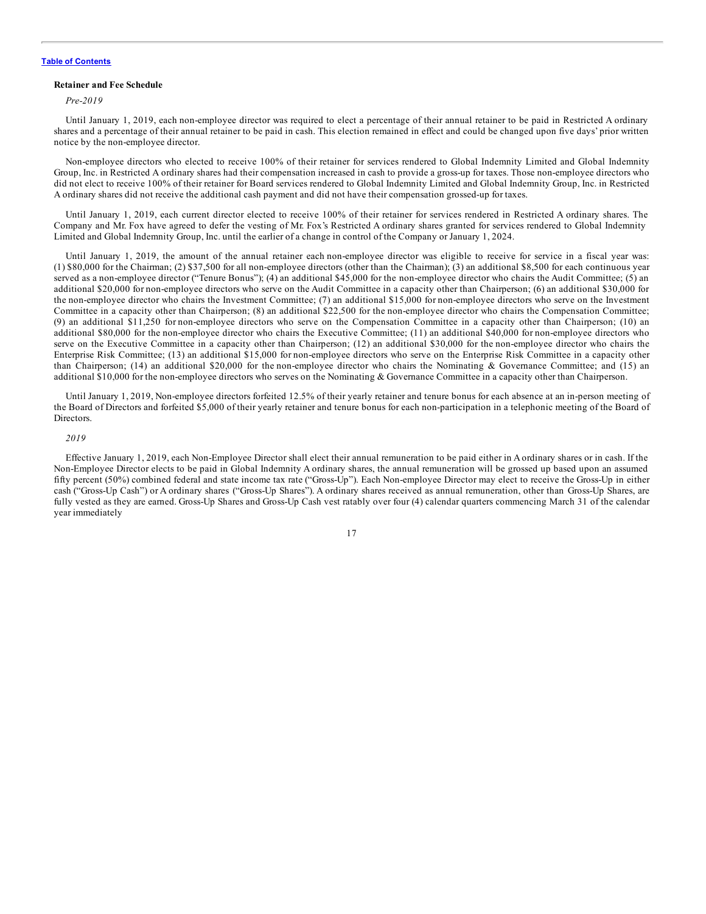**Retainer and Fee Schedule**

*Pre-2019*

Until January 1, 2019, each non-employee director was required to elect a percentage of their annual retainer to be paid in Restricted A ordinary shares and a percentage of their annual retainer to be paid in cash. This election remained in effect and could be changed upon five days' prior written notice by the non-employee director.

Non-employee directors who elected to receive 100% of their retainer for services rendered to Global Indemnity Limited and Global Indemnity Group, Inc. in Restricted A ordinary shares had their compensation increased in cash to provide a gross-up for taxes. Those non-employee directors who did not elect to receive 100% of their retainer for Board services rendered to Global Indemnity Limited and Global Indemnity Group, Inc. in Restricted A ordinary shares did not receive the additional cash payment and did not have their compensation grossed-up for taxes.

Until January 1, 2019, each current director elected to receive 100% of their retainer for services rendered in Restricted A ordinary shares. The Company and Mr. Fox have agreed to defer the vesting of Mr. Fox's Restricted A ordinary shares granted for services rendered to Global Indemnity Limited and Global Indemnity Group, Inc. until the earlier of a change in control of the Company or January 1, 2024.

Until January 1, 2019, the amount of the annual retainer each non-employee director was eligible to receive for service in a fiscal year was: (1) $80,000 for the Chairman; (2) $37,500 for all non-employee directors (other than the Chairman); (3) an additional $8,500 for each continuous year served as a non-employee director ("Tenure Bonus"); (4) an additional $45,000 for the non-employee director who chairs the Audit Committee; (5) an additional $20,000 for non-employee directors who serve on the Audit Committee in a capacity other than Chairperson; (6) an additional $30,000 for the non-employee director who chairs the Investment Committee; (7) an additional $15,000 for non-employee directors who serve on the Investment Committee in a capacity other than Chairperson; (8) an additional $22,500 for the non-employee director who chairs the Compensation Committee; (9) an additional $11,250 for non-employee directors who serve on the Compensation Committee in a capacity other than Chairperson; (10) an additional $80,000 for the non-employee director who chairs the Executive Committee; (11) an additional $40,000 for non-employee directors who serve on the Executive Committee in a capacity other than Chairperson; (12) an additional $30,000 for the non-employee director who chairs the Enterprise Risk Committee; (13) an additional $15,000 for non-employee directors who serve on the Enterprise Risk Committee in a capacity other than Chairperson; (14) an additional $20,000 for the non-employee director who chairs the Nominating & Governance Committee; and (15) an additional $10,000 for the non-employee directors who serves on the Nominating & Governance Committee in a capacity other than Chairperson.

Until January 1, 2019, Non-employee directors forfeited 12.5% of their yearly retainer and tenure bonus for each absence at an in-person meeting of the Board of Directors and forfeited $5,000 of their yearly retainer and tenure bonus for each non-participation in a telephonic meeting of the Board of Directors.

*2019*

Effective January 1, 2019, each Non-Employee Director shall elect their annual remuneration to be paid either in A ordinary shares or in cash. If the Non-Employee Director elects to be paid in Global Indemnity A ordinary shares, the annual remuneration will be grossed up based upon an assumed fifty percent (50%) combined federal and state income tax rate ("Gross-Up"). Each Non-employee Director may elect to receive the Gross-Up in either cash ("Gross-Up Cash") or A ordinary shares ("Gross-Up Shares"). A ordinary shares received as annual remuneration, other than Gross-Up Shares, are fully vested as they are earned. Gross-Up Shares and Gross-Up Cash vest ratably over four (4) calendar quarters commencing March 31 of the calendar year immediately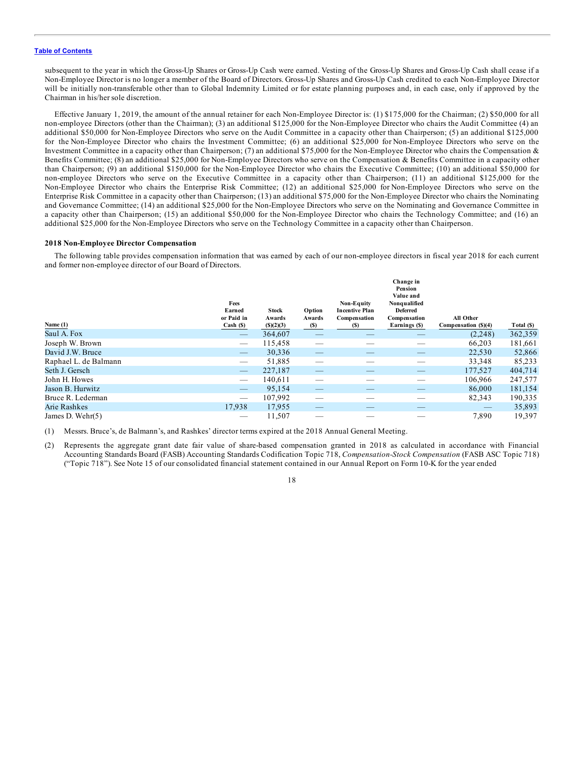subsequent to the year in which the Gross-Up Shares or Gross-Up Cash were earned. Vesting of the Gross-Up Shares and Gross-Up Cash shall cease if a Non-Employee Director is no longer a member of the Board of Directors. Gross-Up Shares and Gross-Up Cash credited to each Non-Employee Director will be initially non-transferable other than to Global Indemnity Limited or for estate planning purposes and, in each case, only if approved by the Chairman in his/her sole discretion.

Effective January 1, 2019, the amount of the annual retainer for each Non-Employee Director is: (1) $175,000 for the Chairman; (2) $50,000 for all non-employee Directors (other than the Chairman); (3) an additional $125,000 for the Non-Employee Director who chairs the Audit Committee (4) an additional $50,000 for Non-Employee Directors who serve on the Audit Committee in a capacity other than Chairperson; (5) an additional $125,000 for the Non-Employee Director who chairs the Investment Committee; (6) an additional $25,000 for Non-Employee Directors who serve on the Investment Committee in a capacity other than Chairperson; (7) an additional $75,000 for the Non-Employee Director who chairs the Compensation & Benefits Committee; (8) an additional $25,000 for Non-Employee Directors who serve on the Compensation & Benefits Committee in a capacity other than Chairperson; (9) an additional $150,000 for the Non-Employee Director who chairs the Executive Committee; (10) an additional $50,000 for non-employee Directors who serve on the Executive Committee in a capacity other than Chairperson; (11) an additional $125,000 for the Non-Employee Director who chairs the Enterprise Risk Committee; (12) an additional $25,000 for Non-Employee Directors who serve on the Enterprise Risk Committee in a capacity other than Chairperson; (13) an additional $75,000 for the Non-Employee Director who chairs the Nominating and Governance Committee; (14) an additional $25,000 for the Non-Employee Directors who serve on the Nominating and Governance Committee in a capacity other than Chairperson; (15) an additional $50,000 for the Non-Employee Director who chairs the Technology Committee; and (16) an additional $25,000 for the Non-Employee Directors who serve on the Technology Committee in a capacity other than Chairperson.

**2018 Non-Employee Director Compensation**

The following table provides compensation information that was earned by each of our non-employee directors in fiscal year 2018 for each current and former non-employee director of our Board of Directors.

| Name (1) | Fees Earned or Paid in Cash ($) | Stock Awards ($)(2)(3) | Option Awards ($) | Non-Equity Incentive Plan Compensation ($) | Change in Pension Value and Nonqualified Deferred Compensation Earnings ($) | All Other Compensation ($)(4) | Total ($) |
|---|---|---|---|---|---|---|---|
| Saul A. Fox | — | 364,607 | — | — | — | (2,248) | 362,359 |
| Joseph W. Brown | — | 115,458 | — | — | — | 66,203 | 181,661 |
| David J.W. Bruce | — | 30,336 | — | — | — | 22,530 | 52,866 |
| Raphael L. de Balmann | — | 51,885 | — | — | — | 33,348 | 85,233 |
| Seth J. Gersch | — | 227,187 | — | — | — | 177,527 | 404,714 |
| John H. Howes | — | 140,611 | — | — | — | 106,966 | 247,577 |
| Jason B. Hurwitz | — | 95,154 | — | — | — | 86,000 | 181,154 |
| Bruce R. Lederman | — | 107,992 | — | — | — | 82,343 | 190,335 |
| Arie Rashkes | 17,938 | 17,955 | — | — | — | — | 35,893 |
| James D. Wehr(5) | — | 11,507 | — | — | — | 7,890 | 19,397 |

(1) Messrs. Bruce's, de Balmann's, and Rashkes' director terms expired at the 2018 Annual General Meeting.

(2) Represents the aggregate grant date fair value of share-based compensation granted in 2018 as calculated in accordance with Financial Accounting Standards Board (FASB) Accounting Standards Codification Topic 718, *Compensation-Stock Compensation* (FASB ASC Topic 718) ("Topic 718"). See Note 15 of our consolidated financial statement contained in our Annual Report on Form 10-K for the year ended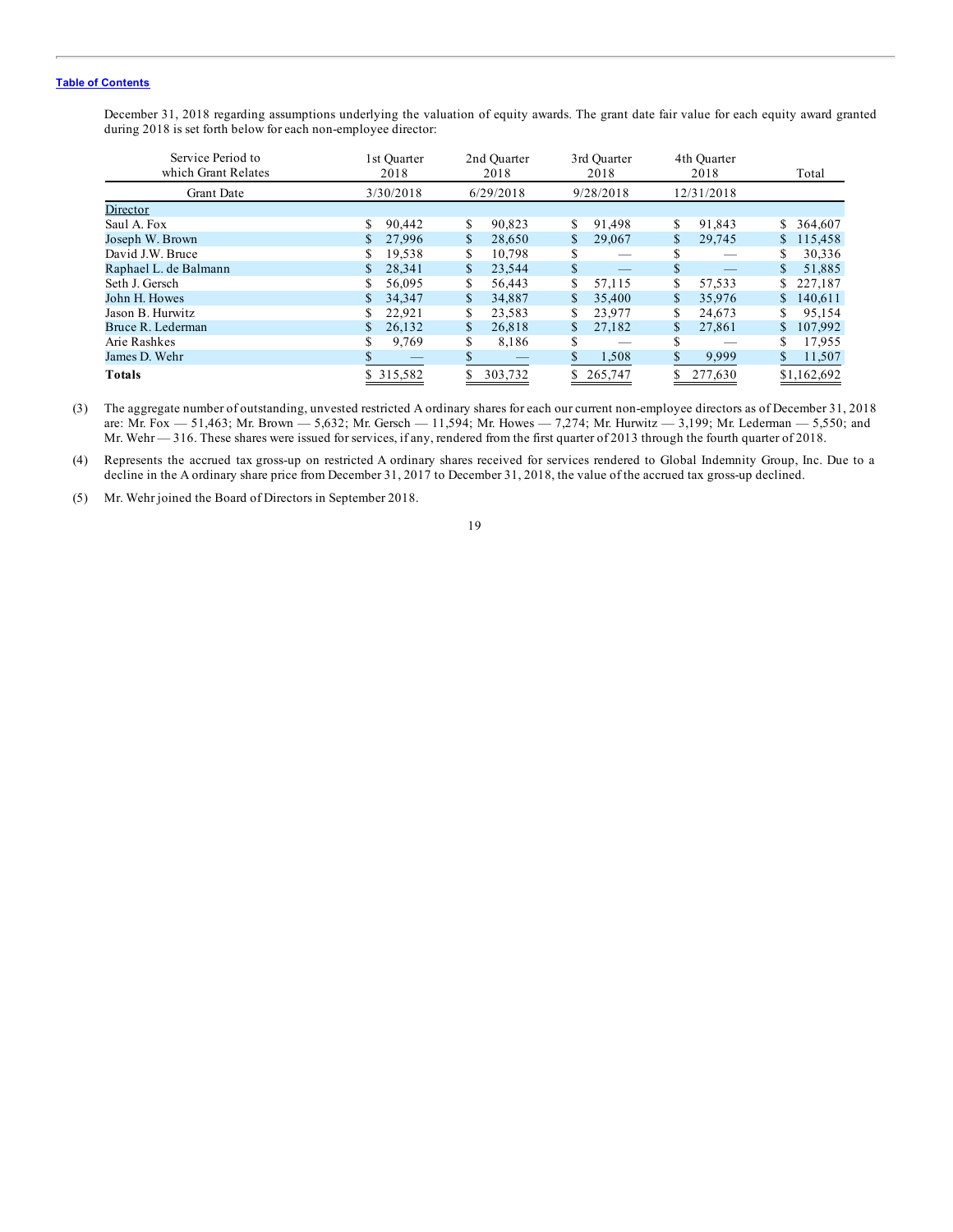December 31, 2018 regarding assumptions underlying the valuation of equity awards. The grant date fair value for each equity award granted during 2018 is set forth below for each non-employee director:

| Service Period to which Grant Relates | 1st Quarter 2018 | 2nd Quarter 2018 | 3rd Quarter 2018 | 4th Quarter 2018 | Total |
|---|---|---|---|---|---|
| Grant Date | 3/30/2018 | 6/29/2018 | 9/28/2018 | 12/31/2018 | |
| Director | | | | | |
| Saul A. Fox | $ 90,442 | $ 90,823 | $ 91,498 | $ 91,843 | $ 364,607 |
| Joseph W. Brown | $ 27,996 | $ 28,650 | $ 29,067 | $ 29,745 | $ 115,458 |
| David J.W. Bruce | $ 19,538 | $ 10,798 | $ — | $ — | $ 30,336 |
| Raphael L. de Balmann | $ 28,341 | $ 23,544 | $ — | $ — | $ 51,885 |
| Seth J. Gersch | $ 56,095 | $ 56,443 | $ 57,115 | $ 57,533 | $ 227,187 |
| John H. Howes | $ 34,347 | $ 34,887 | $ 35,400 | $ 35,976 | $ 140,611 |
| Jason B. Hurwitz | $ 22,921 | $ 23,583 | $ 23,977 | $ 24,673 | $ 95,154 |
| Bruce R. Lederman | $ 26,132 | $ 26,818 | $ 27,182 | $ 27,861 | $ 107,992 |
| Arie Rashkes | $ 9,769 | $ 8,186 | $ — | $ — | $ 17,955 |
| James D. Wehr | $ — | $ — | $ 1,508 | $ 9,999 | $ 11,507 |
| **Totals** | $ 315,582 | $ 303,732 | $ 265,747 | $ 277,630 | $1,162,692 |

(3) The aggregate number of outstanding, unvested restricted A ordinary shares for each our current non-employee directors as of December 31, 2018 are: Mr. Fox — 51,463; Mr. Brown — 5,632; Mr. Gersch — 11,594; Mr. Howes — 7,274; Mr. Hurwitz — 3,199; Mr. Lederman — 5,550; and Mr. Wehr — 316. These shares were issued for services, if any, rendered from the first quarter of 2013 through the fourth quarter of 2018.

(4) Represents the accrued tax gross-up on restricted A ordinary shares received for services rendered to Global Indemnity Group, Inc. Due to a decline in the A ordinary share price from December 31, 2017 to December 31, 2018, the value of the accrued tax gross-up declined.

(5) Mr. Wehr joined the Board of Directors in September 2018.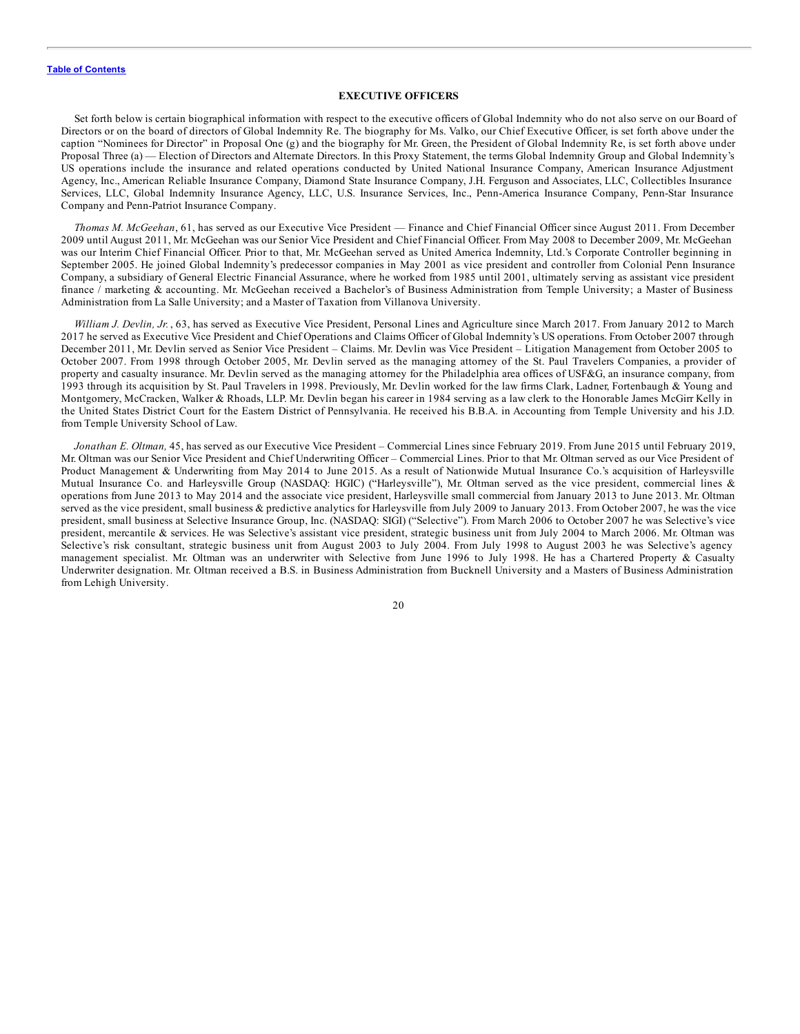[Table of Contents](#)

## EXECUTIVE OFFICERS

Set forth below is certain biographical information with respect to the executive officers of Global Indemnity who do not also serve on our Board of Directors or on the board of directors of Global Indemnity Re. The biography for Ms. Valko, our Chief Executive Officer, is set forth above under the caption "Nominees for Director" in Proposal One (g) and the biography for Mr. Green, the President of Global Indemnity Re, is set forth above under Proposal Three (a) — Election of Directors and Alternate Directors. In this Proxy Statement, the terms Global Indemnity Group and Global Indemnity's US operations include the insurance and related operations conducted by United National Insurance Company, American Insurance Adjustment Agency, Inc., American Reliable Insurance Company, Diamond State Insurance Company, J.H. Ferguson and Associates, LLC, Collectibles Insurance Services, LLC, Global Indemnity Insurance Agency, LLC, U.S. Insurance Services, Inc., Penn-America Insurance Company, Penn-Star Insurance Company and Penn-Patriot Insurance Company.

*Thomas M. McGeehan*, 61, has served as our Executive Vice President — Finance and Chief Financial Officer since August 2011. From December 2009 until August 2011, Mr. McGeehan was our Senior Vice President and Chief Financial Officer. From May 2008 to December 2009, Mr. McGeehan was our Interim Chief Financial Officer. Prior to that, Mr. McGeehan served as United America Indemnity, Ltd.'s Corporate Controller beginning in September 2005. He joined Global Indemnity's predecessor companies in May 2001 as vice president and controller from Colonial Penn Insurance Company, a subsidiary of General Electric Financial Assurance, where he worked from 1985 until 2001, ultimately serving as assistant vice president finance / marketing & accounting. Mr. McGeehan received a Bachelor's of Business Administration from Temple University; a Master of Business Administration from La Salle University; and a Master of Taxation from Villanova University.

*William J. Devlin, Jr.*, 63, has served as Executive Vice President, Personal Lines and Agriculture since March 2017. From January 2012 to March 2017 he served as Executive Vice President and Chief Operations and Claims Officer of Global Indemnity's US operations. From October 2007 through December 2011, Mr. Devlin served as Senior Vice President – Claims. Mr. Devlin was Vice President – Litigation Management from October 2005 to October 2007. From 1998 through October 2005, Mr. Devlin served as the managing attorney of the St. Paul Travelers Companies, a provider of property and casualty insurance. Mr. Devlin served as the managing attorney for the Philadelphia area offices of USF&G, an insurance company, from 1993 through its acquisition by St. Paul Travelers in 1998. Previously, Mr. Devlin worked for the law firms Clark, Ladner, Fortenbaugh & Young and Montgomery, McCracken, Walker & Rhoads, LLP. Mr. Devlin began his career in 1984 serving as a law clerk to the Honorable James McGirr Kelly in the United States District Court for the Eastern District of Pennsylvania. He received his B.B.A. in Accounting from Temple University and his J.D. from Temple University School of Law.

*Jonathan E. Oltman,* 45, has served as our Executive Vice President – Commercial Lines since February 2019. From June 2015 until February 2019, Mr. Oltman was our Senior Vice President and Chief Underwriting Officer – Commercial Lines. Prior to that Mr. Oltman served as our Vice President of Product Management & Underwriting from May 2014 to June 2015. As a result of Nationwide Mutual Insurance Co.'s acquisition of Harleysville Mutual Insurance Co. and Harleysville Group (NASDAQ: HGIC) ("Harleysville"), Mr. Oltman served as the vice president, commercial lines & operations from June 2013 to May 2014 and the associate vice president, Harleysville small commercial from January 2013 to June 2013. Mr. Oltman served as the vice president, small business & predictive analytics for Harleysville from July 2009 to January 2013. From October 2007, he was the vice president, small business at Selective Insurance Group, Inc. (NASDAQ: SIGI) ("Selective"). From March 2006 to October 2007 he was Selective's vice president, mercantile & services. He was Selective's assistant vice president, strategic business unit from July 2004 to March 2006. Mr. Oltman was Selective's risk consultant, strategic business unit from August 2003 to July 2004. From July 1998 to August 2003 he was Selective's agency management specialist. Mr. Oltman was an underwriter with Selective from June 1996 to July 1998. He has a Chartered Property & Casualty Underwriter designation. Mr. Oltman received a B.S. in Business Administration from Bucknell University and a Masters of Business Administration from Lehigh University.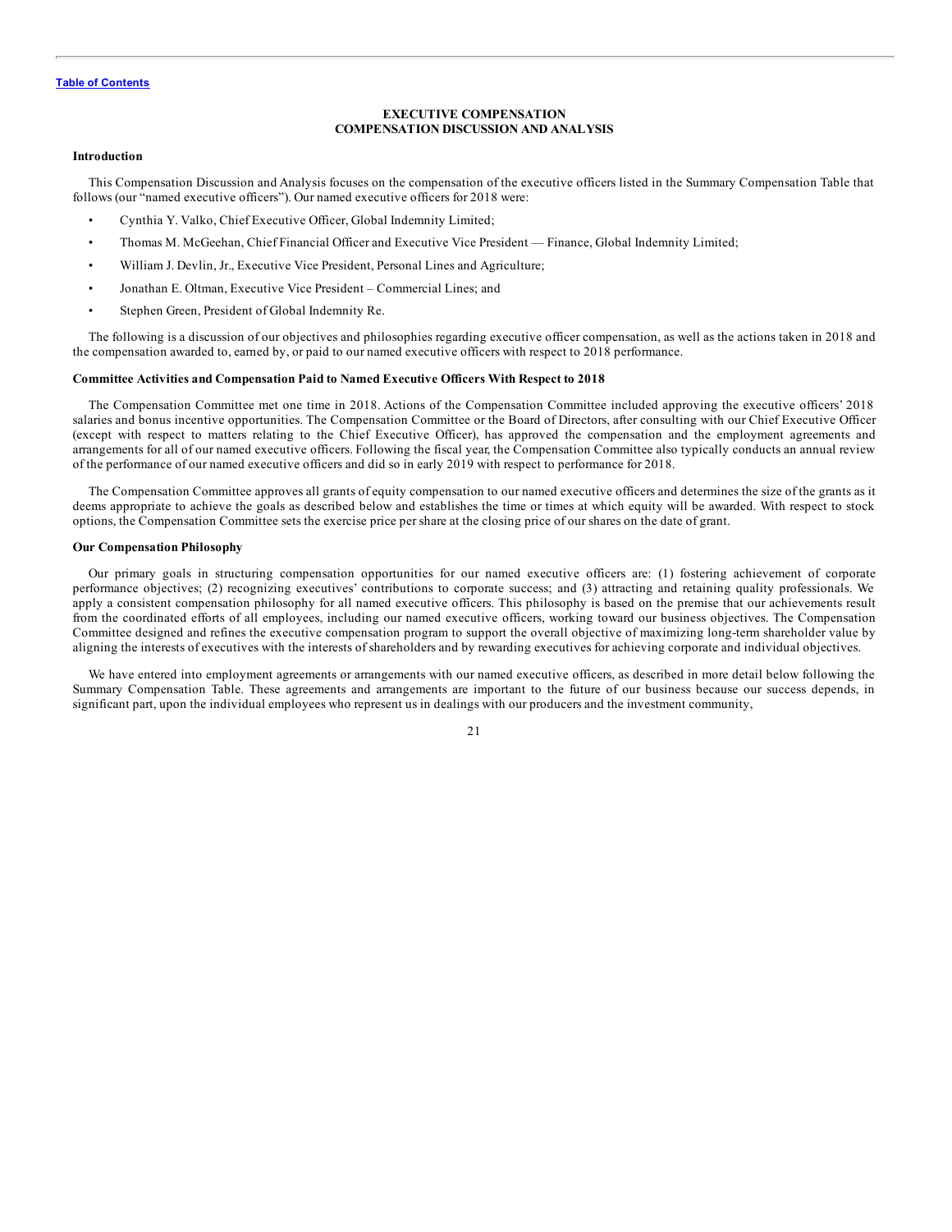## EXECUTIVE COMPENSATION
## COMPENSATION DISCUSSION AND ANALYSIS

### Introduction

This Compensation Discussion and Analysis focuses on the compensation of the executive officers listed in the Summary Compensation Table that follows (our "named executive officers"). Our named executive officers for 2018 were:

- Cynthia Y. Valko, Chief Executive Officer, Global Indemnity Limited;
- Thomas M. McGeehan, Chief Financial Officer and Executive Vice President — Finance, Global Indemnity Limited;
- William J. Devlin, Jr., Executive Vice President, Personal Lines and Agriculture;
- Jonathan E. Oltman, Executive Vice President – Commercial Lines; and
- Stephen Green, President of Global Indemnity Re.

The following is a discussion of our objectives and philosophies regarding executive officer compensation, as well as the actions taken in 2018 and the compensation awarded to, earned by, or paid to our named executive officers with respect to 2018 performance.

### Committee Activities and Compensation Paid to Named Executive Officers With Respect to 2018

The Compensation Committee met one time in 2018. Actions of the Compensation Committee included approving the executive officers' 2018 salaries and bonus incentive opportunities. The Compensation Committee or the Board of Directors, after consulting with our Chief Executive Officer (except with respect to matters relating to the Chief Executive Officer), has approved the compensation and the employment agreements and arrangements for all of our named executive officers. Following the fiscal year, the Compensation Committee also typically conducts an annual review of the performance of our named executive officers and did so in early 2019 with respect to performance for 2018.

The Compensation Committee approves all grants of equity compensation to our named executive officers and determines the size of the grants as it deems appropriate to achieve the goals as described below and establishes the time or times at which equity will be awarded. With respect to stock options, the Compensation Committee sets the exercise price per share at the closing price of our shares on the date of grant.

### Our Compensation Philosophy

Our primary goals in structuring compensation opportunities for our named executive officers are: (1) fostering achievement of corporate performance objectives; (2) recognizing executives' contributions to corporate success; and (3) attracting and retaining quality professionals. We apply a consistent compensation philosophy for all named executive officers. This philosophy is based on the premise that our achievements result from the coordinated efforts of all employees, including our named executive officers, working toward our business objectives. The Compensation Committee designed and refines the executive compensation program to support the overall objective of maximizing long-term shareholder value by aligning the interests of executives with the interests of shareholders and by rewarding executives for achieving corporate and individual objectives.

We have entered into employment agreements or arrangements with our named executive officers, as described in more detail below following the Summary Compensation Table. These agreements and arrangements are important to the future of our business because our success depends, in significant part, upon the individual employees who represent us in dealings with our producers and the investment community,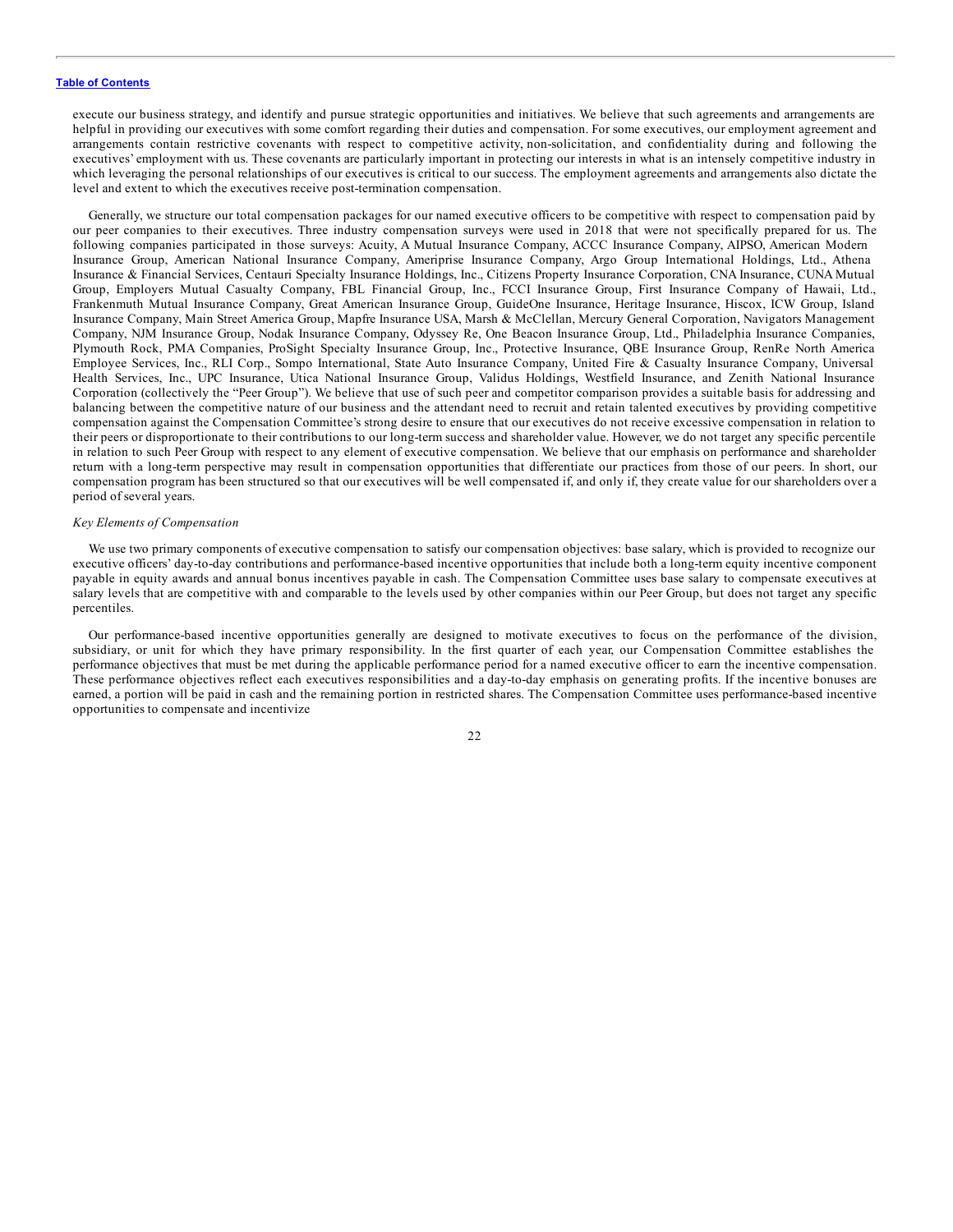execute our business strategy, and identify and pursue strategic opportunities and initiatives. We believe that such agreements and arrangements are helpful in providing our executives with some comfort regarding their duties and compensation. For some executives, our employment agreement and arrangements contain restrictive covenants with respect to competitive activity, non-solicitation, and confidentiality during and following the executives' employment with us. These covenants are particularly important in protecting our interests in what is an intensely competitive industry in which leveraging the personal relationships of our executives is critical to our success. The employment agreements and arrangements also dictate the level and extent to which the executives receive post-termination compensation.

Generally, we structure our total compensation packages for our named executive officers to be competitive with respect to compensation paid by our peer companies to their executives. Three industry compensation surveys were used in 2018 that were not specifically prepared for us. The following companies participated in those surveys: Acuity, A Mutual Insurance Company, ACCC Insurance Company, AIPSO, American Modern Insurance Group, American National Insurance Company, Ameriprise Insurance Company, Argo Group International Holdings, Ltd., Athena Insurance & Financial Services, Centauri Specialty Insurance Holdings, Inc., Citizens Property Insurance Corporation, CNA Insurance, CUNA Mutual Group, Employers Mutual Casualty Company, FBL Financial Group, Inc., FCCI Insurance Group, First Insurance Company of Hawaii, Ltd., Frankenmuth Mutual Insurance Company, Great American Insurance Group, GuideOne Insurance, Heritage Insurance, Hiscox, ICW Group, Island Insurance Company, Main Street America Group, Mapfre Insurance USA, Marsh & McClellan, Mercury General Corporation, Navigators Management Company, NJM Insurance Group, Nodak Insurance Company, Odyssey Re, One Beacon Insurance Group, Ltd., Philadelphia Insurance Companies, Plymouth Rock, PMA Companies, ProSight Specialty Insurance Group, Inc., Protective Insurance, QBE Insurance Group, RenRe North America Employee Services, Inc., RLI Corp., Sompo International, State Auto Insurance Company, United Fire & Casualty Insurance Company, Universal Health Services, Inc., UPC Insurance, Utica National Insurance Group, Validus Holdings, Westfield Insurance, and Zenith National Insurance Corporation (collectively the "Peer Group"). We believe that use of such peer and competitor comparison provides a suitable basis for addressing and balancing between the competitive nature of our business and the attendant need to recruit and retain talented executives by providing competitive compensation against the Compensation Committee's strong desire to ensure that our executives do not receive excessive compensation in relation to their peers or disproportionate to their contributions to our long-term success and shareholder value. However, we do not target any specific percentile in relation to such Peer Group with respect to any element of executive compensation. We believe that our emphasis on performance and shareholder return with a long-term perspective may result in compensation opportunities that differentiate our practices from those of our peers. In short, our compensation program has been structured so that our executives will be well compensated if, and only if, they create value for our shareholders over a period of several years.

*Key Elements of Compensation*

We use two primary components of executive compensation to satisfy our compensation objectives: base salary, which is provided to recognize our executive officers' day-to-day contributions and performance-based incentive opportunities that include both a long-term equity incentive component payable in equity awards and annual bonus incentives payable in cash. The Compensation Committee uses base salary to compensate executives at salary levels that are competitive with and comparable to the levels used by other companies within our Peer Group, but does not target any specific percentiles.

Our performance-based incentive opportunities generally are designed to motivate executives to focus on the performance of the division, subsidiary, or unit for which they have primary responsibility. In the first quarter of each year, our Compensation Committee establishes the performance objectives that must be met during the applicable performance period for a named executive officer to earn the incentive compensation. These performance objectives reflect each executives responsibilities and a day-to-day emphasis on generating profits. If the incentive bonuses are earned, a portion will be paid in cash and the remaining portion in restricted shares. The Compensation Committee uses performance-based incentive opportunities to compensate and incentivize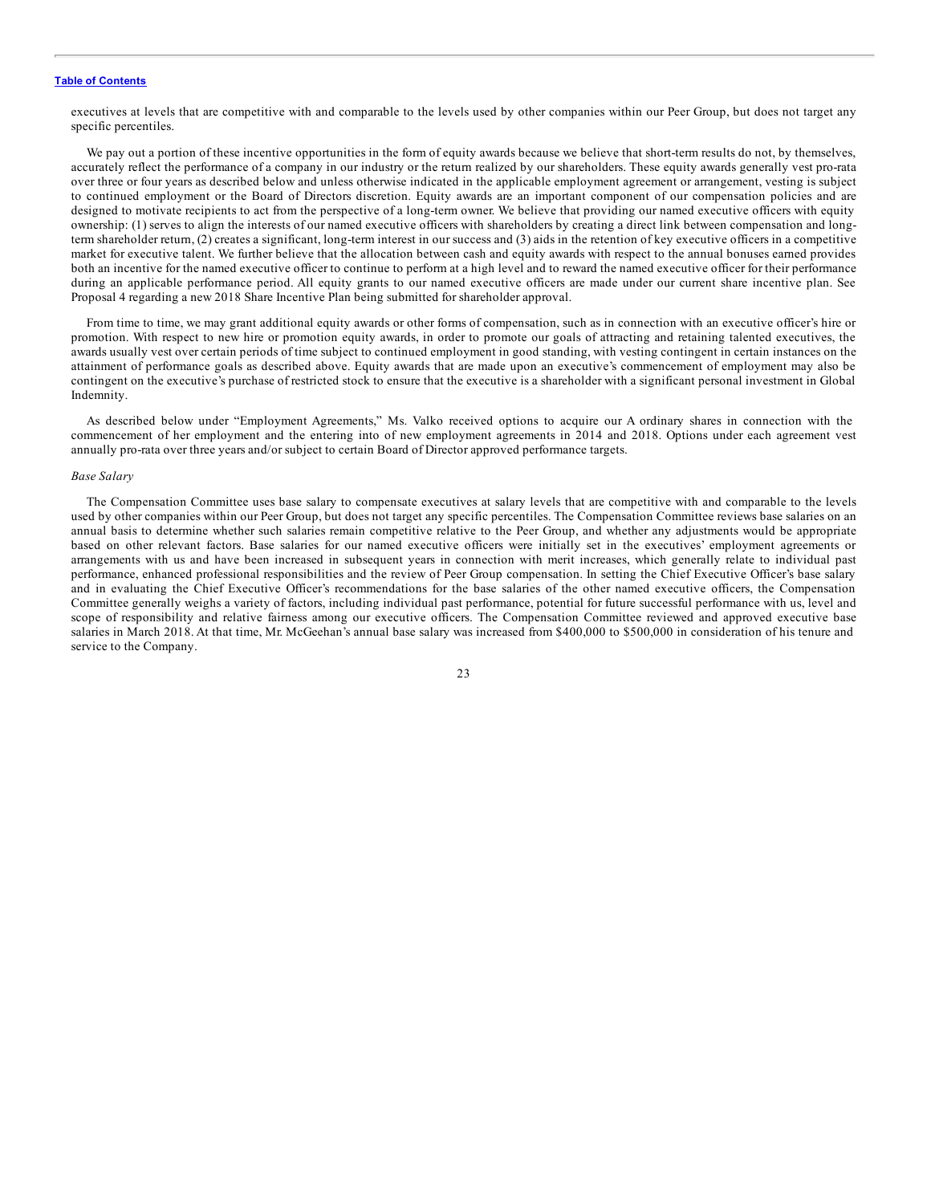executives at levels that are competitive with and comparable to the levels used by other companies within our Peer Group, but does not target any specific percentiles.

We pay out a portion of these incentive opportunities in the form of equity awards because we believe that short-term results do not, by themselves, accurately reflect the performance of a company in our industry or the return realized by our shareholders. These equity awards generally vest pro-rata over three or four years as described below and unless otherwise indicated in the applicable employment agreement or arrangement, vesting is subject to continued employment or the Board of Directors discretion. Equity awards are an important component of our compensation policies and are designed to motivate recipients to act from the perspective of a long-term owner. We believe that providing our named executive officers with equity ownership: (1) serves to align the interests of our named executive officers with shareholders by creating a direct link between compensation and long-term shareholder return, (2) creates a significant, long-term interest in our success and (3) aids in the retention of key executive officers in a competitive market for executive talent. We further believe that the allocation between cash and equity awards with respect to the annual bonuses earned provides both an incentive for the named executive officer to continue to perform at a high level and to reward the named executive officer for their performance during an applicable performance period. All equity grants to our named executive officers are made under our current share incentive plan. See Proposal 4 regarding a new 2018 Share Incentive Plan being submitted for shareholder approval.

From time to time, we may grant additional equity awards or other forms of compensation, such as in connection with an executive officer's hire or promotion. With respect to new hire or promotion equity awards, in order to promote our goals of attracting and retaining talented executives, the awards usually vest over certain periods of time subject to continued employment in good standing, with vesting contingent in certain instances on the attainment of performance goals as described above. Equity awards that are made upon an executive's commencement of employment may also be contingent on the executive's purchase of restricted stock to ensure that the executive is a shareholder with a significant personal investment in Global Indemnity.

As described below under "Employment Agreements," Ms. Valko received options to acquire our A ordinary shares in connection with the commencement of her employment and the entering into of new employment agreements in 2014 and 2018. Options under each agreement vest annually pro-rata over three years and/or subject to certain Board of Director approved performance targets.

*Base Salary*

The Compensation Committee uses base salary to compensate executives at salary levels that are competitive with and comparable to the levels used by other companies within our Peer Group, but does not target any specific percentiles. The Compensation Committee reviews base salaries on an annual basis to determine whether such salaries remain competitive relative to the Peer Group, and whether any adjustments would be appropriate based on other relevant factors. Base salaries for our named executive officers were initially set in the executives' employment agreements or arrangements with us and have been increased in subsequent years in connection with merit increases, which generally relate to individual past performance, enhanced professional responsibilities and the review of Peer Group compensation. In setting the Chief Executive Officer's base salary and in evaluating the Chief Executive Officer's recommendations for the base salaries of the other named executive officers, the Compensation Committee generally weighs a variety of factors, including individual past performance, potential for future successful performance with us, level and scope of responsibility and relative fairness among our executive officers. The Compensation Committee reviewed and approved executive base salaries in March 2018. At that time, Mr. McGeehan's annual base salary was increased from $400,000 to $500,000 in consideration of his tenure and service to the Company.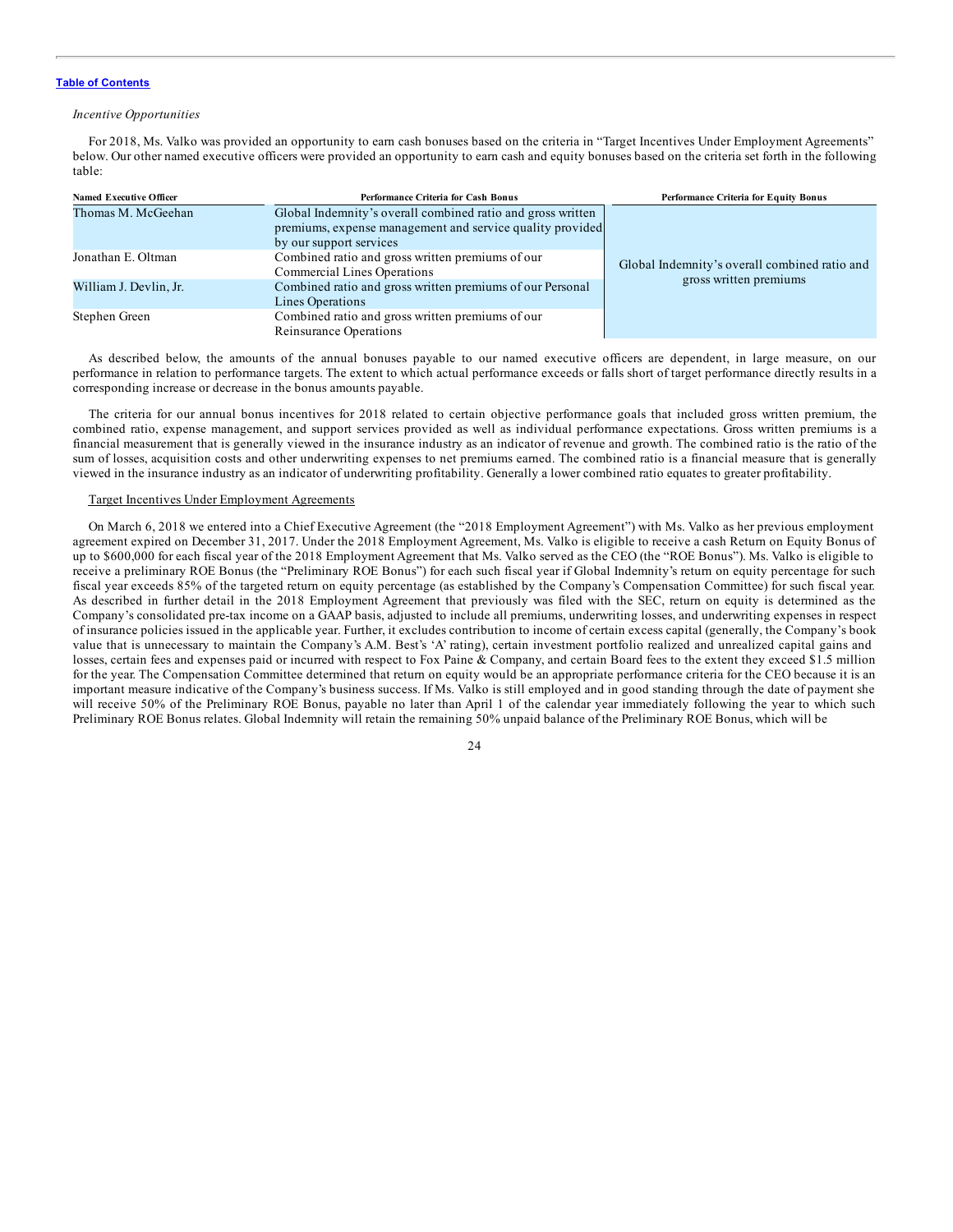*Incentive Opportunities*

For 2018, Ms. Valko was provided an opportunity to earn cash bonuses based on the criteria in "Target Incentives Under Employment Agreements" below. Our other named executive officers were provided an opportunity to earn cash and equity bonuses based on the criteria set forth in the following table:

| Named Executive Officer | Performance Criteria for Cash Bonus | Performance Criteria for Equity Bonus |
|---|---|---|
| Thomas M. McGeehan | Global Indemnity's overall combined ratio and gross written premiums, expense management and service quality provided by our support services | Global Indemnity's overall combined ratio and gross written premiums |
| Jonathan E. Oltman | Combined ratio and gross written premiums of our Commercial Lines Operations | |
| William J. Devlin, Jr. | Combined ratio and gross written premiums of our Personal Lines Operations | |
| Stephen Green | Combined ratio and gross written premiums of our Reinsurance Operations | |

As described below, the amounts of the annual bonuses payable to our named executive officers are dependent, in large measure, on our performance in relation to performance targets. The extent to which actual performance exceeds or falls short of target performance directly results in a corresponding increase or decrease in the bonus amounts payable.

The criteria for our annual bonus incentives for 2018 related to certain objective performance goals that included gross written premium, the combined ratio, expense management, and support services provided as well as individual performance expectations. Gross written premiums is a financial measurement that is generally viewed in the insurance industry as an indicator of revenue and growth. The combined ratio is the ratio of the sum of losses, acquisition costs and other underwriting expenses to net premiums earned. The combined ratio is a financial measure that is generally viewed in the insurance industry as an indicator of underwriting profitability. Generally a lower combined ratio equates to greater profitability.

Target Incentives Under Employment Agreements

On March 6, 2018 we entered into a Chief Executive Agreement (the "2018 Employment Agreement") with Ms. Valko as her previous employment agreement expired on December 31, 2017. Under the 2018 Employment Agreement, Ms. Valko is eligible to receive a cash Return on Equity Bonus of up to $600,000 for each fiscal year of the 2018 Employment Agreement that Ms. Valko served as the CEO (the "ROE Bonus"). Ms. Valko is eligible to receive a preliminary ROE Bonus (the "Preliminary ROE Bonus") for each such fiscal year if Global Indemnity's return on equity percentage for such fiscal year exceeds 85% of the targeted return on equity percentage (as established by the Company's Compensation Committee) for such fiscal year. As described in further detail in the 2018 Employment Agreement that previously was filed with the SEC, return on equity is determined as the Company's consolidated pre-tax income on a GAAP basis, adjusted to include all premiums, underwriting losses, and underwriting expenses in respect of insurance policies issued in the applicable year. Further, it excludes contribution to income of certain excess capital (generally, the Company's book value that is unnecessary to maintain the Company's A.M. Best's 'A' rating), certain investment portfolio realized and unrealized capital gains and losses, certain fees and expenses paid or incurred with respect to Fox Paine & Company, and certain Board fees to the extent they exceed $1.5 million for the year. The Compensation Committee determined that return on equity would be an appropriate performance criteria for the CEO because it is an important measure indicative of the Company's business success. If Ms. Valko is still employed and in good standing through the date of payment she will receive 50% of the Preliminary ROE Bonus, payable no later than April 1 of the calendar year immediately following the year to which such Preliminary ROE Bonus relates. Global Indemnity will retain the remaining 50% unpaid balance of the Preliminary ROE Bonus, which will be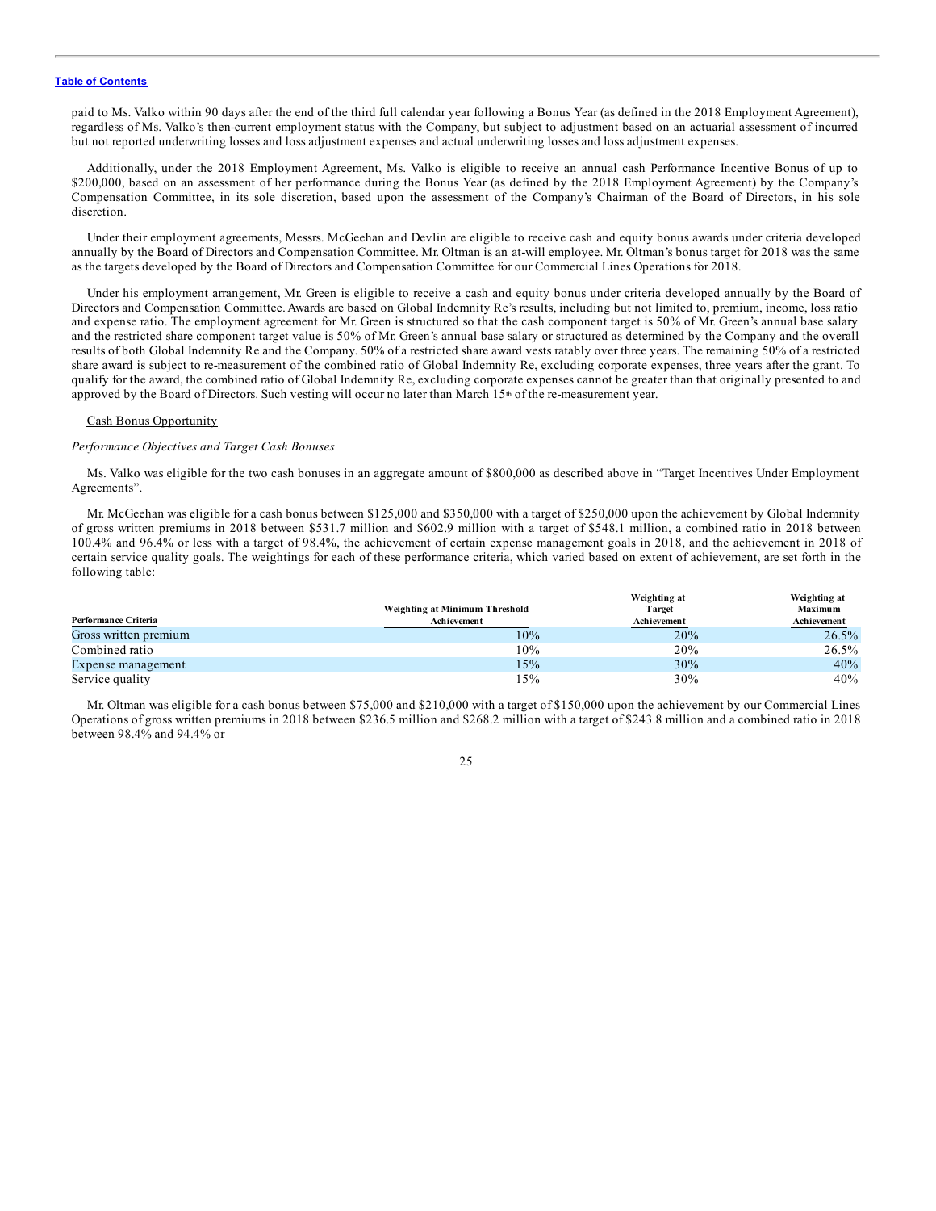paid to Ms. Valko within 90 days after the end of the third full calendar year following a Bonus Year (as defined in the 2018 Employment Agreement), regardless of Ms. Valko's then-current employment status with the Company, but subject to adjustment based on an actuarial assessment of incurred but not reported underwriting losses and loss adjustment expenses and actual underwriting losses and loss adjustment expenses.

Additionally, under the 2018 Employment Agreement, Ms. Valko is eligible to receive an annual cash Performance Incentive Bonus of up to $200,000, based on an assessment of her performance during the Bonus Year (as defined by the 2018 Employment Agreement) by the Company's Compensation Committee, in its sole discretion, based upon the assessment of the Company's Chairman of the Board of Directors, in his sole discretion.

Under their employment agreements, Messrs. McGeehan and Devlin are eligible to receive cash and equity bonus awards under criteria developed annually by the Board of Directors and Compensation Committee. Mr. Oltman is an at-will employee. Mr. Oltman's bonus target for 2018 was the same as the targets developed by the Board of Directors and Compensation Committee for our Commercial Lines Operations for 2018.

Under his employment arrangement, Mr. Green is eligible to receive a cash and equity bonus under criteria developed annually by the Board of Directors and Compensation Committee. Awards are based on Global Indemnity Re's results, including but not limited to, premium, income, loss ratio and expense ratio. The employment agreement for Mr. Green is structured so that the cash component target is 50% of Mr. Green's annual base salary and the restricted share component target value is 50% of Mr. Green's annual base salary or structured as determined by the Company and the overall results of both Global Indemnity Re and the Company. 50% of a restricted share award vests ratably over three years. The remaining 50% of a restricted share award is subject to re-measurement of the combined ratio of Global Indemnity Re, excluding corporate expenses, three years after the grant. To qualify for the award, the combined ratio of Global Indemnity Re, excluding corporate expenses cannot be greater than that originally presented to and approved by the Board of Directors. Such vesting will occur no later than March 15th of the re-measurement year.

Cash Bonus Opportunity

*Performance Objectives and Target Cash Bonuses*

Ms. Valko was eligible for the two cash bonuses in an aggregate amount of $800,000 as described above in "Target Incentives Under Employment Agreements".

Mr. McGeehan was eligible for a cash bonus between $125,000 and $350,000 with a target of $250,000 upon the achievement by Global Indemnity of gross written premiums in 2018 between $531.7 million and $602.9 million with a target of $548.1 million, a combined ratio in 2018 between 100.4% and 96.4% or less with a target of 98.4%, the achievement of certain expense management goals in 2018, and the achievement in 2018 of certain service quality goals. The weightings for each of these performance criteria, which varied based on extent of achievement, are set forth in the following table:

| Performance Criteria | Weighting at Minimum Threshold Achievement | Weighting at Target Achievement | Weighting at Maximum Achievement |
|---|---|---|---|
| Gross written premium | 10% | 20% | 26.5% |
| Combined ratio | 10% | 20% | 26.5% |
| Expense management | 15% | 30% | 40% |
| Service quality | 15% | 30% | 40% |

Mr. Oltman was eligible for a cash bonus between $75,000 and $210,000 with a target of $150,000 upon the achievement by our Commercial Lines Operations of gross written premiums in 2018 between $236.5 million and $268.2 million with a target of $243.8 million and a combined ratio in 2018 between 98.4% and 94.4% or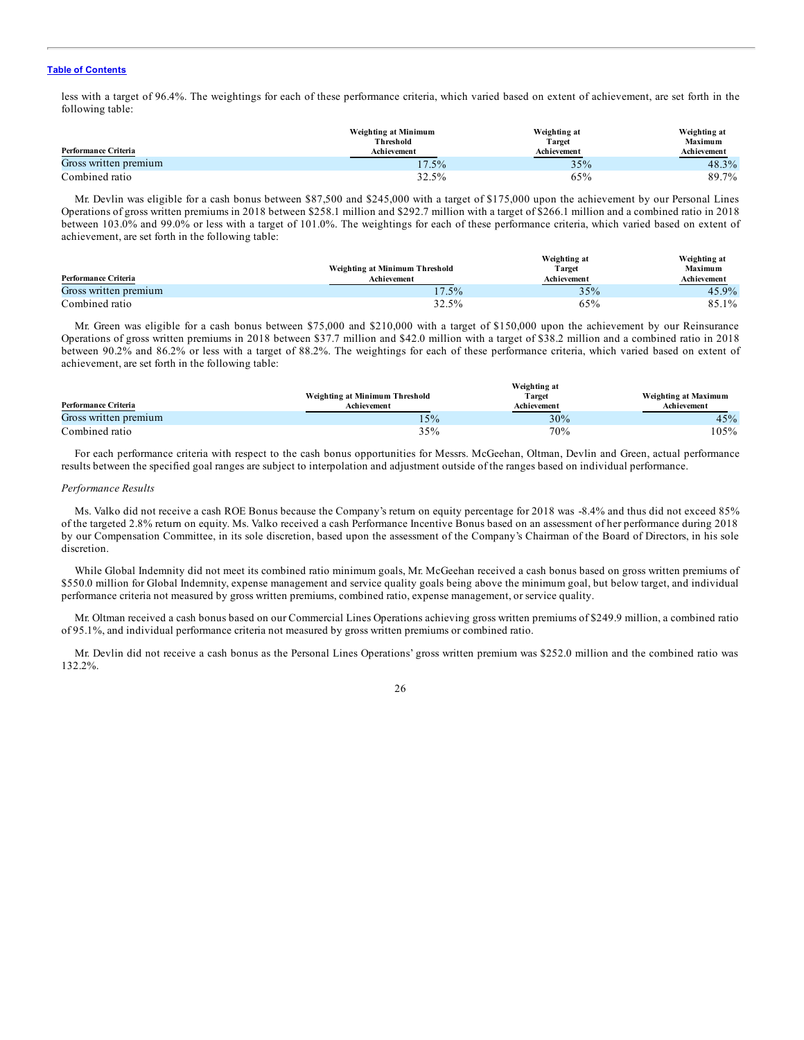less with a target of 96.4%. The weightings for each of these performance criteria, which varied based on extent of achievement, are set forth in the following table:

| Performance Criteria | Weighting at Minimum Threshold Achievement | Weighting at Target Achievement | Weighting at Maximum Achievement |
|---|---|---|---|
| Gross written premium | 17.5% | 35% | 48.3% |
| Combined ratio | 32.5% | 65% | 89.7% |

Mr. Devlin was eligible for a cash bonus between $87,500 and $245,000 with a target of $175,000 upon the achievement by our Personal Lines Operations of gross written premiums in 2018 between $258.1 million and $292.7 million with a target of $266.1 million and a combined ratio in 2018 between 103.0% and 99.0% or less with a target of 101.0%. The weightings for each of these performance criteria, which varied based on extent of achievement, are set forth in the following table:

| Performance Criteria | Weighting at Minimum Threshold Achievement | Weighting at Target Achievement | Weighting at Maximum Achievement |
|---|---|---|---|
| Gross written premium | 17.5% | 35% | 45.9% |
| Combined ratio | 32.5% | 65% | 85.1% |

Mr. Green was eligible for a cash bonus between $75,000 and $210,000 with a target of $150,000 upon the achievement by our Reinsurance Operations of gross written premiums in 2018 between $37.7 million and $42.0 million with a target of $38.2 million and a combined ratio in 2018 between 90.2% and 86.2% or less with a target of 88.2%. The weightings for each of these performance criteria, which varied based on extent of achievement, are set forth in the following table:

| Performance Criteria | Weighting at Minimum Threshold Achievement | Weighting at Target Achievement | Weighting at Maximum Achievement |
|---|---|---|---|
| Gross written premium | 15% | 30% | 45% |
| Combined ratio | 35% | 70% | 105% |

For each performance criteria with respect to the cash bonus opportunities for Messrs. McGeehan, Oltman, Devlin and Green, actual performance results between the specified goal ranges are subject to interpolation and adjustment outside of the ranges based on individual performance.

*Performance Results*

Ms. Valko did not receive a cash ROE Bonus because the Company's return on equity percentage for 2018 was -8.4% and thus did not exceed 85% of the targeted 2.8% return on equity. Ms. Valko received a cash Performance Incentive Bonus based on an assessment of her performance during 2018 by our Compensation Committee, in its sole discretion, based upon the assessment of the Company's Chairman of the Board of Directors, in his sole discretion.

While Global Indemnity did not meet its combined ratio minimum goals, Mr. McGeehan received a cash bonus based on gross written premiums of $550.0 million for Global Indemnity, expense management and service quality goals being above the minimum goal, but below target, and individual performance criteria not measured by gross written premiums, combined ratio, expense management, or service quality.

Mr. Oltman received a cash bonus based on our Commercial Lines Operations achieving gross written premiums of $249.9 million, a combined ratio of 95.1%, and individual performance criteria not measured by gross written premiums or combined ratio.

Mr. Devlin did not receive a cash bonus as the Personal Lines Operations' gross written premium was $252.0 million and the combined ratio was 132.2%.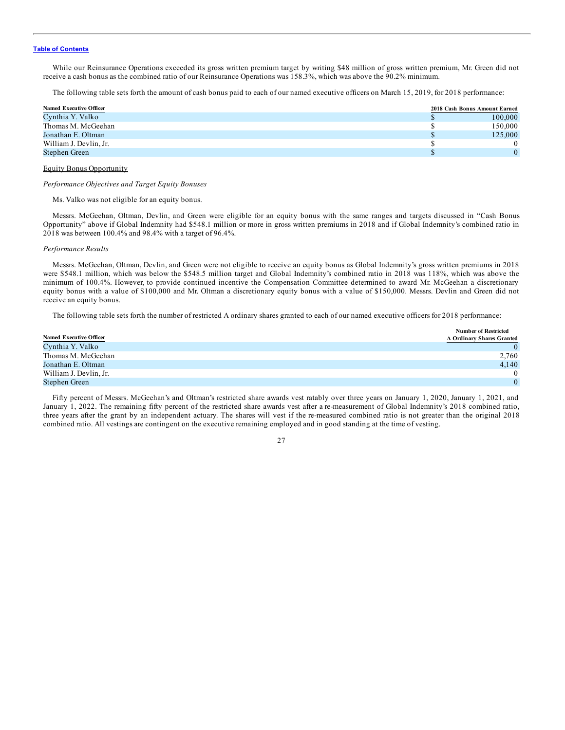While our Reinsurance Operations exceeded its gross written premium target by writing $48 million of gross written premium, Mr. Green did not receive a cash bonus as the combined ratio of our Reinsurance Operations was 158.3%, which was above the 90.2% minimum.

The following table sets forth the amount of cash bonus paid to each of our named executive officers on March 15, 2019, for 2018 performance:

| Named Executive Officer | 2018 Cash Bonus Amount Earned |
|---|---|
| Cynthia Y. Valko | $ 100,000 |
| Thomas M. McGeehan | $ 150,000 |
| Jonathan E. Oltman | $ 125,000 |
| William J. Devlin, Jr. | $ 0 |
| Stephen Green | $ 0 |

Equity Bonus Opportunity

*Performance Objectives and Target Equity Bonuses*

Ms. Valko was not eligible for an equity bonus.

Messrs. McGeehan, Oltman, Devlin, and Green were eligible for an equity bonus with the same ranges and targets discussed in "Cash Bonus Opportunity" above if Global Indemnity had $548.1 million or more in gross written premiums in 2018 and if Global Indemnity's combined ratio in 2018 was between 100.4% and 98.4% with a target of 96.4%.

*Performance Results*

Messrs. McGeehan, Oltman, Devlin, and Green were not eligible to receive an equity bonus as Global Indemnity's gross written premiums in 2018 were $548.1 million, which was below the $548.5 million target and Global Indemnity's combined ratio in 2018 was 118%, which was above the minimum of 100.4%. However, to provide continued incentive the Compensation Committee determined to award Mr. McGeehan a discretionary equity bonus with a value of $100,000 and Mr. Oltman a discretionary equity bonus with a value of $150,000. Messrs. Devlin and Green did not receive an equity bonus.

The following table sets forth the number of restricted A ordinary shares granted to each of our named executive officers for 2018 performance:

| Named Executive Officer | Number of Restricted A Ordinary Shares Granted |
|---|---|
| Cynthia Y. Valko | 0 |
| Thomas M. McGeehan | 2,760 |
| Jonathan E. Oltman | 4,140 |
| William J. Devlin, Jr. | 0 |
| Stephen Green | 0 |

Fifty percent of Messrs. McGeehan's and Oltman's restricted share awards vest ratably over three years on January 1, 2020, January 1, 2021, and January 1, 2022. The remaining fifty percent of the restricted share awards vest after a re-measurement of Global Indemnity's 2018 combined ratio, three years after the grant by an independent actuary. The shares will vest if the re-measured combined ratio is not greater than the original 2018 combined ratio. All vestings are contingent on the executive remaining employed and in good standing at the time of vesting.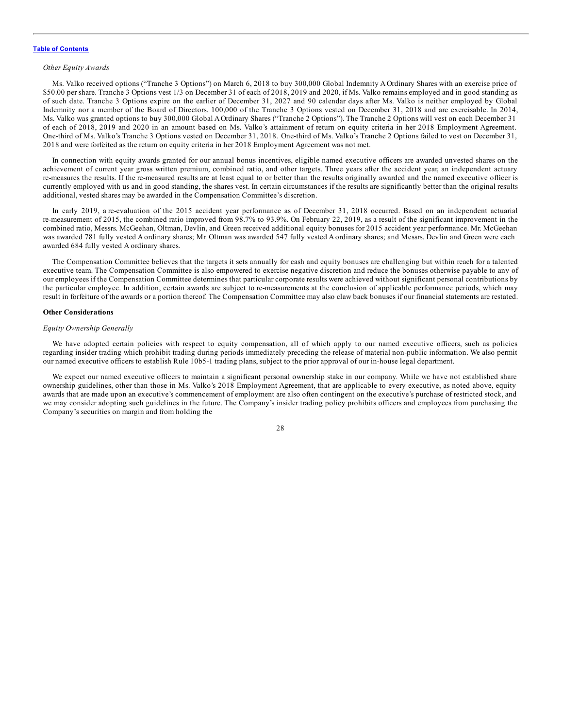*Other Equity Awards*

Ms. Valko received options ("Tranche 3 Options") on March 6, 2018 to buy 300,000 Global Indemnity A Ordinary Shares with an exercise price of $50.00 per share. Tranche 3 Options vest 1/3 on December 31 of each of 2018, 2019 and 2020, if Ms. Valko remains employed and in good standing as of such date. Tranche 3 Options expire on the earlier of December 31, 2027 and 90 calendar days after Ms. Valko is neither employed by Global Indemnity nor a member of the Board of Directors. 100,000 of the Tranche 3 Options vested on December 31, 2018 and are exercisable. In 2014, Ms. Valko was granted options to buy 300,000 Global A Ordinary Shares ("Tranche 2 Options"). The Tranche 2 Options will vest on each December 31 of each of 2018, 2019 and 2020 in an amount based on Ms. Valko's attainment of return on equity criteria in her 2018 Employment Agreement. One-third of Ms. Valko's Tranche 3 Options vested on December 31, 2018. One-third of Ms. Valko's Tranche 2 Options failed to vest on December 31, 2018 and were forfeited as the return on equity criteria in her 2018 Employment Agreement was not met.

In connection with equity awards granted for our annual bonus incentives, eligible named executive officers are awarded unvested shares on the achievement of current year gross written premium, combined ratio, and other targets. Three years after the accident year, an independent actuary re-measures the results. If the re-measured results are at least equal to or better than the results originally awarded and the named executive officer is currently employed with us and in good standing, the shares vest. In certain circumstances if the results are significantly better than the original results additional, vested shares may be awarded in the Compensation Committee's discretion.

In early 2019, a re-evaluation of the 2015 accident year performance as of December 31, 2018 occurred. Based on an independent actuarial re-measurement of 2015, the combined ratio improved from 98.7% to 93.9%. On February 22, 2019, as a result of the significant improvement in the combined ratio, Messrs. McGeehan, Oltman, Devlin, and Green received additional equity bonuses for 2015 accident year performance. Mr. McGeehan was awarded 781 fully vested A ordinary shares; Mr. Oltman was awarded 547 fully vested A ordinary shares; and Messrs. Devlin and Green were each awarded 684 fully vested A ordinary shares.

The Compensation Committee believes that the targets it sets annually for cash and equity bonuses are challenging but within reach for a talented executive team. The Compensation Committee is also empowered to exercise negative discretion and reduce the bonuses otherwise payable to any of our employees if the Compensation Committee determines that particular corporate results were achieved without significant personal contributions by the particular employee. In addition, certain awards are subject to re-measurements at the conclusion of applicable performance periods, which may result in forfeiture of the awards or a portion thereof. The Compensation Committee may also claw back bonuses if our financial statements are restated.

**Other Considerations**

*Equity Ownership Generally*

We have adopted certain policies with respect to equity compensation, all of which apply to our named executive officers, such as policies regarding insider trading which prohibit trading during periods immediately preceding the release of material non-public information. We also permit our named executive officers to establish Rule 10b5-1 trading plans, subject to the prior approval of our in-house legal department.

We expect our named executive officers to maintain a significant personal ownership stake in our company. While we have not established share ownership guidelines, other than those in Ms. Valko's 2018 Employment Agreement, that are applicable to every executive, as noted above, equity awards that are made upon an executive's commencement of employment are also often contingent on the executive's purchase of restricted stock, and we may consider adopting such guidelines in the future. The Company's insider trading policy prohibits officers and employees from purchasing the Company's securities on margin and from holding the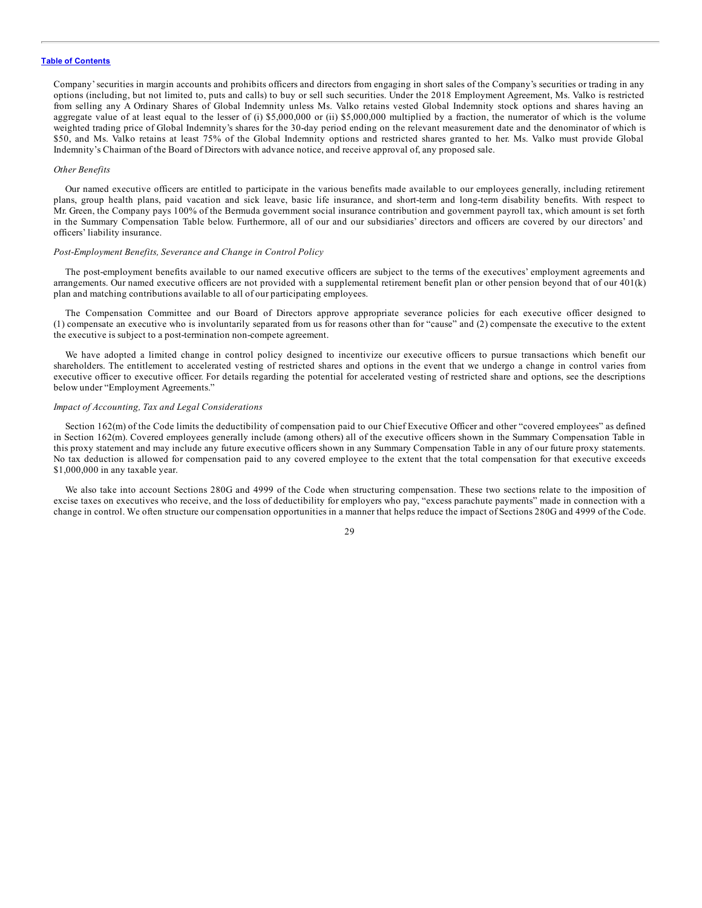Company' securities in margin accounts and prohibits officers and directors from engaging in short sales of the Company's securities or trading in any options (including, but not limited to, puts and calls) to buy or sell such securities. Under the 2018 Employment Agreement, Ms. Valko is restricted from selling any A Ordinary Shares of Global Indemnity unless Ms. Valko retains vested Global Indemnity stock options and shares having an aggregate value of at least equal to the lesser of (i) $5,000,000 or (ii) $5,000,000 multiplied by a fraction, the numerator of which is the volume weighted trading price of Global Indemnity's shares for the 30-day period ending on the relevant measurement date and the denominator of which is $50, and Ms. Valko retains at least 75% of the Global Indemnity options and restricted shares granted to her. Ms. Valko must provide Global Indemnity's Chairman of the Board of Directors with advance notice, and receive approval of, any proposed sale.

*Other Benefits*

Our named executive officers are entitled to participate in the various benefits made available to our employees generally, including retirement plans, group health plans, paid vacation and sick leave, basic life insurance, and short-term and long-term disability benefits. With respect to Mr. Green, the Company pays 100% of the Bermuda government social insurance contribution and government payroll tax, which amount is set forth in the Summary Compensation Table below. Furthermore, all of our and our subsidiaries' directors and officers are covered by our directors' and officers' liability insurance.

*Post-Employment Benefits, Severance and Change in Control Policy*

The post-employment benefits available to our named executive officers are subject to the terms of the executives' employment agreements and arrangements. Our named executive officers are not provided with a supplemental retirement benefit plan or other pension beyond that of our 401(k) plan and matching contributions available to all of our participating employees.

The Compensation Committee and our Board of Directors approve appropriate severance policies for each executive officer designed to (1) compensate an executive who is involuntarily separated from us for reasons other than for "cause" and (2) compensate the executive to the extent the executive is subject to a post-termination non-compete agreement.

We have adopted a limited change in control policy designed to incentivize our executive officers to pursue transactions which benefit our shareholders. The entitlement to accelerated vesting of restricted shares and options in the event that we undergo a change in control varies from executive officer to executive officer. For details regarding the potential for accelerated vesting of restricted share and options, see the descriptions below under "Employment Agreements."

*Impact of Accounting, Tax and Legal Considerations*

Section 162(m) of the Code limits the deductibility of compensation paid to our Chief Executive Officer and other "covered employees" as defined in Section 162(m). Covered employees generally include (among others) all of the executive officers shown in the Summary Compensation Table in this proxy statement and may include any future executive officers shown in any Summary Compensation Table in any of our future proxy statements. No tax deduction is allowed for compensation paid to any covered employee to the extent that the total compensation for that executive exceeds $1,000,000 in any taxable year.

We also take into account Sections 280G and 4999 of the Code when structuring compensation. These two sections relate to the imposition of excise taxes on executives who receive, and the loss of deductibility for employers who pay, "excess parachute payments" made in connection with a change in control. We often structure our compensation opportunities in a manner that helps reduce the impact of Sections 280G and 4999 of the Code.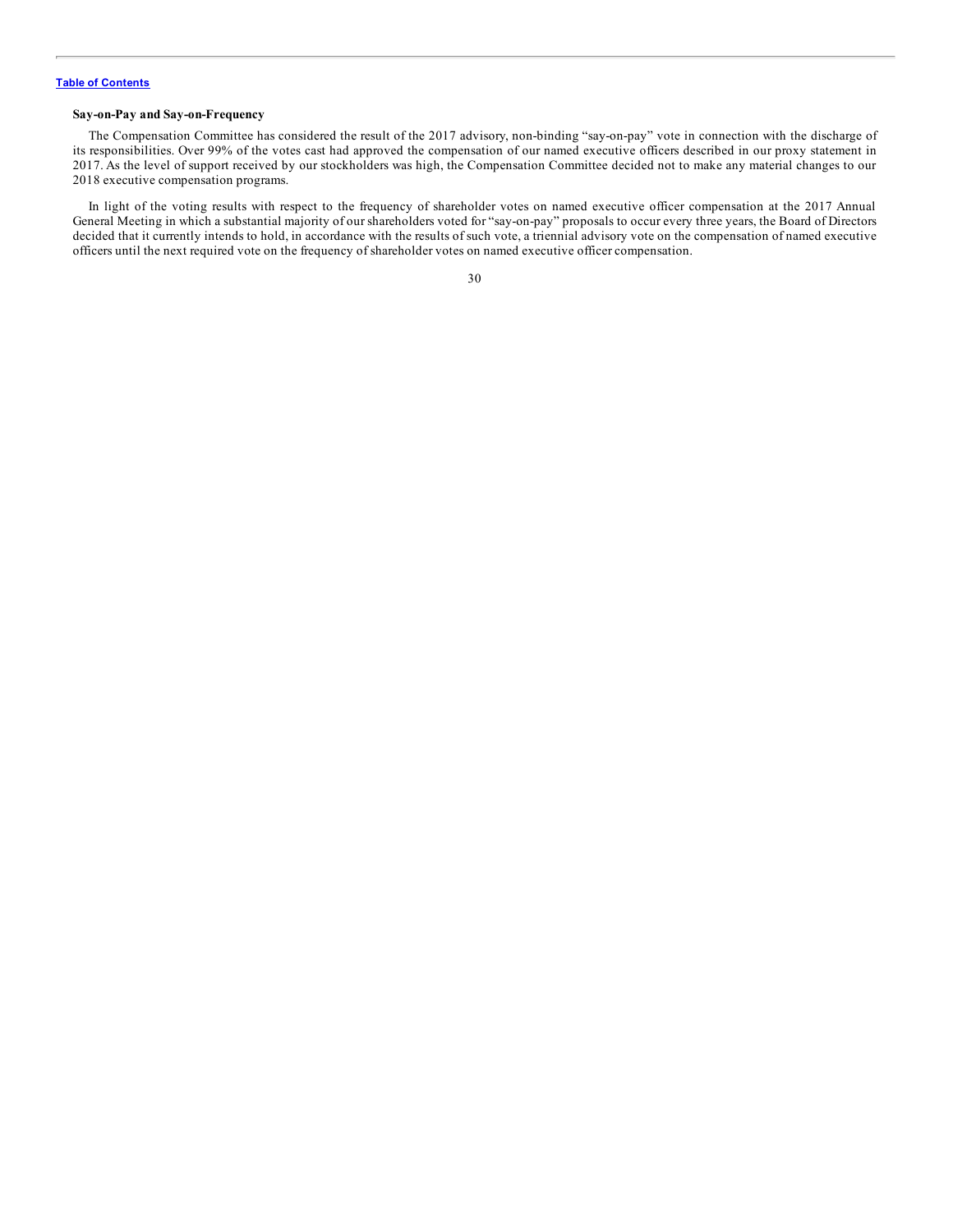**Say-on-Pay and Say-on-Frequency**

The Compensation Committee has considered the result of the 2017 advisory, non-binding "say-on-pay" vote in connection with the discharge of its responsibilities. Over 99% of the votes cast had approved the compensation of our named executive officers described in our proxy statement in 2017. As the level of support received by our stockholders was high, the Compensation Committee decided not to make any material changes to our 2018 executive compensation programs.

In light of the voting results with respect to the frequency of shareholder votes on named executive officer compensation at the 2017 Annual General Meeting in which a substantial majority of our shareholders voted for "say-on-pay" proposals to occur every three years, the Board of Directors decided that it currently intends to hold, in accordance with the results of such vote, a triennial advisory vote on the compensation of named executive officers until the next required vote on the frequency of shareholder votes on named executive officer compensation.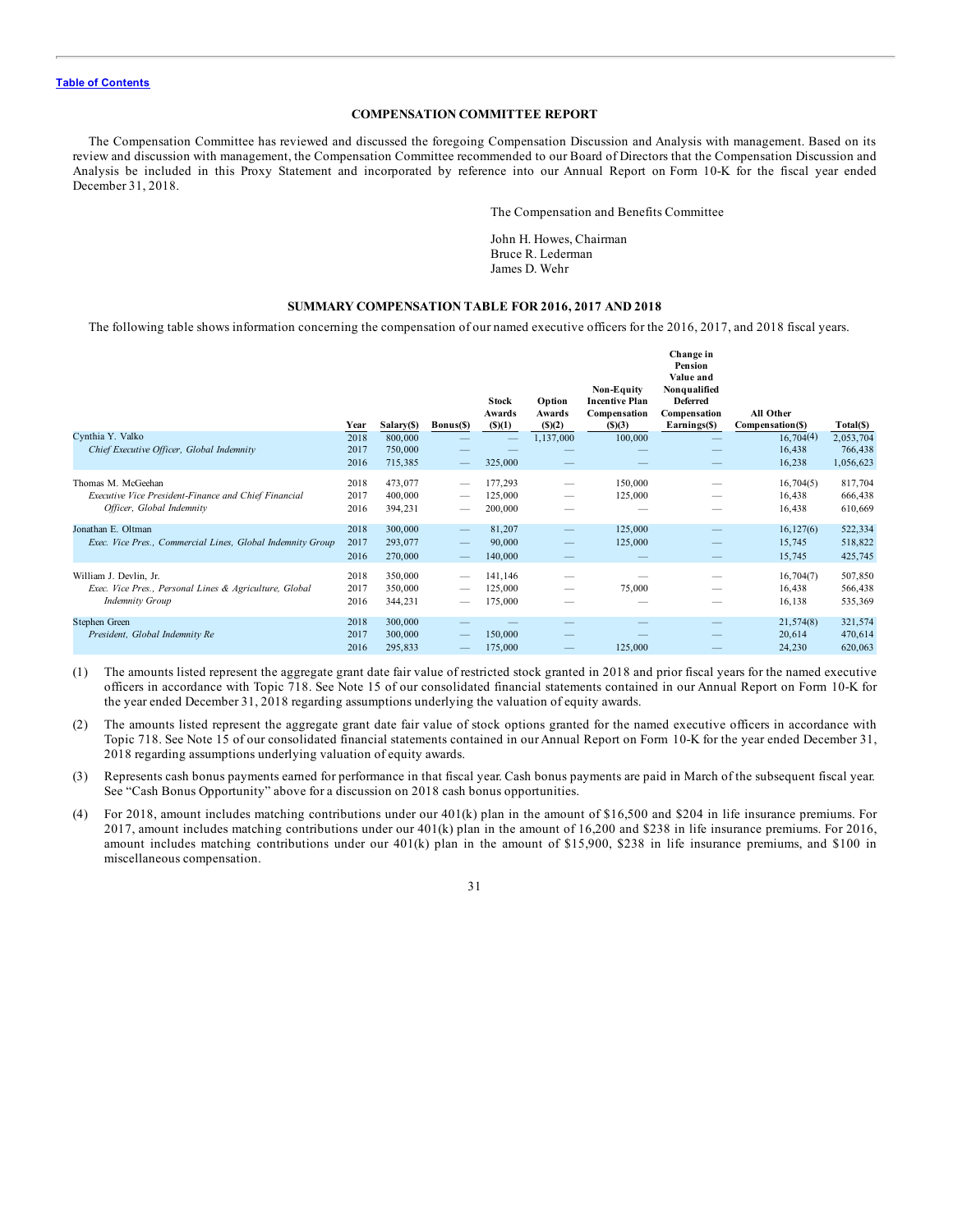[Table of Contents](#)

## COMPENSATION COMMITTEE REPORT

The Compensation Committee has reviewed and discussed the foregoing Compensation Discussion and Analysis with management. Based on its review and discussion with management, the Compensation Committee recommended to our Board of Directors that the Compensation Discussion and Analysis be included in this Proxy Statement and incorporated by reference into our Annual Report on Form 10-K for the fiscal year ended December 31, 2018.

The Compensation and Benefits Committee

John H. Howes, Chairman
Bruce R. Lederman
James D. Wehr

## SUMMARY COMPENSATION TABLE FOR 2016, 2017 AND 2018

The following table shows information concerning the compensation of our named executive officers for the 2016, 2017, and 2018 fiscal years.

| | Year | Salary($) | Bonus($) | Stock Awards ($)(1) | Option Awards ($)(2) | Non-Equity Incentive Plan Compensation ($)(3) | Change in Pension Value and Nonqualified Deferred Compensation Earnings($) | All Other Compensation($) | Total($) |
|---|---|---|---|---|---|---|---|---|---|
| Cynthia Y. Valko | 2018 | 800,000 | — | — | 1,137,000 | 100,000 | — | 16,704(4) | 2,053,704 |
| *Chief Executive Officer, Global Indemnity* | 2017 | 750,000 | — | — | — | — | — | 16,438 | 766,438 |
| | 2016 | 715,385 | — | 325,000 | — | — | — | 16,238 | 1,056,623 |
| Thomas M. McGeehan | 2018 | 473,077 | — | 177,293 | — | 150,000 | — | 16,704(5) | 817,704 |
| *Executive Vice President-Finance and Chief Financial* | 2017 | 400,000 | — | 125,000 | — | 125,000 | — | 16,438 | 666,438 |
| *Officer, Global Indemnity* | 2016 | 394,231 | — | 200,000 | — | — | — | 16,438 | 610,669 |
| Jonathan E. Oltman | 2018 | 300,000 | — | 81,207 | — | 125,000 | — | 16,127(6) | 522,334 |
| *Exec. Vice Pres., Commercial Lines, Global Indemnity Group* | 2017 | 293,077 | — | 90,000 | — | 125,000 | — | 15,745 | 518,822 |
| | 2016 | 270,000 | — | 140,000 | — | — | — | 15,745 | 425,745 |
| William J. Devlin, Jr. | 2018 | 350,000 | — | 141,146 | — | — | — | 16,704(7) | 507,850 |
| *Exec. Vice Pres., Personal Lines & Agriculture, Global* | 2017 | 350,000 | — | 125,000 | — | 75,000 | — | 16,438 | 566,438 |
| *Indemnity Group* | 2016 | 344,231 | — | 175,000 | — | — | — | 16,138 | 535,369 |
| Stephen Green | 2018 | 300,000 | — | — | — | — | — | 21,574(8) | 321,574 |
| *President, Global Indemnity Re* | 2017 | 300,000 | — | 150,000 | — | — | — | 20,614 | 470,614 |
| | 2016 | 295,833 | — | 175,000 | — | 125,000 | — | 24,230 | 620,063 |

(1) The amounts listed represent the aggregate grant date fair value of restricted stock granted in 2018 and prior fiscal years for the named executive officers in accordance with Topic 718. See Note 15 of our consolidated financial statements contained in our Annual Report on Form 10-K for the year ended December 31, 2018 regarding assumptions underlying the valuation of equity awards.

(2) The amounts listed represent the aggregate grant date fair value of stock options granted for the named executive officers in accordance with Topic 718. See Note 15 of our consolidated financial statements contained in our Annual Report on Form 10-K for the year ended December 31, 2018 regarding assumptions underlying valuation of equity awards.

(3) Represents cash bonus payments earned for performance in that fiscal year. Cash bonus payments are paid in March of the subsequent fiscal year. See "Cash Bonus Opportunity" above for a discussion on 2018 cash bonus opportunities.

(4) For 2018, amount includes matching contributions under our 401(k) plan in the amount of $16,500 and $204 in life insurance premiums. For 2017, amount includes matching contributions under our 401(k) plan in the amount of 16,200 and $238 in life insurance premiums. For 2016, amount includes matching contributions under our 401(k) plan in the amount of $15,900, $238 in life insurance premiums, and $100 in miscellaneous compensation.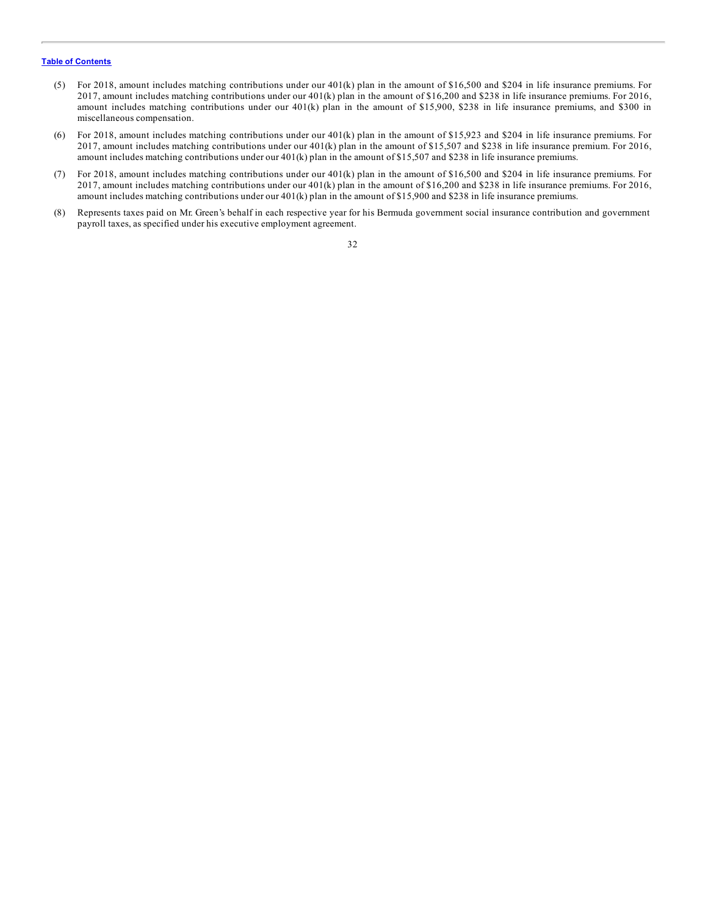(5) For 2018, amount includes matching contributions under our 401(k) plan in the amount of $16,500 and $204 in life insurance premiums. For 2017, amount includes matching contributions under our 401(k) plan in the amount of $16,200 and $238 in life insurance premiums. For 2016, amount includes matching contributions under our 401(k) plan in the amount of $15,900, $238 in life insurance premiums, and $300 in miscellaneous compensation.

(6) For 2018, amount includes matching contributions under our 401(k) plan in the amount of $15,923 and $204 in life insurance premiums. For 2017, amount includes matching contributions under our 401(k) plan in the amount of $15,507 and $238 in life insurance premium. For 2016, amount includes matching contributions under our 401(k) plan in the amount of $15,507 and $238 in life insurance premiums.

(7) For 2018, amount includes matching contributions under our 401(k) plan in the amount of $16,500 and $204 in life insurance premiums. For 2017, amount includes matching contributions under our 401(k) plan in the amount of $16,200 and $238 in life insurance premiums. For 2016, amount includes matching contributions under our 401(k) plan in the amount of $15,900 and $238 in life insurance premiums.

(8) Represents taxes paid on Mr. Green's behalf in each respective year for his Bermuda government social insurance contribution and government payroll taxes, as specified under his executive employment agreement.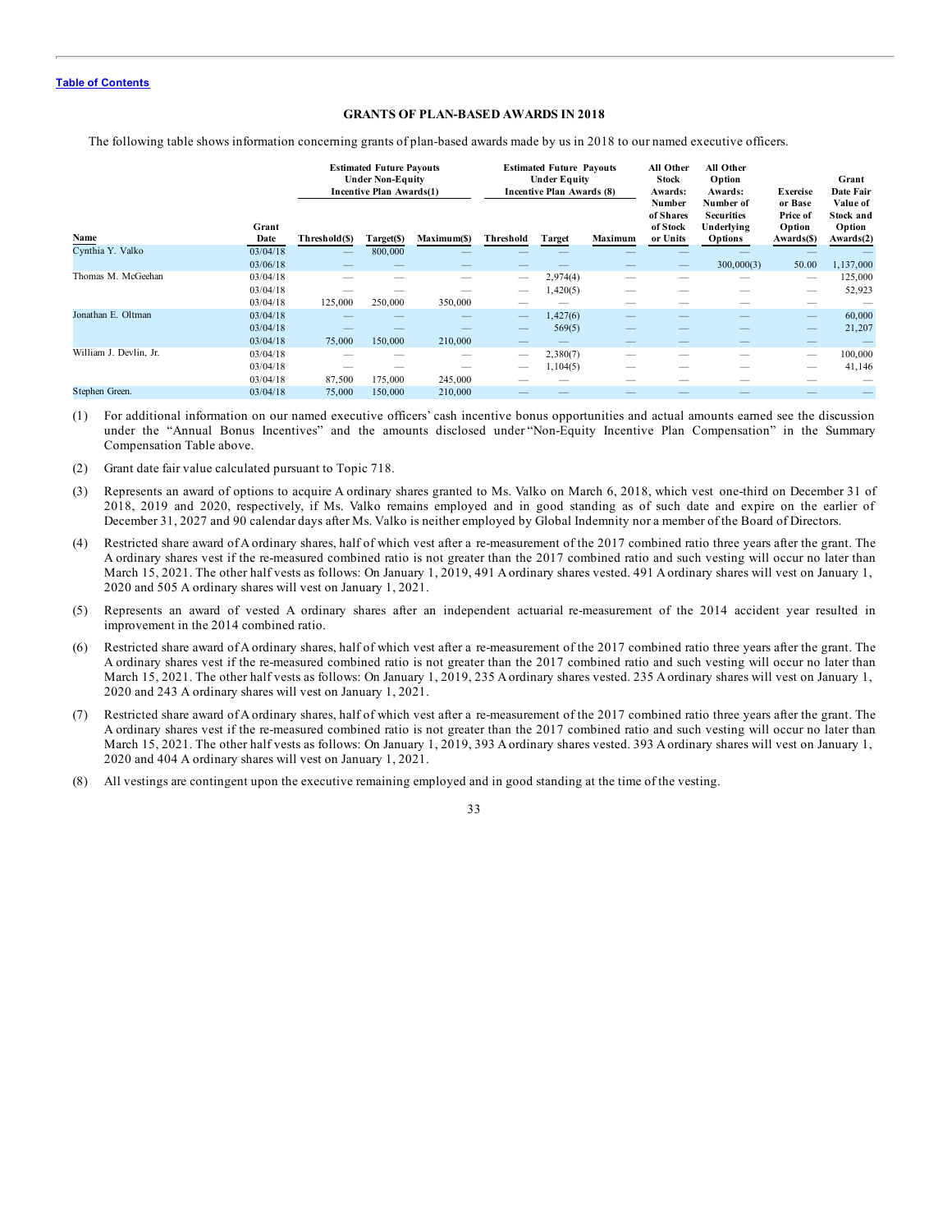[Table of Contents](#)

## GRANTS OF PLAN-BASED AWARDS IN 2018

The following table shows information concerning grants of plan-based awards made by us in 2018 to our named executive officers.

| Name | Grant Date | Estimated Future Payouts Under Non-Equity Incentive Plan Awards(1) | | | Estimated Future Payouts Under Equity Incentive Plan Awards (8) | | | All Other Stock Awards: Number of Shares of Stock or Units | All Other Option Awards: Number of Securities Underlying Options | Exercise or Base Price of Option Awards($) | Grant Date Fair Value of Stock and Option Awards(2) |
|---|---|---|---|---|---|---|---|---|---|---|---|
| | | Threshold($) | Target($) | Maximum($) | Threshold | Target | Maximum | | | | |
| Cynthia Y. Valko | 03/04/18 | — | 800,000 | — | — | — | — | — | — | — | — |
| | 03/06/18 | — | — | — | — | — | — | — | 300,000(3) | 50.00 | 1,137,000 |
| Thomas M. McGeehan | 03/04/18 | — | — | — | — | 2,974(4) | — | — | — | — | 125,000 |
| | 03/04/18 | — | — | — | — | 1,420(5) | — | — | — | — | 52,923 |
| | 03/04/18 | 125,000 | 250,000 | 350,000 | — | — | — | — | — | — | — |
| Jonathan E. Oltman | 03/04/18 | — | — | — | — | 1,427(6) | — | — | — | — | 60,000 |
| | 03/04/18 | — | — | — | — | 569(5) | — | — | — | — | 21,207 |
| | 03/04/18 | 75,000 | 150,000 | 210,000 | — | — | — | — | — | — | — |
| William J. Devlin, Jr. | 03/04/18 | — | — | — | — | 2,380(7) | — | — | — | — | 100,000 |
| | 03/04/18 | — | — | — | — | 1,104(5) | — | — | — | — | 41,146 |
| | 03/04/18 | 87,500 | 175,000 | 245,000 | — | — | — | — | — | — | — |
| Stephen Green. | 03/04/18 | 75,000 | 150,000 | 210,000 | — | — | — | — | — | — | — |

(1) For additional information on our named executive officers' cash incentive bonus opportunities and actual amounts earned see the discussion under the "Annual Bonus Incentives" and the amounts disclosed under "Non-Equity Incentive Plan Compensation" in the Summary Compensation Table above.

(2) Grant date fair value calculated pursuant to Topic 718.

(3) Represents an award of options to acquire A ordinary shares granted to Ms. Valko on March 6, 2018, which vest one-third on December 31 of 2018, 2019 and 2020, respectively, if Ms. Valko remains employed and in good standing as of such date and expire on the earlier of December 31, 2027 and 90 calendar days after Ms. Valko is neither employed by Global Indemnity nor a member of the Board of Directors.

(4) Restricted share award of A ordinary shares, half of which vest after a re-measurement of the 2017 combined ratio three years after the grant. The A ordinary shares vest if the re-measured combined ratio is not greater than the 2017 combined ratio and such vesting will occur no later than March 15, 2021. The other half vests as follows: On January 1, 2019, 491 A ordinary shares vested. 491 A ordinary shares will vest on January 1, 2020 and 505 A ordinary shares will vest on January 1, 2021.

(5) Represents an award of vested A ordinary shares after an independent actuarial re-measurement of the 2014 accident year resulted in improvement in the 2014 combined ratio.

(6) Restricted share award of A ordinary shares, half of which vest after a re-measurement of the 2017 combined ratio three years after the grant. The A ordinary shares vest if the re-measured combined ratio is not greater than the 2017 combined ratio and such vesting will occur no later than March 15, 2021. The other half vests as follows: On January 1, 2019, 235 A ordinary shares vested. 235 A ordinary shares will vest on January 1, 2020 and 243 A ordinary shares will vest on January 1, 2021.

(7) Restricted share award of A ordinary shares, half of which vest after a re-measurement of the 2017 combined ratio three years after the grant. The A ordinary shares vest if the re-measured combined ratio is not greater than the 2017 combined ratio and such vesting will occur no later than March 15, 2021. The other half vests as follows: On January 1, 2019, 393 A ordinary shares vested. 393 A ordinary shares will vest on January 1, 2020 and 404 A ordinary shares will vest on January 1, 2021.

(8) All vestings are contingent upon the executive remaining employed and in good standing at the time of the vesting.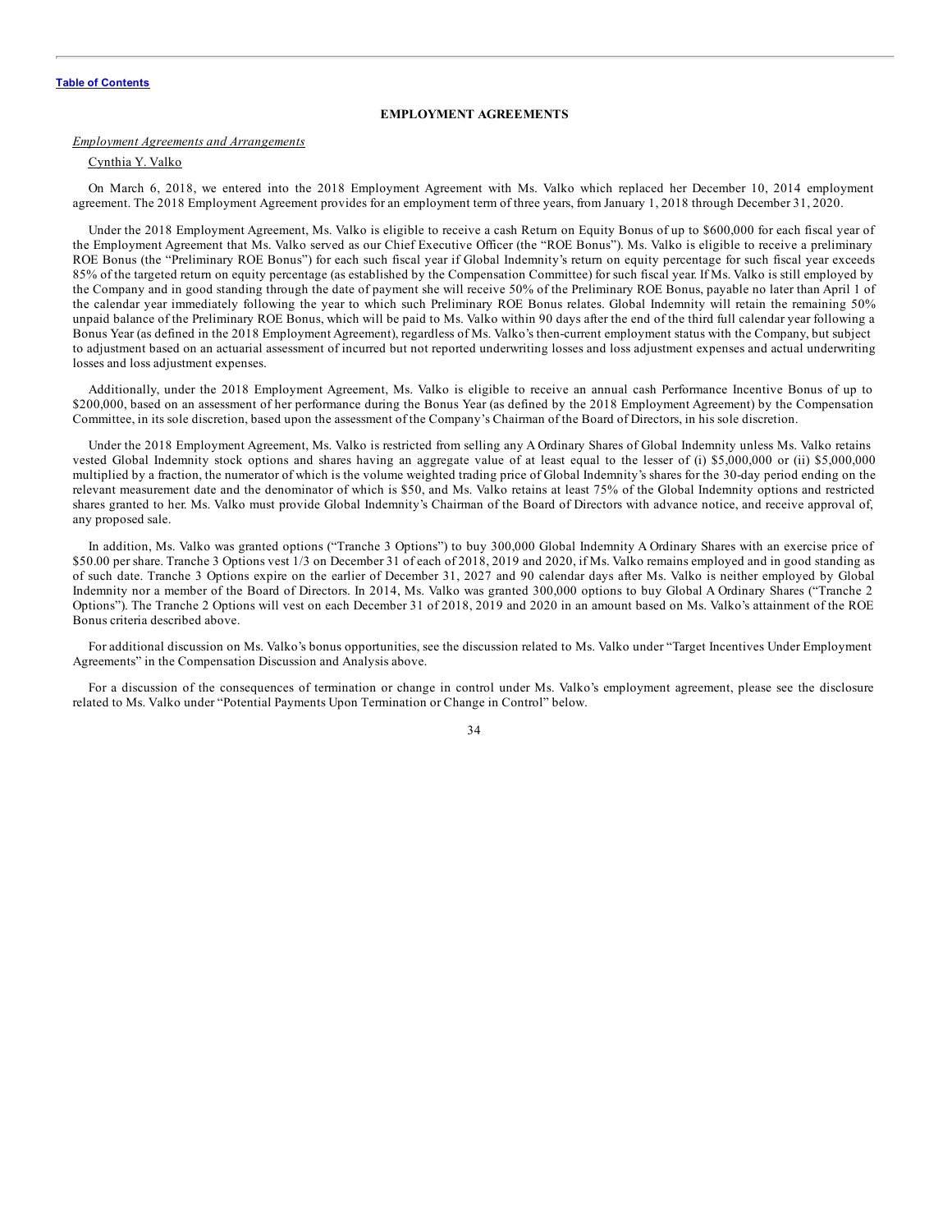## EMPLOYMENT AGREEMENTS

*Employment Agreements and Arrangements*

Cynthia Y. Valko

On March 6, 2018, we entered into the 2018 Employment Agreement with Ms. Valko which replaced her December 10, 2014 employment agreement. The 2018 Employment Agreement provides for an employment term of three years, from January 1, 2018 through December 31, 2020.

Under the 2018 Employment Agreement, Ms. Valko is eligible to receive a cash Return on Equity Bonus of up to $600,000 for each fiscal year of the Employment Agreement that Ms. Valko served as our Chief Executive Officer (the "ROE Bonus"). Ms. Valko is eligible to receive a preliminary ROE Bonus (the "Preliminary ROE Bonus") for each such fiscal year if Global Indemnity's return on equity percentage for such fiscal year exceeds 85% of the targeted return on equity percentage (as established by the Compensation Committee) for such fiscal year. If Ms. Valko is still employed by the Company and in good standing through the date of payment she will receive 50% of the Preliminary ROE Bonus, payable no later than April 1 of the calendar year immediately following the year to which such Preliminary ROE Bonus relates. Global Indemnity will retain the remaining 50% unpaid balance of the Preliminary ROE Bonus, which will be paid to Ms. Valko within 90 days after the end of the third full calendar year following a Bonus Year (as defined in the 2018 Employment Agreement), regardless of Ms. Valko's then-current employment status with the Company, but subject to adjustment based on an actuarial assessment of incurred but not reported underwriting losses and loss adjustment expenses and actual underwriting losses and loss adjustment expenses.

Additionally, under the 2018 Employment Agreement, Ms. Valko is eligible to receive an annual cash Performance Incentive Bonus of up to $200,000, based on an assessment of her performance during the Bonus Year (as defined by the 2018 Employment Agreement) by the Compensation Committee, in its sole discretion, based upon the assessment of the Company's Chairman of the Board of Directors, in his sole discretion.

Under the 2018 Employment Agreement, Ms. Valko is restricted from selling any A Ordinary Shares of Global Indemnity unless Ms. Valko retains vested Global Indemnity stock options and shares having an aggregate value of at least equal to the lesser of (i) $5,000,000 or (ii) $5,000,000 multiplied by a fraction, the numerator of which is the volume weighted trading price of Global Indemnity's shares for the 30-day period ending on the relevant measurement date and the denominator of which is $50, and Ms. Valko retains at least 75% of the Global Indemnity options and restricted shares granted to her. Ms. Valko must provide Global Indemnity's Chairman of the Board of Directors with advance notice, and receive approval of, any proposed sale.

In addition, Ms. Valko was granted options ("Tranche 3 Options") to buy 300,000 Global Indemnity A Ordinary Shares with an exercise price of $50.00 per share. Tranche 3 Options vest 1/3 on December 31 of each of 2018, 2019 and 2020, if Ms. Valko remains employed and in good standing as of such date. Tranche 3 Options expire on the earlier of December 31, 2027 and 90 calendar days after Ms. Valko is neither employed by Global Indemnity nor a member of the Board of Directors. In 2014, Ms. Valko was granted 300,000 options to buy Global A Ordinary Shares ("Tranche 2 Options"). The Tranche 2 Options will vest on each December 31 of 2018, 2019 and 2020 in an amount based on Ms. Valko's attainment of the ROE Bonus criteria described above.

For additional discussion on Ms. Valko's bonus opportunities, see the discussion related to Ms. Valko under "Target Incentives Under Employment Agreements" in the Compensation Discussion and Analysis above.

For a discussion of the consequences of termination or change in control under Ms. Valko's employment agreement, please see the disclosure related to Ms. Valko under "Potential Payments Upon Termination or Change in Control" below.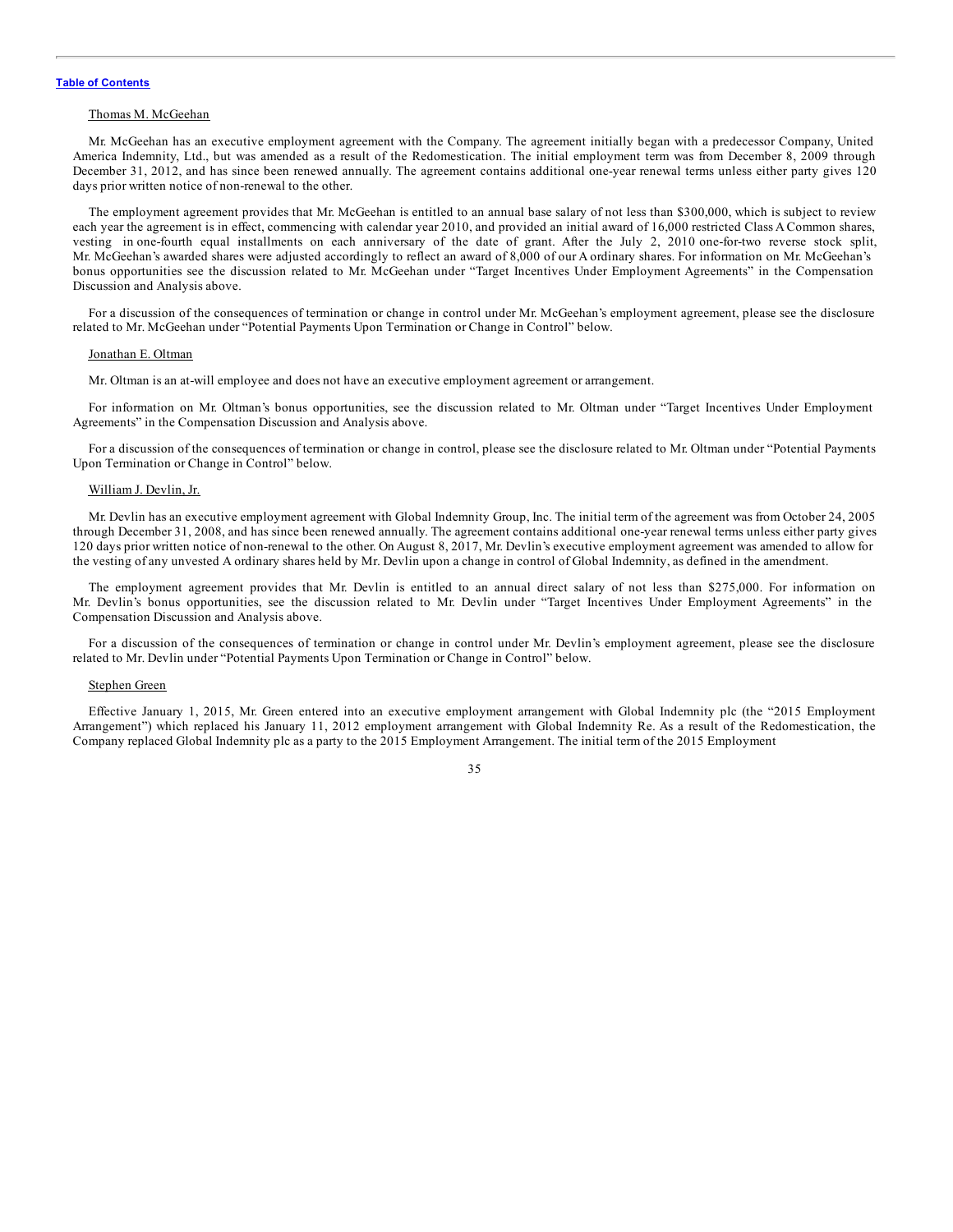Thomas M. McGeehan

Mr. McGeehan has an executive employment agreement with the Company. The agreement initially began with a predecessor Company, United America Indemnity, Ltd., but was amended as a result of the Redomestication. The initial employment term was from December 8, 2009 through December 31, 2012, and has since been renewed annually. The agreement contains additional one-year renewal terms unless either party gives 120 days prior written notice of non-renewal to the other.

The employment agreement provides that Mr. McGeehan is entitled to an annual base salary of not less than $300,000, which is subject to review each year the agreement is in effect, commencing with calendar year 2010, and provided an initial award of 16,000 restricted Class A Common shares, vesting in one-fourth equal installments on each anniversary of the date of grant. After the July 2, 2010 one-for-two reverse stock split, Mr. McGeehan's awarded shares were adjusted accordingly to reflect an award of 8,000 of our A ordinary shares. For information on Mr. McGeehan's bonus opportunities see the discussion related to Mr. McGeehan under "Target Incentives Under Employment Agreements" in the Compensation Discussion and Analysis above.

For a discussion of the consequences of termination or change in control under Mr. McGeehan's employment agreement, please see the disclosure related to Mr. McGeehan under "Potential Payments Upon Termination or Change in Control" below.

Jonathan E. Oltman

Mr. Oltman is an at-will employee and does not have an executive employment agreement or arrangement.

For information on Mr. Oltman's bonus opportunities, see the discussion related to Mr. Oltman under "Target Incentives Under Employment Agreements" in the Compensation Discussion and Analysis above.

For a discussion of the consequences of termination or change in control, please see the disclosure related to Mr. Oltman under "Potential Payments Upon Termination or Change in Control" below.

William J. Devlin, Jr.

Mr. Devlin has an executive employment agreement with Global Indemnity Group, Inc. The initial term of the agreement was from October 24, 2005 through December 31, 2008, and has since been renewed annually. The agreement contains additional one-year renewal terms unless either party gives 120 days prior written notice of non-renewal to the other. On August 8, 2017, Mr. Devlin's executive employment agreement was amended to allow for the vesting of any unvested A ordinary shares held by Mr. Devlin upon a change in control of Global Indemnity, as defined in the amendment.

The employment agreement provides that Mr. Devlin is entitled to an annual direct salary of not less than $275,000. For information on Mr. Devlin's bonus opportunities, see the discussion related to Mr. Devlin under "Target Incentives Under Employment Agreements" in the Compensation Discussion and Analysis above.

For a discussion of the consequences of termination or change in control under Mr. Devlin's employment agreement, please see the disclosure related to Mr. Devlin under "Potential Payments Upon Termination or Change in Control" below.

Stephen Green

Effective January 1, 2015, Mr. Green entered into an executive employment arrangement with Global Indemnity plc (the "2015 Employment Arrangement") which replaced his January 11, 2012 employment arrangement with Global Indemnity Re. As a result of the Redomestication, the Company replaced Global Indemnity plc as a party to the 2015 Employment Arrangement. The initial term of the 2015 Employment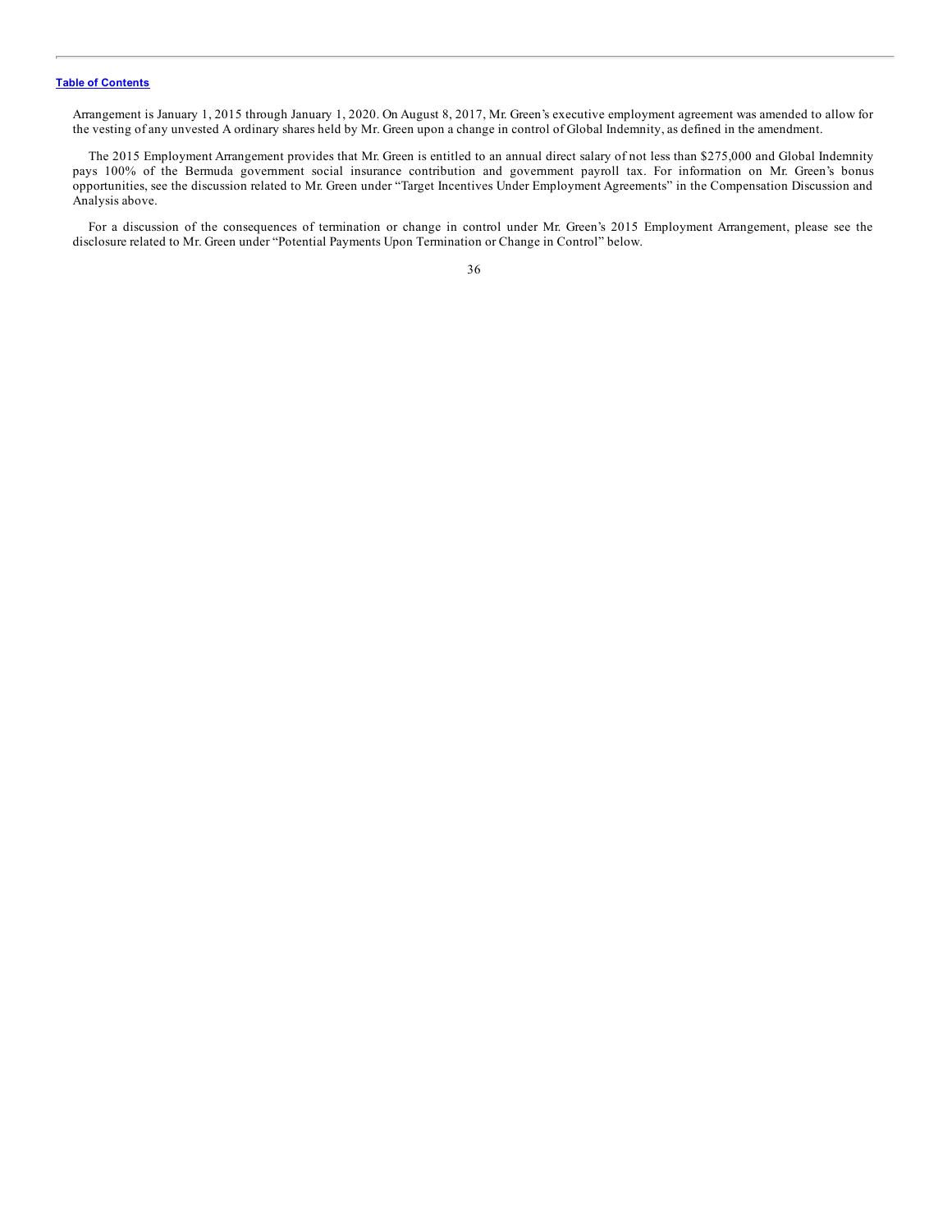Arrangement is January 1, 2015 through January 1, 2020. On August 8, 2017, Mr. Green's executive employment agreement was amended to allow for the vesting of any unvested A ordinary shares held by Mr. Green upon a change in control of Global Indemnity, as defined in the amendment.

The 2015 Employment Arrangement provides that Mr. Green is entitled to an annual direct salary of not less than $275,000 and Global Indemnity pays 100% of the Bermuda government social insurance contribution and government payroll tax. For information on Mr. Green's bonus opportunities, see the discussion related to Mr. Green under "Target Incentives Under Employment Agreements" in the Compensation Discussion and Analysis above.

For a discussion of the consequences of termination or change in control under Mr. Green's 2015 Employment Arrangement, please see the disclosure related to Mr. Green under "Potential Payments Upon Termination or Change in Control" below.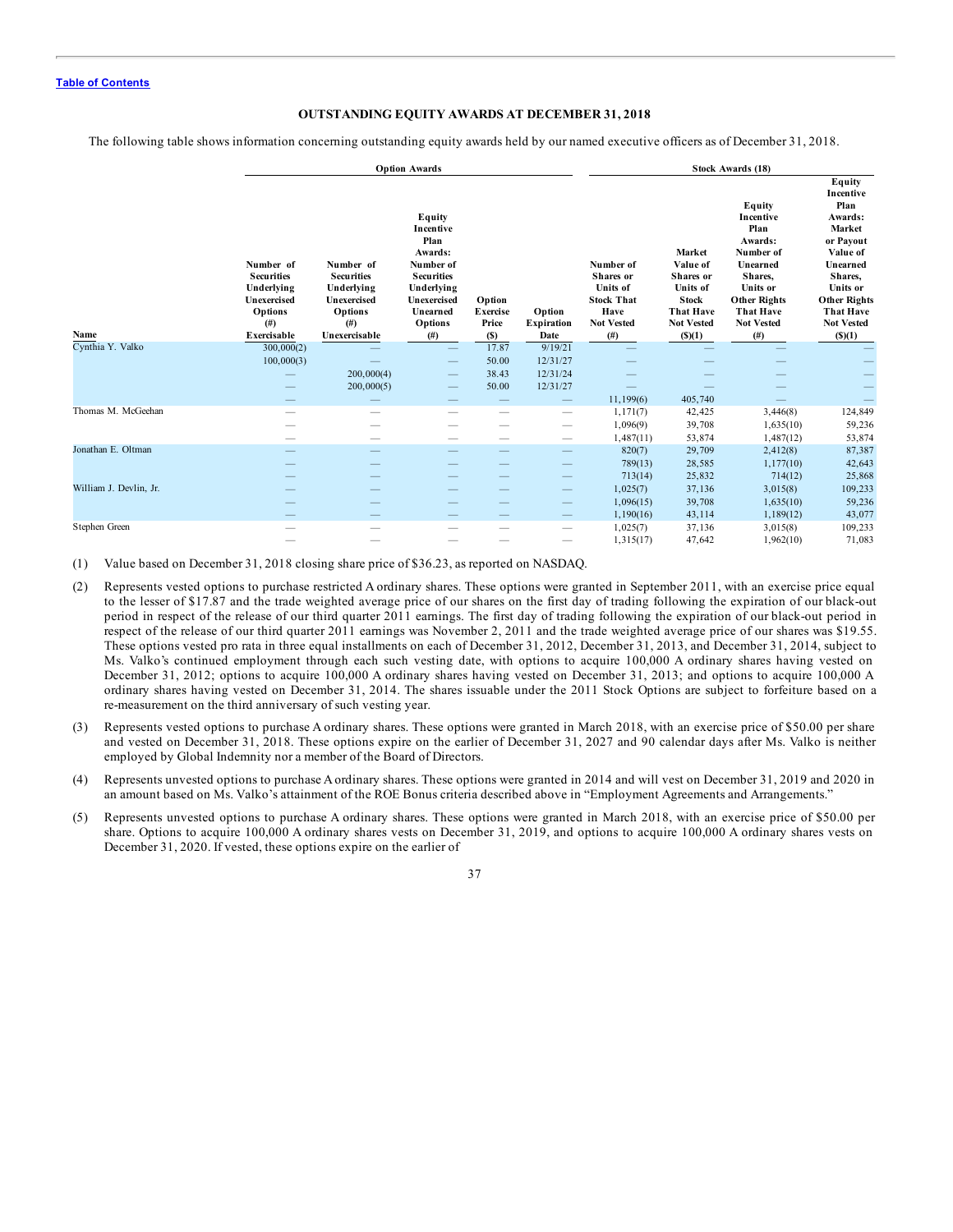Table of Contents

## OUTSTANDING EQUITY AWARDS AT DECEMBER 31, 2018

The following table shows information concerning outstanding equity awards held by our named executive officers as of December 31, 2018.

| | Option Awards | | | | | Stock Awards (18) | | | |
|---|---|---|---|---|---|---|---|---|---|
| Name | Number of Securities Underlying Unexercised Options (#) Exercisable | Number of Securities Underlying Unexercised Options (#) Unexercisable | Equity Incentive Plan Awards: Number of Securities Underlying Unexercised Unearned Options (#) | Option Exercise Price ($) | Option Expiration Date | Number of Shares or Units of Stock That Have Not Vested (#) | Market Value of Shares or Units of Stock That Have Not Vested ($)(1) | Equity Incentive Plan Awards: Number of Unearned Shares, Units or Other Rights That Have Not Vested (#) | Equity Incentive Plan Awards: Market or Payout Value of Unearned Shares, Units or Other Rights That Have Not Vested ($)(1) |
| Cynthia Y. Valko | 300,000(2) | — | — | 17.87 | 9/19/21 | — | — | — | — |
| | 100,000(3) | — | — | 50.00 | 12/31/27 | — | — | — | — |
| | — | 200,000(4) | — | 38.43 | 12/31/24 | — | — | — | — |
| | — | 200,000(5) | — | 50.00 | 12/31/27 | — | — | — | — |
| | — | — | — | — | — | 11,199(6) | 405,740 | — | — |
| Thomas M. McGeehan | — | — | — | — | — | 1,171(7) | 42,425 | 3,446(8) | 124,849 |
| | — | — | — | — | — | 1,096(9) | 39,708 | 1,635(10) | 59,236 |
| | — | — | — | — | — | 1,487(11) | 53,874 | 1,487(12) | 53,874 |
| Jonathan E. Oltman | — | — | — | — | — | 820(7) | 29,709 | 2,412(8) | 87,387 |
| | — | — | — | — | — | 789(13) | 28,585 | 1,177(10) | 42,643 |
| | — | — | — | — | — | 713(14) | 25,832 | 714(12) | 25,868 |
| William J. Devlin, Jr. | — | — | — | — | — | 1,025(7) | 37,136 | 3,015(8) | 109,233 |
| | — | — | — | — | — | 1,096(15) | 39,708 | 1,635(10) | 59,236 |
| | — | — | — | — | — | 1,190(16) | 43,114 | 1,189(12) | 43,077 |
| Stephen Green | — | — | — | — | — | 1,025(7) | 37,136 | 3,015(8) | 109,233 |
| | — | — | — | — | — | 1,315(17) | 47,642 | 1,962(10) | 71,083 |

(1) Value based on December 31, 2018 closing share price of $36.23, as reported on NASDAQ.

(2) Represents vested options to purchase restricted A ordinary shares. These options were granted in September 2011, with an exercise price equal to the lesser of $17.87 and the trade weighted average price of our shares on the first day of trading following the expiration of our black-out period in respect of the release of our third quarter 2011 earnings. The first day of trading following the expiration of our black-out period in respect of the release of our third quarter 2011 earnings was November 2, 2011 and the trade weighted average price of our shares was $19.55. These options vested pro rata in three equal installments on each of December 31, 2012, December 31, 2013, and December 31, 2014, subject to Ms. Valko's continued employment through each such vesting date, with options to acquire 100,000 A ordinary shares having vested on December 31, 2012; options to acquire 100,000 A ordinary shares having vested on December 31, 2013; and options to acquire 100,000 A ordinary shares having vested on December 31, 2014. The shares issuable under the 2011 Stock Options are subject to forfeiture based on a re-measurement on the third anniversary of such vesting year.

(3) Represents vested options to purchase A ordinary shares. These options were granted in March 2018, with an exercise price of $50.00 per share and vested on December 31, 2018. These options expire on the earlier of December 31, 2027 and 90 calendar days after Ms. Valko is neither employed by Global Indemnity nor a member of the Board of Directors.

(4) Represents unvested options to purchase A ordinary shares. These options were granted in 2014 and will vest on December 31, 2019 and 2020 in an amount based on Ms. Valko's attainment of the ROE Bonus criteria described above in "Employment Agreements and Arrangements."

(5) Represents unvested options to purchase A ordinary shares. These options were granted in March 2018, with an exercise price of $50.00 per share. Options to acquire 100,000 A ordinary shares vests on December 31, 2019, and options to acquire 100,000 A ordinary shares vests on December 31, 2020. If vested, these options expire on the earlier of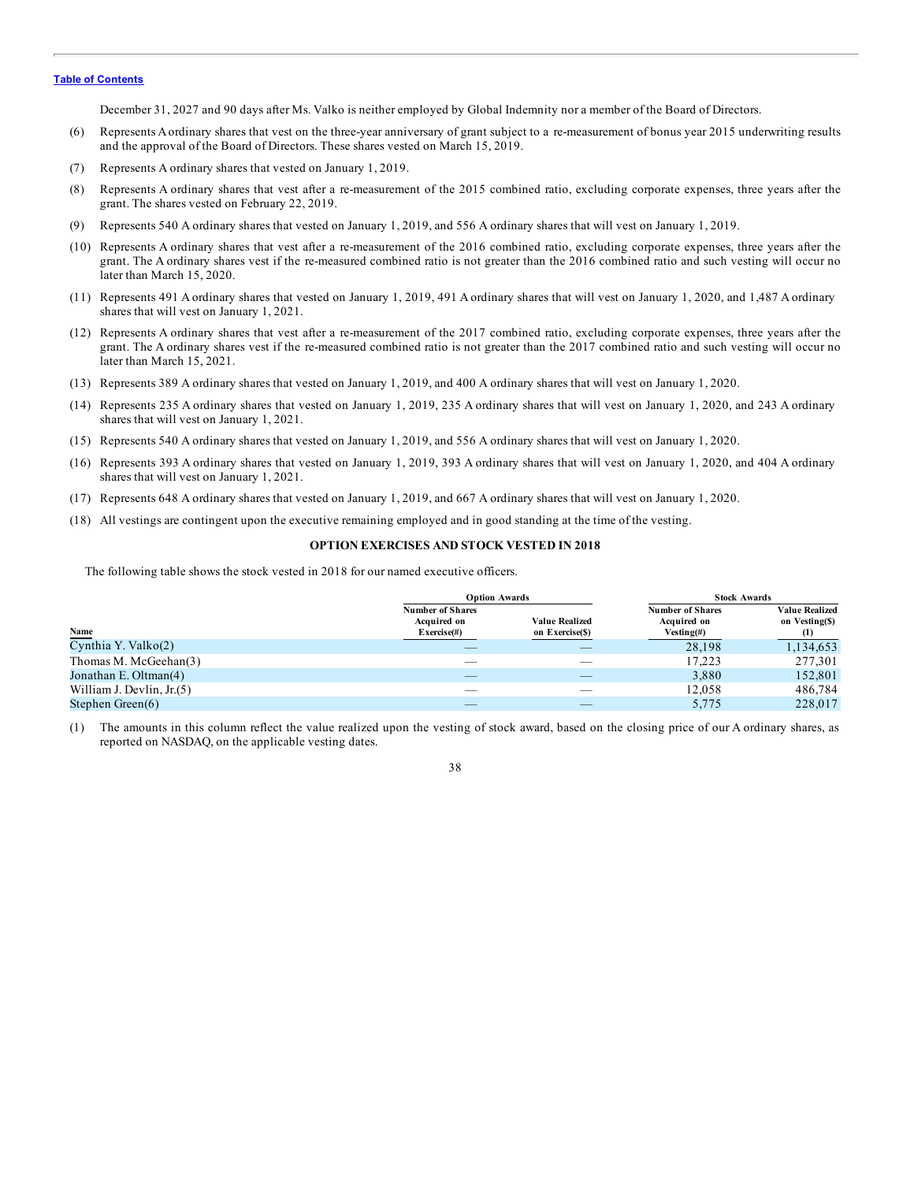December 31, 2027 and 90 days after Ms. Valko is neither employed by Global Indemnity nor a member of the Board of Directors.

(6) Represents A ordinary shares that vest on the three-year anniversary of grant subject to a re-measurement of bonus year 2015 underwriting results and the approval of the Board of Directors. These shares vested on March 15, 2019.

(7) Represents A ordinary shares that vested on January 1, 2019.

(8) Represents A ordinary shares that vest after a re-measurement of the 2015 combined ratio, excluding corporate expenses, three years after the grant. The shares vested on February 22, 2019.

(9) Represents 540 A ordinary shares that vested on January 1, 2019, and 556 A ordinary shares that will vest on January 1, 2019.

(10) Represents A ordinary shares that vest after a re-measurement of the 2016 combined ratio, excluding corporate expenses, three years after the grant. The A ordinary shares vest if the re-measured combined ratio is not greater than the 2016 combined ratio and such vesting will occur no later than March 15, 2020.

(11) Represents 491 A ordinary shares that vested on January 1, 2019, 491 A ordinary shares that will vest on January 1, 2020, and 1,487 A ordinary shares that will vest on January 1, 2021.

(12) Represents A ordinary shares that vest after a re-measurement of the 2017 combined ratio, excluding corporate expenses, three years after the grant. The A ordinary shares vest if the re-measured combined ratio is not greater than the 2017 combined ratio and such vesting will occur no later than March 15, 2021.

(13) Represents 389 A ordinary shares that vested on January 1, 2019, and 400 A ordinary shares that will vest on January 1, 2020.

(14) Represents 235 A ordinary shares that vested on January 1, 2019, 235 A ordinary shares that will vest on January 1, 2020, and 243 A ordinary shares that will vest on January 1, 2021.

(15) Represents 540 A ordinary shares that vested on January 1, 2019, and 556 A ordinary shares that will vest on January 1, 2020.

(16) Represents 393 A ordinary shares that vested on January 1, 2019, 393 A ordinary shares that will vest on January 1, 2020, and 404 A ordinary shares that will vest on January 1, 2021.

(17) Represents 648 A ordinary shares that vested on January 1, 2019, and 667 A ordinary shares that will vest on January 1, 2020.

(18) All vestings are contingent upon the executive remaining employed and in good standing at the time of the vesting.

## OPTION EXERCISES AND STOCK VESTED IN 2018

The following table shows the stock vested in 2018 for our named executive officers.

| | Option Awards | | Stock Awards | |
|---|---|---|---|---|
| Name | Number of Shares Acquired on Exercise(#) | Value Realized on Exercise($) | Number of Shares Acquired on Vesting(#) | Value Realized on Vesting($) (1) |
| Cynthia Y. Valko(2) | — | — | 28,198 | 1,134,653 |
| Thomas M. McGeehan(3) | — | — | 17,223 | 277,301 |
| Jonathan E. Oltman(4) | — | — | 3,880 | 152,801 |
| William J. Devlin, Jr.(5) | — | — | 12,058 | 486,784 |
| Stephen Green(6) | — | — | 5,775 | 228,017 |

(1) The amounts in this column reflect the value realized upon the vesting of stock award, based on the closing price of our A ordinary shares, as reported on NASDAQ, on the applicable vesting dates.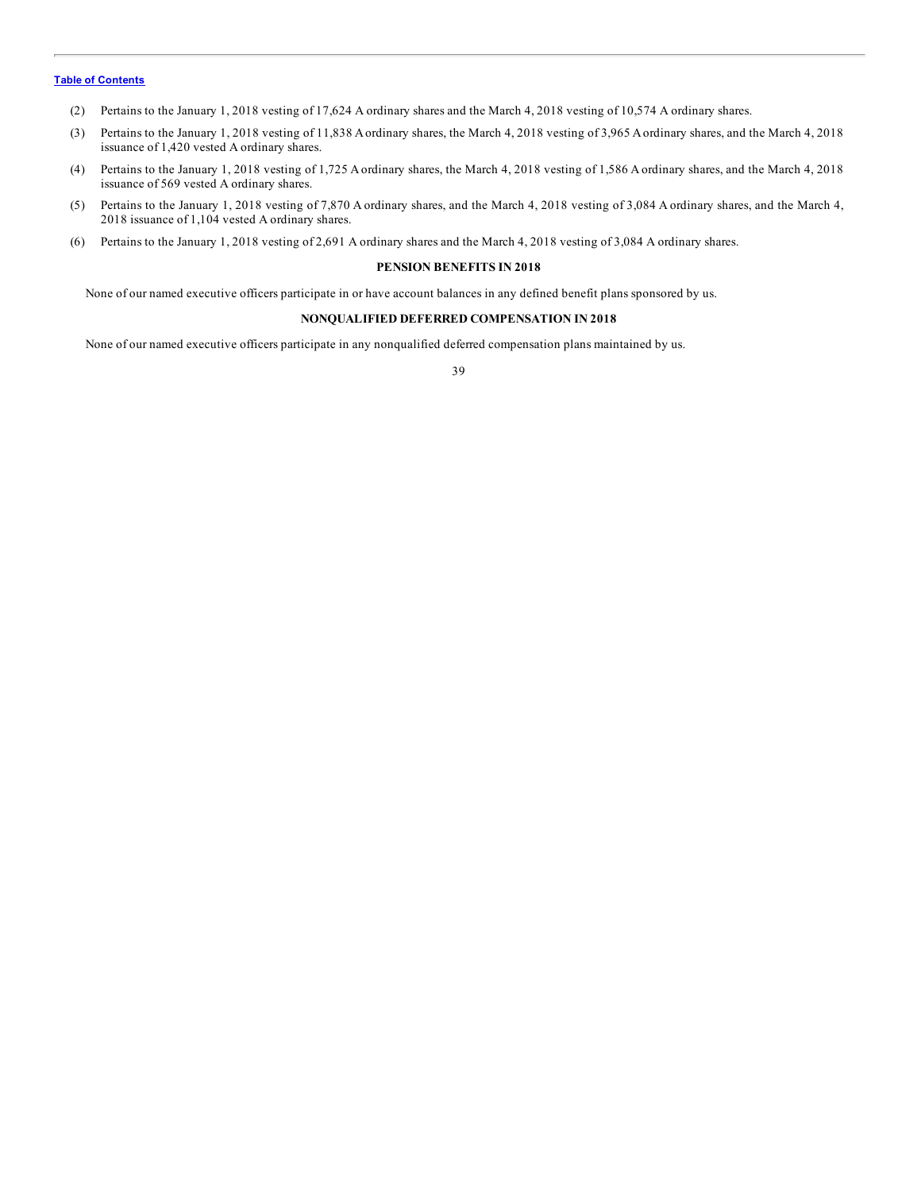(2) Pertains to the January 1, 2018 vesting of 17,624 A ordinary shares and the March 4, 2018 vesting of 10,574 A ordinary shares.

(3) Pertains to the January 1, 2018 vesting of 11,838 A ordinary shares, the March 4, 2018 vesting of 3,965 A ordinary shares, and the March 4, 2018 issuance of 1,420 vested A ordinary shares.

(4) Pertains to the January 1, 2018 vesting of 1,725 A ordinary shares, the March 4, 2018 vesting of 1,586 A ordinary shares, and the March 4, 2018 issuance of 569 vested A ordinary shares.

(5) Pertains to the January 1, 2018 vesting of 7,870 A ordinary shares, and the March 4, 2018 vesting of 3,084 A ordinary shares, and the March 4, 2018 issuance of 1,104 vested A ordinary shares.

(6) Pertains to the January 1, 2018 vesting of 2,691 A ordinary shares and the March 4, 2018 vesting of 3,084 A ordinary shares.

## PENSION BENEFITS IN 2018

None of our named executive officers participate in or have account balances in any defined benefit plans sponsored by us.

## NONQUALIFIED DEFERRED COMPENSATION IN 2018

None of our named executive officers participate in any nonqualified deferred compensation plans maintained by us.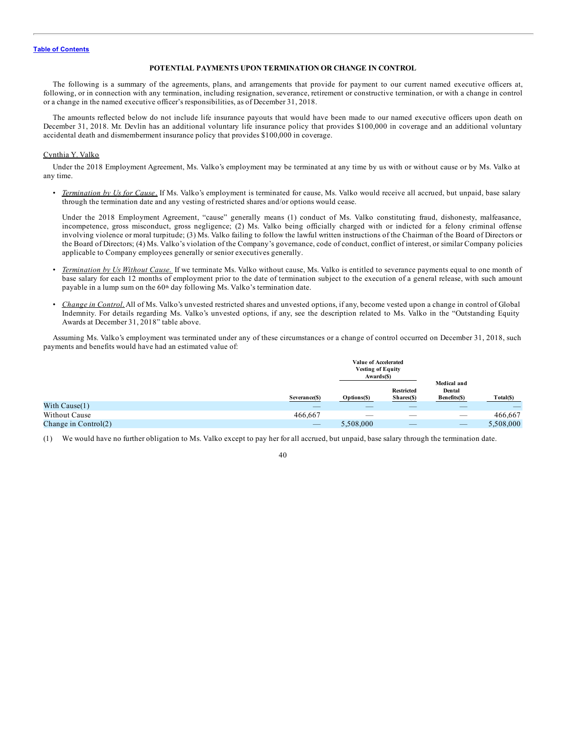## POTENTIAL PAYMENTS UPON TERMINATION OR CHANGE IN CONTROL

The following is a summary of the agreements, plans, and arrangements that provide for payment to our current named executive officers at, following, or in connection with any termination, including resignation, severance, retirement or constructive termination, or with a change in control or a change in the named executive officer's responsibilities, as of December 31, 2018.

The amounts reflected below do not include life insurance payouts that would have been made to our named executive officers upon death on December 31, 2018. Mr. Devlin has an additional voluntary life insurance policy that provides $100,000 in coverage and an additional voluntary accidental death and dismemberment insurance policy that provides $100,000 in coverage.

### Cynthia Y. Valko

Under the 2018 Employment Agreement, Ms. Valko's employment may be terminated at any time by us with or without cause or by Ms. Valko at any time.

- *Termination by Us for Cause*. If Ms. Valko's employment is terminated for cause, Ms. Valko would receive all accrued, but unpaid, base salary through the termination date and any vesting of restricted shares and/or options would cease.

  Under the 2018 Employment Agreement, "cause" generally means (1) conduct of Ms. Valko constituting fraud, dishonesty, malfeasance, incompetence, gross misconduct, gross negligence; (2) Ms. Valko being officially charged with or indicted for a felony criminal offense involving violence or moral turpitude; (3) Ms. Valko failing to follow the lawful written instructions of the Chairman of the Board of Directors or the Board of Directors; (4) Ms. Valko's violation of the Company's governance, code of conduct, conflict of interest, or similar Company policies applicable to Company employees generally or senior executives generally.

- *Termination by Us Without Cause.* If we terminate Ms. Valko without cause, Ms. Valko is entitled to severance payments equal to one month of base salary for each 12 months of employment prior to the date of termination subject to the execution of a general release, with such amount payable in a lump sum on the 60th day following Ms. Valko's termination date.

- *Change in Control.* All of Ms. Valko's unvested restricted shares and unvested options, if any, become vested upon a change in control of Global Indemnity. For details regarding Ms. Valko's unvested options, if any, see the description related to Ms. Valko in the "Outstanding Equity Awards at December 31, 2018" table above.

Assuming Ms. Valko's employment was terminated under any of these circumstances or a change of control occurred on December 31, 2018, such payments and benefits would have had an estimated value of:

| | | Value of Accelerated Vesting of Equity Awards($) | | | |
|---|---|---|---|---|---|
| | Severance($) | Options($) | Restricted Shares($) | Medical and Dental Benefits($) | Total($) |
| With Cause(1) | — | — | — | — | — |
| Without Cause | 466,667 | — | — | — | 466,667 |
| Change in Control(2) | — | 5,508,000 | — | — | 5,508,000 |

(1) We would have no further obligation to Ms. Valko except to pay her for all accrued, but unpaid, base salary through the termination date.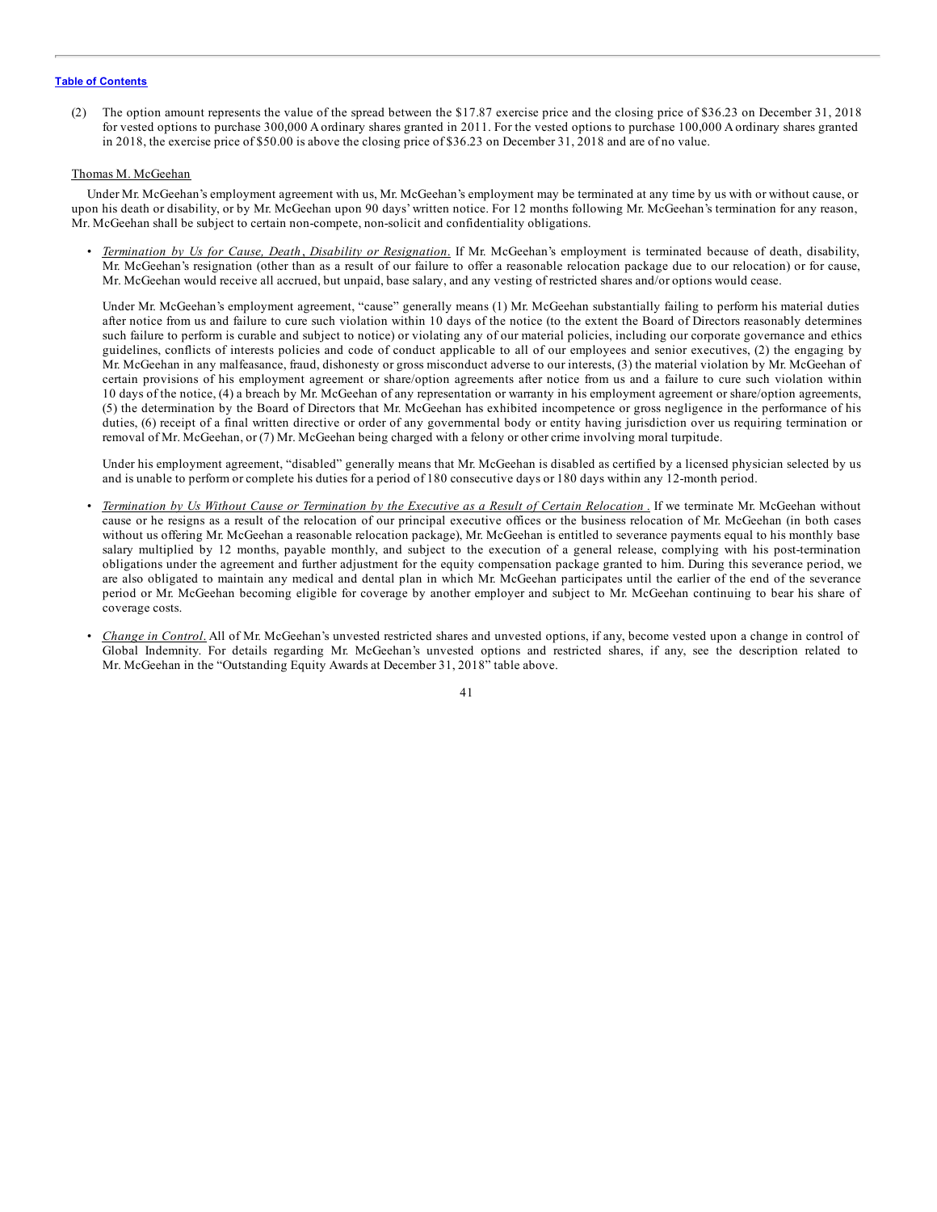(2) The option amount represents the value of the spread between the $17.87 exercise price and the closing price of $36.23 on December 31, 2018 for vested options to purchase 300,000 A ordinary shares granted in 2011. For the vested options to purchase 100,000 A ordinary shares granted in 2018, the exercise price of $50.00 is above the closing price of $36.23 on December 31, 2018 and are of no value.

Thomas M. McGeehan

Under Mr. McGeehan's employment agreement with us, Mr. McGeehan's employment may be terminated at any time by us with or without cause, or upon his death or disability, or by Mr. McGeehan upon 90 days' written notice. For 12 months following Mr. McGeehan's termination for any reason, Mr. McGeehan shall be subject to certain non-compete, non-solicit and confidentiality obligations.

- *Termination by Us for Cause, Death, Disability or Resignation*. If Mr. McGeehan's employment is terminated because of death, disability, Mr. McGeehan's resignation (other than as a result of our failure to offer a reasonable relocation package due to our relocation) or for cause, Mr. McGeehan would receive all accrued, but unpaid, base salary, and any vesting of restricted shares and/or options would cease.

  Under Mr. McGeehan's employment agreement, "cause" generally means (1) Mr. McGeehan substantially failing to perform his material duties after notice from us and failure to cure such violation within 10 days of the notice (to the extent the Board of Directors reasonably determines such failure to perform is curable and subject to notice) or violating any of our material policies, including our corporate governance and ethics guidelines, conflicts of interests policies and code of conduct applicable to all of our employees and senior executives, (2) the engaging by Mr. McGeehan in any malfeasance, fraud, dishonesty or gross misconduct adverse to our interests, (3) the material violation by Mr. McGeehan of certain provisions of his employment agreement or share/option agreements after notice from us and a failure to cure such violation within 10 days of the notice, (4) a breach by Mr. McGeehan of any representation or warranty in his employment agreement or share/option agreements, (5) the determination by the Board of Directors that Mr. McGeehan has exhibited incompetence or gross negligence in the performance of his duties, (6) receipt of a final written directive or order of any governmental body or entity having jurisdiction over us requiring termination or removal of Mr. McGeehan, or (7) Mr. McGeehan being charged with a felony or other crime involving moral turpitude.

  Under his employment agreement, "disabled" generally means that Mr. McGeehan is disabled as certified by a licensed physician selected by us and is unable to perform or complete his duties for a period of 180 consecutive days or 180 days within any 12-month period.

- *Termination by Us Without Cause or Termination by the Executive as a Result of Certain Relocation*. If we terminate Mr. McGeehan without cause or he resigns as a result of the relocation of our principal executive offices or the business relocation of Mr. McGeehan (in both cases without us offering Mr. McGeehan a reasonable relocation package), Mr. McGeehan is entitled to severance payments equal to his monthly base salary multiplied by 12 months, payable monthly, and subject to the execution of a general release, complying with his post-termination obligations under the agreement and further adjustment for the equity compensation package granted to him. During this severance period, we are also obligated to maintain any medical and dental plan in which Mr. McGeehan participates until the earlier of the end of the severance period or Mr. McGeehan becoming eligible for coverage by another employer and subject to Mr. McGeehan continuing to bear his share of coverage costs.

- *Change in Control*. All of Mr. McGeehan's unvested restricted shares and unvested options, if any, become vested upon a change in control of Global Indemnity. For details regarding Mr. McGeehan's unvested options and restricted shares, if any, see the description related to Mr. McGeehan in the "Outstanding Equity Awards at December 31, 2018" table above.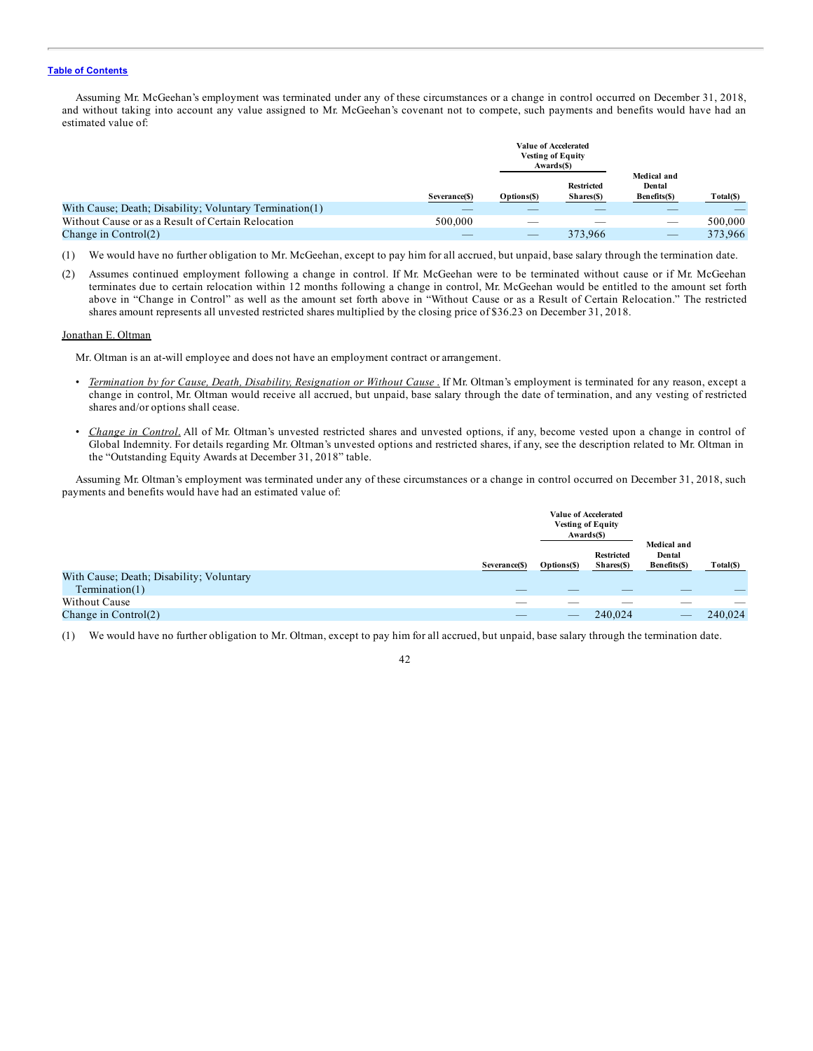Table of Contents

Assuming Mr. McGeehan's employment was terminated under any of these circumstances or a change in control occurred on December 31, 2018, and without taking into account any value assigned to Mr. McGeehan's covenant not to compete, such payments and benefits would have had an estimated value of:

| | | Value of Accelerated Vesting of Equity Awards($) | | | |
|---|---|---|---|---|---|
| | Severance($) | Options($) | Restricted Shares($) | Medical and Dental Benefits($) | Total($) |
| With Cause; Death; Disability; Voluntary Termination(1) | — | — | — | — | — |
| Without Cause or as a Result of Certain Relocation | 500,000 | — | — | — | 500,000 |
| Change in Control(2) | — | — | 373,966 | — | 373,966 |

(1) We would have no further obligation to Mr. McGeehan, except to pay him for all accrued, but unpaid, base salary through the termination date.

(2) Assumes continued employment following a change in control. If Mr. McGeehan were to be terminated without cause or if Mr. McGeehan terminates due to certain relocation within 12 months following a change in control, Mr. McGeehan would be entitled to the amount set forth above in "Change in Control" as well as the amount set forth above in "Without Cause or as a Result of Certain Relocation." The restricted shares amount represents all unvested restricted shares multiplied by the closing price of $36.23 on December 31, 2018.

Jonathan E. Oltman

Mr. Oltman is an at-will employee and does not have an employment contract or arrangement.

- *Termination by for Cause, Death, Disability, Resignation or Without Cause .* If Mr. Oltman's employment is terminated for any reason, except a change in control, Mr. Oltman would receive all accrued, but unpaid, base salary through the date of termination, and any vesting of restricted shares and/or options shall cease.
- *Change in Control.* All of Mr. Oltman's unvested restricted shares and unvested options, if any, become vested upon a change in control of Global Indemnity. For details regarding Mr. Oltman's unvested options and restricted shares, if any, see the description related to Mr. Oltman in the "Outstanding Equity Awards at December 31, 2018" table.

Assuming Mr. Oltman's employment was terminated under any of these circumstances or a change in control occurred on December 31, 2018, such payments and benefits would have had an estimated value of:

| | | Value of Accelerated Vesting of Equity Awards($) | | | |
|---|---|---|---|---|---|
| | Severance($) | Options($) | Restricted Shares($) | Medical and Dental Benefits($) | Total($) |
| With Cause; Death; Disability; Voluntary Termination(1) | — | — | — | — | — |
| Without Cause | — | — | — | — | — |
| Change in Control(2) | — | — | 240,024 | — | 240,024 |

(1) We would have no further obligation to Mr. Oltman, except to pay him for all accrued, but unpaid, base salary through the termination date.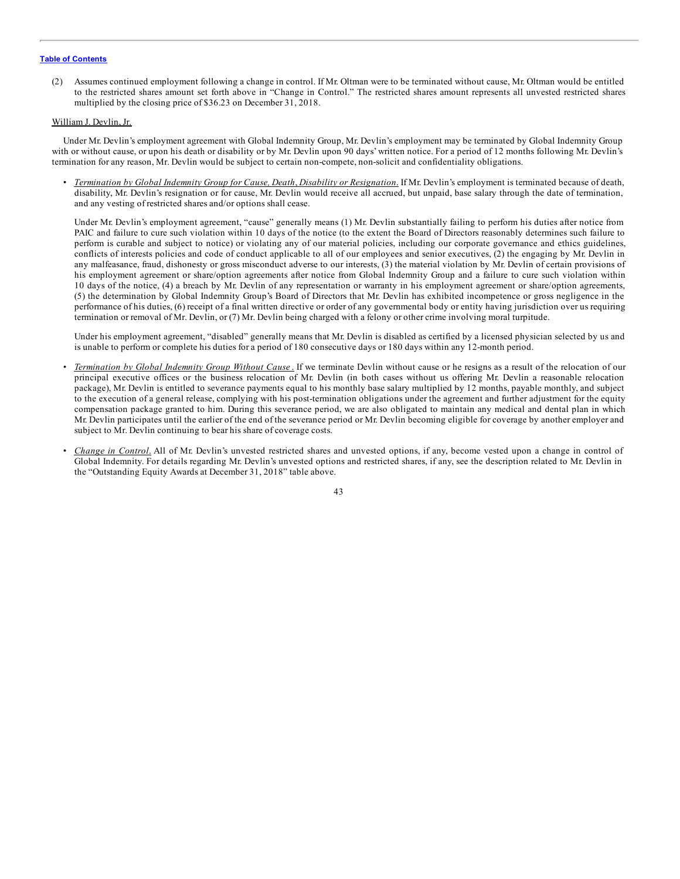(2) Assumes continued employment following a change in control. If Mr. Oltman were to be terminated without cause, Mr. Oltman would be entitled to the restricted shares amount set forth above in "Change in Control." The restricted shares amount represents all unvested restricted shares multiplied by the closing price of $36.23 on December 31, 2018.

William J. Devlin, Jr.

Under Mr. Devlin's employment agreement with Global Indemnity Group, Mr. Devlin's employment may be terminated by Global Indemnity Group with or without cause, or upon his death or disability or by Mr. Devlin upon 90 days' written notice. For a period of 12 months following Mr. Devlin's termination for any reason, Mr. Devlin would be subject to certain non-compete, non-solicit and confidentiality obligations.

- *Termination by Global Indemnity Group for Cause, Death, Disability or Resignation*. If Mr. Devlin's employment is terminated because of death, disability, Mr. Devlin's resignation or for cause, Mr. Devlin would receive all accrued, but unpaid, base salary through the date of termination, and any vesting of restricted shares and/or options shall cease.

  Under Mr. Devlin's employment agreement, "cause" generally means (1) Mr. Devlin substantially failing to perform his duties after notice from PAIC and failure to cure such violation within 10 days of the notice (to the extent the Board of Directors reasonably determines such failure to perform is curable and subject to notice) or violating any of our material policies, including our corporate governance and ethics guidelines, conflicts of interests policies and code of conduct applicable to all of our employees and senior executives, (2) the engaging by Mr. Devlin in any malfeasance, fraud, dishonesty or gross misconduct adverse to our interests, (3) the material violation by Mr. Devlin of certain provisions of his employment agreement or share/option agreements after notice from Global Indemnity Group and a failure to cure such violation within 10 days of the notice, (4) a breach by Mr. Devlin of any representation or warranty in his employment agreement or share/option agreements, (5) the determination by Global Indemnity Group's Board of Directors that Mr. Devlin has exhibited incompetence or gross negligence in the performance of his duties, (6) receipt of a final written directive or order of any governmental body or entity having jurisdiction over us requiring termination or removal of Mr. Devlin, or (7) Mr. Devlin being charged with a felony or other crime involving moral turpitude.

  Under his employment agreement, "disabled" generally means that Mr. Devlin is disabled as certified by a licensed physician selected by us and is unable to perform or complete his duties for a period of 180 consecutive days or 180 days within any 12-month period.

- *Termination by Global Indemnity Group Without Cause*. If we terminate Devlin without cause or he resigns as a result of the relocation of our principal executive offices or the business relocation of Mr. Devlin (in both cases without us offering Mr. Devlin a reasonable relocation package), Mr. Devlin is entitled to severance payments equal to his monthly base salary multiplied by 12 months, payable monthly, and subject to the execution of a general release, complying with his post-termination obligations under the agreement and further adjustment for the equity compensation package granted to him. During this severance period, we are also obligated to maintain any medical and dental plan in which Mr. Devlin participates until the earlier of the end of the severance period or Mr. Devlin becoming eligible for coverage by another employer and subject to Mr. Devlin continuing to bear his share of coverage costs.

- *Change in Control*. All of Mr. Devlin's unvested restricted shares and unvested options, if any, become vested upon a change in control of Global Indemnity. For details regarding Mr. Devlin's unvested options and restricted shares, if any, see the description related to Mr. Devlin in the "Outstanding Equity Awards at December 31, 2018" table above.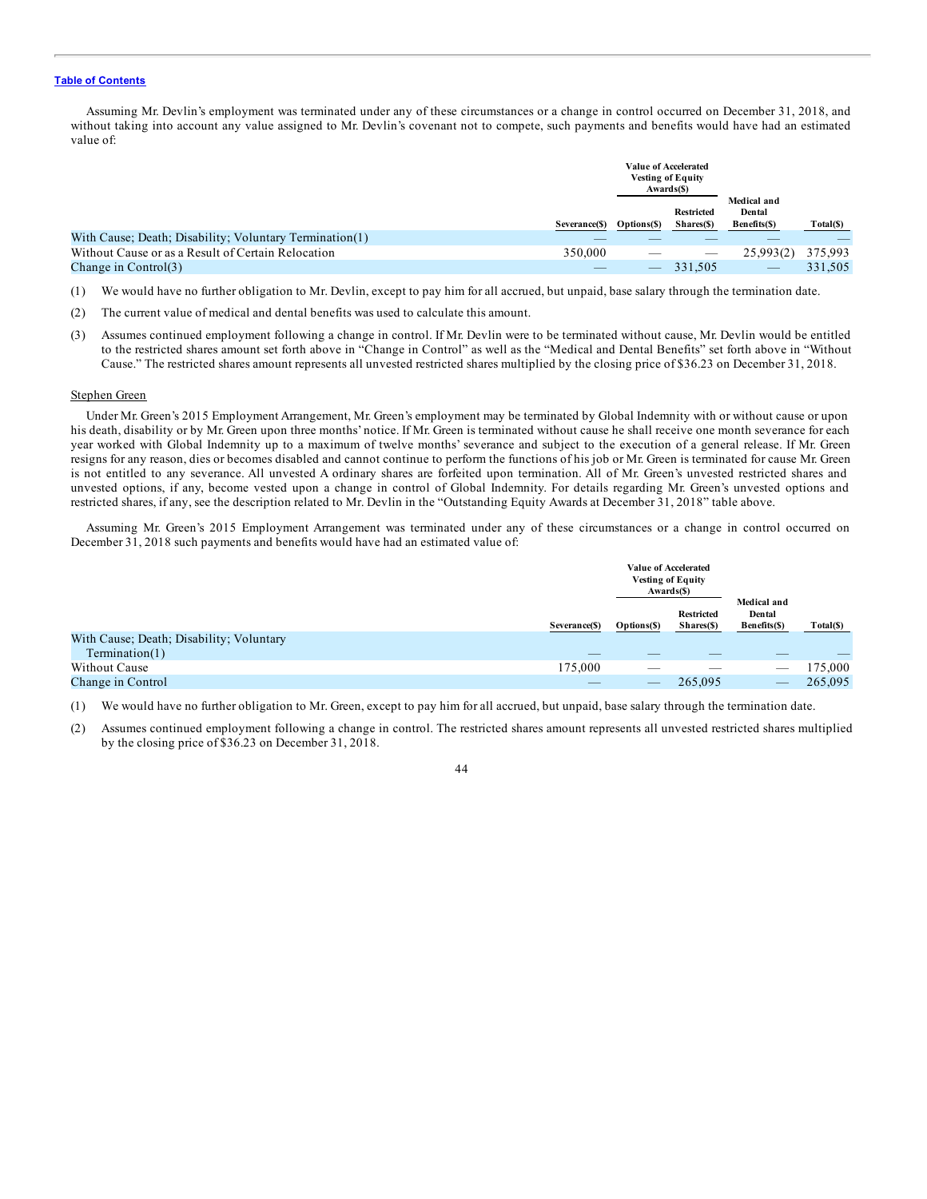Assuming Mr. Devlin's employment was terminated under any of these circumstances or a change in control occurred on December 31, 2018, and without taking into account any value assigned to Mr. Devlin's covenant not to compete, such payments and benefits would have had an estimated value of:

| | | Value of Accelerated Vesting of Equity Awards($) | | | |
|---|---|---|---|---|---|
| | Severance($) | Options($) | Restricted Shares($) | Medical and Dental Benefits($) | Total($) |
| With Cause; Death; Disability; Voluntary Termination(1) | — | — | — | — | — |
| Without Cause or as a Result of Certain Relocation | 350,000 | — | — | 25,993(2) | 375,993 |
| Change in Control(3) | — | — | 331,505 | — | 331,505 |

(1) We would have no further obligation to Mr. Devlin, except to pay him for all accrued, but unpaid, base salary through the termination date.

(2) The current value of medical and dental benefits was used to calculate this amount.

(3) Assumes continued employment following a change in control. If Mr. Devlin were to be terminated without cause, Mr. Devlin would be entitled to the restricted shares amount set forth above in "Change in Control" as well as the "Medical and Dental Benefits" set forth above in "Without Cause." The restricted shares amount represents all unvested restricted shares multiplied by the closing price of $36.23 on December 31, 2018.

Stephen Green

Under Mr. Green's 2015 Employment Arrangement, Mr. Green's employment may be terminated by Global Indemnity with or without cause or upon his death, disability or by Mr. Green upon three months' notice. If Mr. Green is terminated without cause he shall receive one month severance for each year worked with Global Indemnity up to a maximum of twelve months' severance and subject to the execution of a general release. If Mr. Green resigns for any reason, dies or becomes disabled and cannot continue to perform the functions of his job or Mr. Green is terminated for cause Mr. Green is not entitled to any severance. All unvested A ordinary shares are forfeited upon termination. All of Mr. Green's unvested restricted shares and unvested options, if any, become vested upon a change in control of Global Indemnity. For details regarding Mr. Green's unvested options and restricted shares, if any, see the description related to Mr. Devlin in the "Outstanding Equity Awards at December 31, 2018" table above.

Assuming Mr. Green's 2015 Employment Arrangement was terminated under any of these circumstances or a change in control occurred on December 31, 2018 such payments and benefits would have had an estimated value of:

| | | Value of Accelerated Vesting of Equity Awards($) | | | |
|---|---|---|---|---|---|
| | Severance($) | Options($) | Restricted Shares($) | Medical and Dental Benefits($) | Total($) |
| With Cause; Death; Disability; Voluntary Termination(1) | — | — | — | — | — |
| Without Cause | 175,000 | — | — | — | 175,000 |
| Change in Control | — | — | 265,095 | — | 265,095 |

(1) We would have no further obligation to Mr. Green, except to pay him for all accrued, but unpaid, base salary through the termination date.

(2) Assumes continued employment following a change in control. The restricted shares amount represents all unvested restricted shares multiplied by the closing price of $36.23 on December 31, 2018.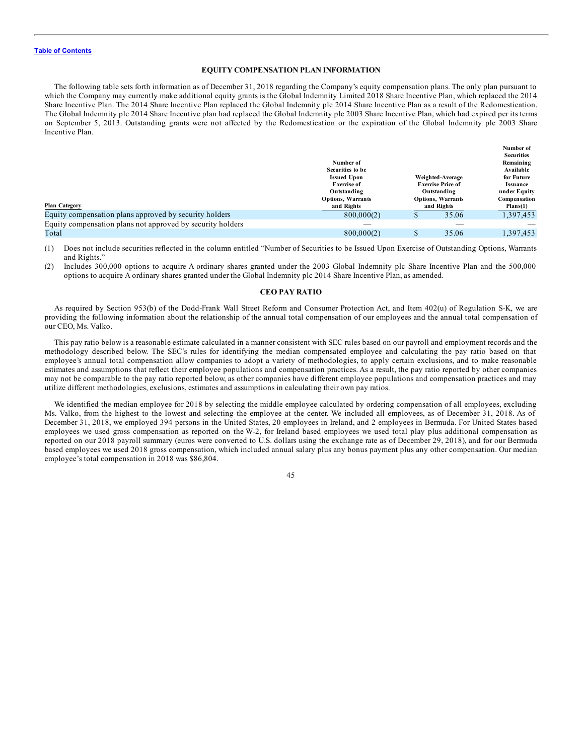[Table of Contents](#)

## EQUITY COMPENSATION PLAN INFORMATION

The following table sets forth information as of December 31, 2018 regarding the Company's equity compensation plans. The only plan pursuant to which the Company may currently make additional equity grants is the Global Indemnity Limited 2018 Share Incentive Plan, which replaced the 2014 Share Incentive Plan. The 2014 Share Incentive Plan replaced the Global Indemnity plc 2014 Share Incentive Plan as a result of the Redomestication. The Global Indemnity plc 2014 Share Incentive plan had replaced the Global Indemnity plc 2003 Share Incentive Plan, which had expired per its terms on September 5, 2013. Outstanding grants were not affected by the Redomestication or the expiration of the Global Indemnity plc 2003 Share Incentive Plan.

| Plan Category | Number of Securities to be Issued Upon Exercise of Outstanding Options, Warrants and Rights | Weighted-Average Exercise Price of Outstanding Options, Warrants and Rights | Number of Securities Remaining Available for Future Issuance under Equity Compensation Plans(1) |
|---|---|---|---|
| Equity compensation plans approved by security holders | 800,000(2) | $ 35.06 | 1,397,453 |
| Equity compensation plans not approved by security holders | — | — | — |
| Total | 800,000(2) | $ 35.06 | 1,397,453 |

(1) Does not include securities reflected in the column entitled "Number of Securities to be Issued Upon Exercise of Outstanding Options, Warrants and Rights."

(2) Includes 300,000 options to acquire A ordinary shares granted under the 2003 Global Indemnity plc Share Incentive Plan and the 500,000 options to acquire A ordinary shares granted under the Global Indemnity plc 2014 Share Incentive Plan, as amended.

## CEO PAY RATIO

As required by Section 953(b) of the Dodd-Frank Wall Street Reform and Consumer Protection Act, and Item 402(u) of Regulation S-K, we are providing the following information about the relationship of the annual total compensation of our employees and the annual total compensation of our CEO, Ms. Valko.

This pay ratio below is a reasonable estimate calculated in a manner consistent with SEC rules based on our payroll and employment records and the methodology described below. The SEC's rules for identifying the median compensated employee and calculating the pay ratio based on that employee's annual total compensation allow companies to adopt a variety of methodologies, to apply certain exclusions, and to make reasonable estimates and assumptions that reflect their employee populations and compensation practices. As a result, the pay ratio reported by other companies may not be comparable to the pay ratio reported below, as other companies have different employee populations and compensation practices and may utilize different methodologies, exclusions, estimates and assumptions in calculating their own pay ratios.

We identified the median employee for 2018 by selecting the middle employee calculated by ordering compensation of all employees, excluding Ms. Valko, from the highest to the lowest and selecting the employee at the center. We included all employees, as of December 31, 2018. As of December 31, 2018, we employed 394 persons in the United States, 20 employees in Ireland, and 2 employees in Bermuda. For United States based employees we used gross compensation as reported on the W-2, for Ireland based employees we used total play plus additional compensation as reported on our 2018 payroll summary (euros were converted to U.S. dollars using the exchange rate as of December 29, 2018), and for our Bermuda based employees we used 2018 gross compensation, which included annual salary plus any bonus payment plus any other compensation. Our median employee's total compensation in 2018 was $86,804.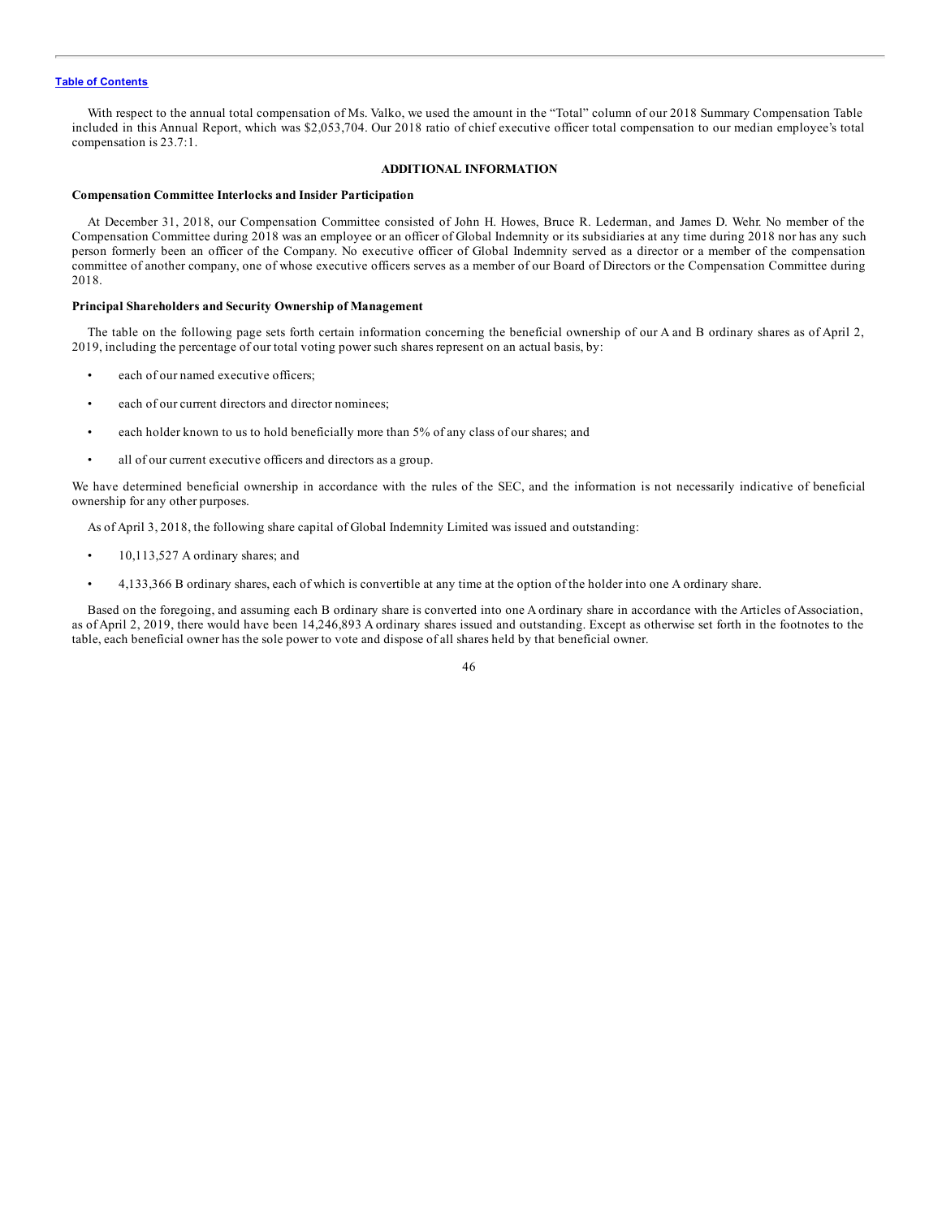With respect to the annual total compensation of Ms. Valko, we used the amount in the "Total" column of our 2018 Summary Compensation Table included in this Annual Report, which was $2,053,704. Our 2018 ratio of chief executive officer total compensation to our median employee's total compensation is 23.7:1.

## ADDITIONAL INFORMATION

### Compensation Committee Interlocks and Insider Participation

At December 31, 2018, our Compensation Committee consisted of John H. Howes, Bruce R. Lederman, and James D. Wehr. No member of the Compensation Committee during 2018 was an employee or an officer of Global Indemnity or its subsidiaries at any time during 2018 nor has any such person formerly been an officer of the Company. No executive officer of Global Indemnity served as a director or a member of the compensation committee of another company, one of whose executive officers serves as a member of our Board of Directors or the Compensation Committee during 2018.

### Principal Shareholders and Security Ownership of Management

The table on the following page sets forth certain information concerning the beneficial ownership of our A and B ordinary shares as of April 2, 2019, including the percentage of our total voting power such shares represent on an actual basis, by:

- each of our named executive officers;
- each of our current directors and director nominees;
- each holder known to us to hold beneficially more than 5% of any class of our shares; and
- all of our current executive officers and directors as a group.

We have determined beneficial ownership in accordance with the rules of the SEC, and the information is not necessarily indicative of beneficial ownership for any other purposes.

As of April 3, 2018, the following share capital of Global Indemnity Limited was issued and outstanding:

- 10,113,527 A ordinary shares; and
- 4,133,366 B ordinary shares, each of which is convertible at any time at the option of the holder into one A ordinary share.

Based on the foregoing, and assuming each B ordinary share is converted into one A ordinary share in accordance with the Articles of Association, as of April 2, 2019, there would have been 14,246,893 A ordinary shares issued and outstanding. Except as otherwise set forth in the footnotes to the table, each beneficial owner has the sole power to vote and dispose of all shares held by that beneficial owner.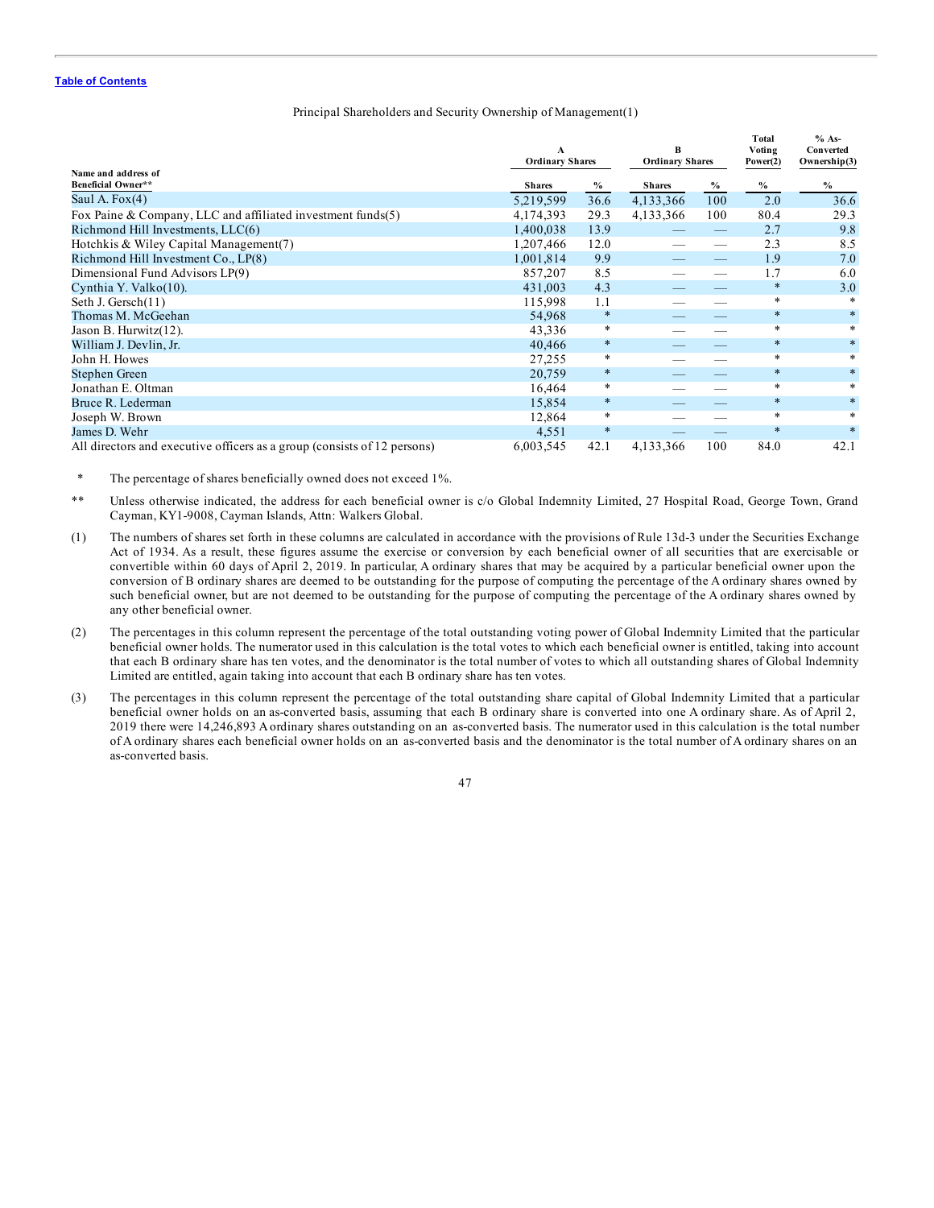Table of Contents

Principal Shareholders and Security Ownership of Management(1)

| Name and address of Beneficial Owner** | A Ordinary Shares | | B Ordinary Shares | | Total Voting Power(2) | % As-Converted Ownership(3) |
|---|---|---|---|---|---|---|
| | Shares | % | Shares | % | % | % |
| Saul A. Fox(4) | 5,219,599 | 36.6 | 4,133,366 | 100 | 2.0 | 36.6 |
| Fox Paine & Company, LLC and affiliated investment funds(5) | 4,174,393 | 29.3 | 4,133,366 | 100 | 80.4 | 29.3 |
| Richmond Hill Investments, LLC(6) | 1,400,038 | 13.9 | — | — | 2.7 | 9.8 |
| Hotchkis & Wiley Capital Management(7) | 1,207,466 | 12.0 | — | — | 2.3 | 8.5 |
| Richmond Hill Investment Co., LP(8) | 1,001,814 | 9.9 | — | — | 1.9 | 7.0 |
| Dimensional Fund Advisors LP(9) | 857,207 | 8.5 | — | — | 1.7 | 6.0 |
| Cynthia Y. Valko(10). | 431,003 | 4.3 | — | — | * | 3.0 |
| Seth J. Gersch(11) | 115,998 | 1.1 | — | — | * | * |
| Thomas M. McGeehan | 54,968 | * | — | — | * | * |
| Jason B. Hurwitz(12). | 43,336 | * | — | — | * | * |
| William J. Devlin, Jr. | 40,466 | * | — | — | * | * |
| John H. Howes | 27,255 | * | — | — | * | * |
| Stephen Green | 20,759 | * | — | — | * | * |
| Jonathan E. Oltman | 16,464 | * | — | — | * | * |
| Bruce R. Lederman | 15,854 | * | — | — | * | * |
| Joseph W. Brown | 12,864 | * | — | — | * | * |
| James D. Wehr | 4,551 | * | — | — | * | * |
| All directors and executive officers as a group (consists of 12 persons) | 6,003,545 | 42.1 | 4,133,366 | 100 | 84.0 | 42.1 |

\* The percentage of shares beneficially owned does not exceed 1%.

\*\* Unless otherwise indicated, the address for each beneficial owner is c/o Global Indemnity Limited, 27 Hospital Road, George Town, Grand Cayman, KY1-9008, Cayman Islands, Attn: Walkers Global.

(1) The numbers of shares set forth in these columns are calculated in accordance with the provisions of Rule 13d-3 under the Securities Exchange Act of 1934. As a result, these figures assume the exercise or conversion by each beneficial owner of all securities that are exercisable or convertible within 60 days of April 2, 2019. In particular, A ordinary shares that may be acquired by a particular beneficial owner upon the conversion of B ordinary shares are deemed to be outstanding for the purpose of computing the percentage of the A ordinary shares owned by such beneficial owner, but are not deemed to be outstanding for the purpose of computing the percentage of the A ordinary shares owned by any other beneficial owner.

(2) The percentages in this column represent the percentage of the total outstanding voting power of Global Indemnity Limited that the particular beneficial owner holds. The numerator used in this calculation is the total votes to which each beneficial owner is entitled, taking into account that each B ordinary share has ten votes, and the denominator is the total number of votes to which all outstanding shares of Global Indemnity Limited are entitled, again taking into account that each B ordinary share has ten votes.

(3) The percentages in this column represent the percentage of the total outstanding share capital of Global Indemnity Limited that a particular beneficial owner holds on an as-converted basis, assuming that each B ordinary share is converted into one A ordinary share. As of April 2, 2019 there were 14,246,893 A ordinary shares outstanding on an as-converted basis. The numerator used in this calculation is the total number of A ordinary shares each beneficial owner holds on an as-converted basis and the denominator is the total number of A ordinary shares on an as-converted basis.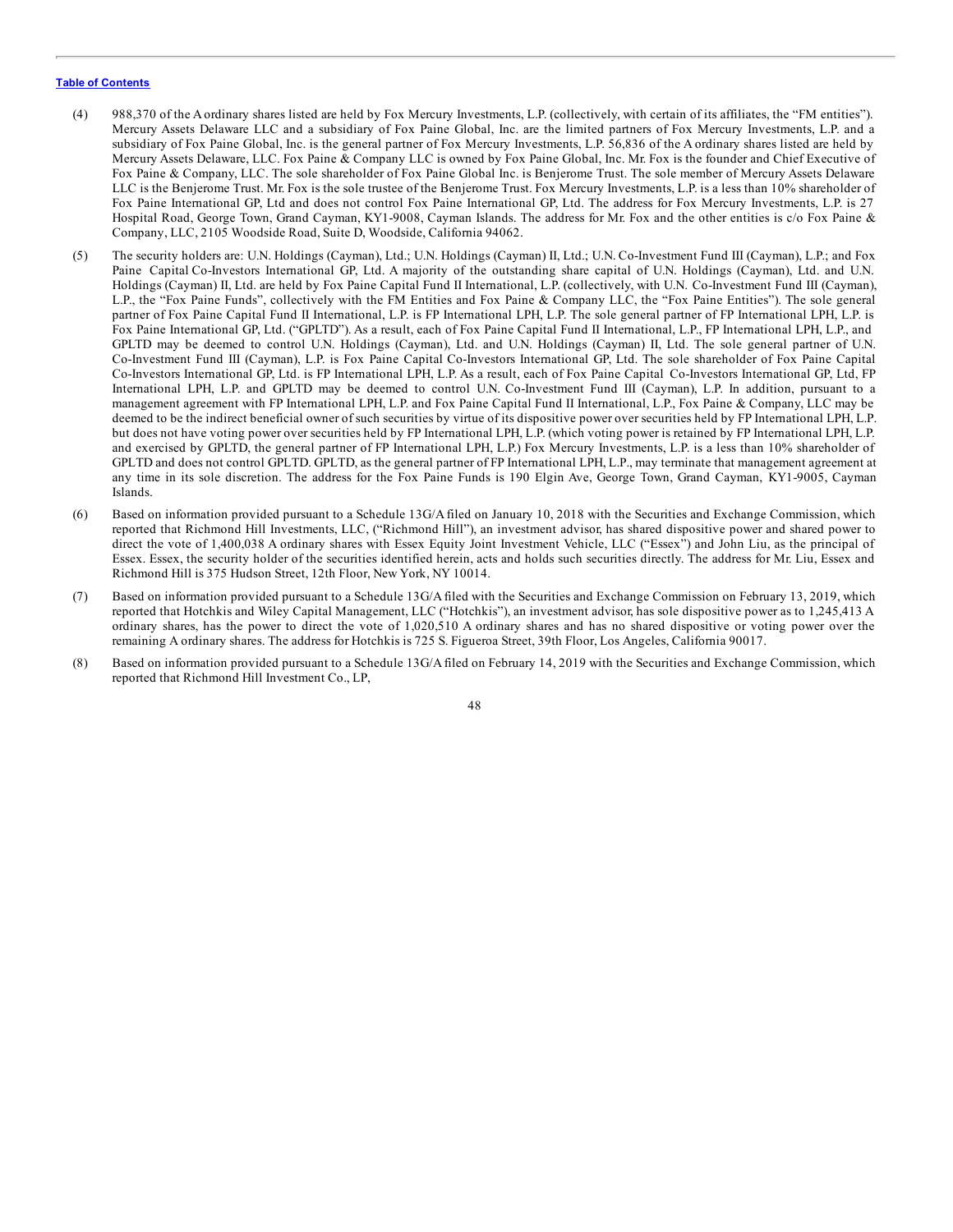[Table of Contents](#)

(4) 988,370 of the A ordinary shares listed are held by Fox Mercury Investments, L.P. (collectively, with certain of its affiliates, the "FM entities"). Mercury Assets Delaware LLC and a subsidiary of Fox Paine Global, Inc. are the limited partners of Fox Mercury Investments, L.P. and a subsidiary of Fox Paine Global, Inc. is the general partner of Fox Mercury Investments, L.P. 56,836 of the A ordinary shares listed are held by Mercury Assets Delaware, LLC. Fox Paine & Company LLC is owned by Fox Paine Global, Inc. Mr. Fox is the founder and Chief Executive of Fox Paine & Company, LLC. The sole shareholder of Fox Paine Global Inc. is Benjerome Trust. The sole member of Mercury Assets Delaware LLC is the Benjerome Trust. Mr. Fox is the sole trustee of the Benjerome Trust. Fox Mercury Investments, L.P. is a less than 10% shareholder of Fox Paine International GP, Ltd and does not control Fox Paine International GP, Ltd. The address for Fox Mercury Investments, L.P. is 27 Hospital Road, George Town, Grand Cayman, KY1-9008, Cayman Islands. The address for Mr. Fox and the other entities is c/o Fox Paine & Company, LLC, 2105 Woodside Road, Suite D, Woodside, California 94062.

(5) The security holders are: U.N. Holdings (Cayman), Ltd.; U.N. Holdings (Cayman) II, Ltd.; U.N. Co-Investment Fund III (Cayman), L.P.; and Fox Paine Capital Co-Investors International GP, Ltd. A majority of the outstanding share capital of U.N. Holdings (Cayman), Ltd. and U.N. Holdings (Cayman) II, Ltd. are held by Fox Paine Capital Fund II International, L.P. (collectively, with U.N. Co-Investment Fund III (Cayman), L.P., the "Fox Paine Funds", collectively with the FM Entities and Fox Paine & Company LLC, the "Fox Paine Entities"). The sole general partner of Fox Paine Capital Fund II International, L.P. is FP International LPH, L.P. The sole general partner of FP International LPH, L.P. is Fox Paine International GP, Ltd. ("GPLTD"). As a result, each of Fox Paine Capital Fund II International, L.P., FP International LPH, L.P., and GPLTD may be deemed to control U.N. Holdings (Cayman), Ltd. and U.N. Holdings (Cayman) II, Ltd. The sole general partner of U.N. Co-Investment Fund III (Cayman), L.P. is Fox Paine Capital Co-Investors International GP, Ltd. The sole shareholder of Fox Paine Capital Co-Investors International GP, Ltd. is FP International LPH, L.P. As a result, each of Fox Paine Capital Co-Investors International GP, Ltd, FP International LPH, L.P. and GPLTD may be deemed to control U.N. Co-Investment Fund III (Cayman), L.P. In addition, pursuant to a management agreement with FP International LPH, L.P. and Fox Paine Capital Fund II International, L.P., Fox Paine & Company, LLC may be deemed to be the indirect beneficial owner of such securities by virtue of its dispositive power over securities held by FP International LPH, L.P. but does not have voting power over securities held by FP International LPH, L.P. (which voting power is retained by FP International LPH, L.P. and exercised by GPLTD, the general partner of FP International LPH, L.P.) Fox Mercury Investments, L.P. is a less than 10% shareholder of GPLTD and does not control GPLTD. GPLTD, as the general partner of FP International LPH, L.P., may terminate that management agreement at any time in its sole discretion. The address for the Fox Paine Funds is 190 Elgin Ave, George Town, Grand Cayman, KY1-9005, Cayman Islands.

(6) Based on information provided pursuant to a Schedule 13G/A filed on January 10, 2018 with the Securities and Exchange Commission, which reported that Richmond Hill Investments, LLC, ("Richmond Hill"), an investment advisor, has shared dispositive power and shared power to direct the vote of 1,400,038 A ordinary shares with Essex Equity Joint Investment Vehicle, LLC ("Essex") and John Liu, as the principal of Essex. Essex, the security holder of the securities identified herein, acts and holds such securities directly. The address for Mr. Liu, Essex and Richmond Hill is 375 Hudson Street, 12th Floor, New York, NY 10014.

(7) Based on information provided pursuant to a Schedule 13G/A filed with the Securities and Exchange Commission on February 13, 2019, which reported that Hotchkis and Wiley Capital Management, LLC ("Hotchkis"), an investment advisor, has sole dispositive power as to 1,245,413 A ordinary shares, has the power to direct the vote of 1,020,510 A ordinary shares and has no shared dispositive or voting power over the remaining A ordinary shares. The address for Hotchkis is 725 S. Figueroa Street, 39th Floor, Los Angeles, California 90017.

(8) Based on information provided pursuant to a Schedule 13G/A filed on February 14, 2019 with the Securities and Exchange Commission, which reported that Richmond Hill Investment Co., LP,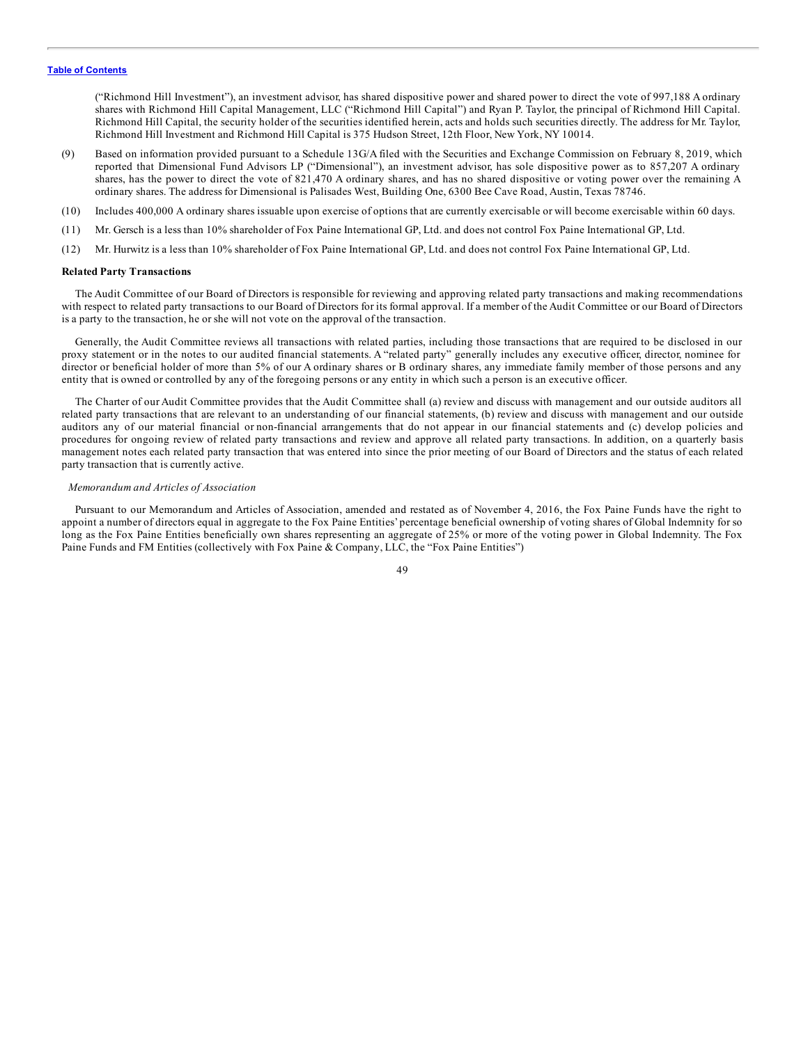("Richmond Hill Investment"), an investment advisor, has shared dispositive power and shared power to direct the vote of 997,188 A ordinary shares with Richmond Hill Capital Management, LLC ("Richmond Hill Capital") and Ryan P. Taylor, the principal of Richmond Hill Capital. Richmond Hill Capital, the security holder of the securities identified herein, acts and holds such securities directly. The address for Mr. Taylor, Richmond Hill Investment and Richmond Hill Capital is 375 Hudson Street, 12th Floor, New York, NY 10014.

(9) Based on information provided pursuant to a Schedule 13G/A filed with the Securities and Exchange Commission on February 8, 2019, which reported that Dimensional Fund Advisors LP ("Dimensional"), an investment advisor, has sole dispositive power as to 857,207 A ordinary shares, has the power to direct the vote of 821,470 A ordinary shares, and has no shared dispositive or voting power over the remaining A ordinary shares. The address for Dimensional is Palisades West, Building One, 6300 Bee Cave Road, Austin, Texas 78746.

(10) Includes 400,000 A ordinary shares issuable upon exercise of options that are currently exercisable or will become exercisable within 60 days.

(11) Mr. Gersch is a less than 10% shareholder of Fox Paine International GP, Ltd. and does not control Fox Paine International GP, Ltd.

(12) Mr. Hurwitz is a less than 10% shareholder of Fox Paine International GP, Ltd. and does not control Fox Paine International GP, Ltd.

**Related Party Transactions**

The Audit Committee of our Board of Directors is responsible for reviewing and approving related party transactions and making recommendations with respect to related party transactions to our Board of Directors for its formal approval. If a member of the Audit Committee or our Board of Directors is a party to the transaction, he or she will not vote on the approval of the transaction.

Generally, the Audit Committee reviews all transactions with related parties, including those transactions that are required to be disclosed in our proxy statement or in the notes to our audited financial statements. A "related party" generally includes any executive officer, director, nominee for director or beneficial holder of more than 5% of our A ordinary shares or B ordinary shares, any immediate family member of those persons and any entity that is owned or controlled by any of the foregoing persons or any entity in which such a person is an executive officer.

The Charter of our Audit Committee provides that the Audit Committee shall (a) review and discuss with management and our outside auditors all related party transactions that are relevant to an understanding of our financial statements, (b) review and discuss with management and our outside auditors any of our material financial or non-financial arrangements that do not appear in our financial statements and (c) develop policies and procedures for ongoing review of related party transactions and review and approve all related party transactions. In addition, on a quarterly basis management notes each related party transaction that was entered into since the prior meeting of our Board of Directors and the status of each related party transaction that is currently active.

*Memorandum and Articles of Association*

Pursuant to our Memorandum and Articles of Association, amended and restated as of November 4, 2016, the Fox Paine Funds have the right to appoint a number of directors equal in aggregate to the Fox Paine Entities' percentage beneficial ownership of voting shares of Global Indemnity for so long as the Fox Paine Entities beneficially own shares representing an aggregate of 25% or more of the voting power in Global Indemnity. The Fox Paine Funds and FM Entities (collectively with Fox Paine & Company, LLC, the "Fox Paine Entities")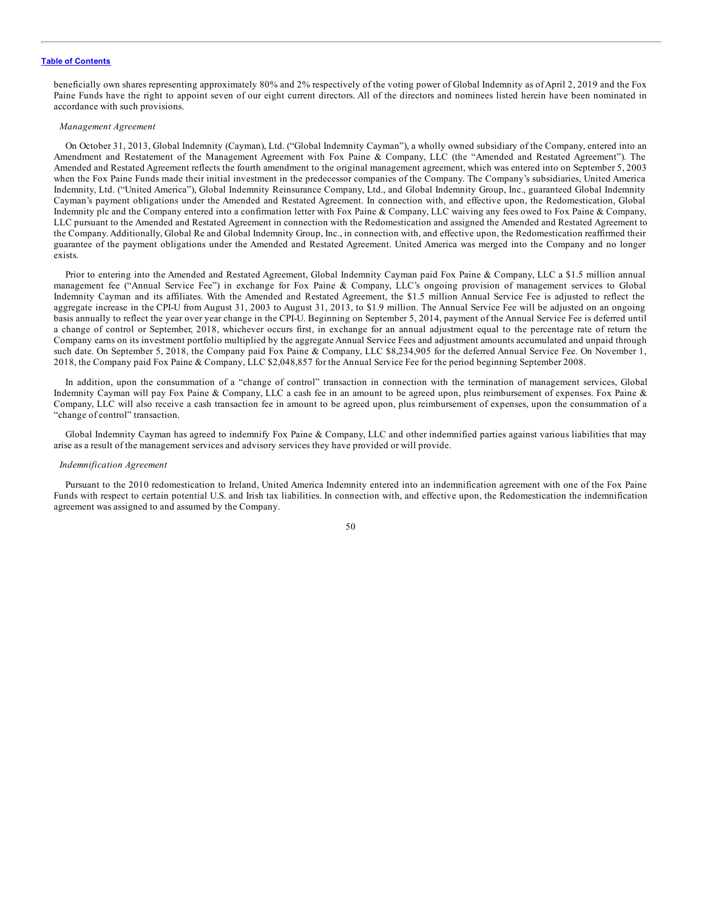beneficially own shares representing approximately 80% and 2% respectively of the voting power of Global Indemnity as of April 2, 2019 and the Fox Paine Funds have the right to appoint seven of our eight current directors. All of the directors and nominees listed herein have been nominated in accordance with such provisions.

*Management Agreement*

On October 31, 2013, Global Indemnity (Cayman), Ltd. ("Global Indemnity Cayman"), a wholly owned subsidiary of the Company, entered into an Amendment and Restatement of the Management Agreement with Fox Paine & Company, LLC (the "Amended and Restated Agreement"). The Amended and Restated Agreement reflects the fourth amendment to the original management agreement, which was entered into on September 5, 2003 when the Fox Paine Funds made their initial investment in the predecessor companies of the Company. The Company's subsidiaries, United America Indemnity, Ltd. ("United America"), Global Indemnity Reinsurance Company, Ltd., and Global Indemnity Group, Inc., guaranteed Global Indemnity Cayman's payment obligations under the Amended and Restated Agreement. In connection with, and effective upon, the Redomestication, Global Indemnity plc and the Company entered into a confirmation letter with Fox Paine & Company, LLC waiving any fees owed to Fox Paine & Company, LLC pursuant to the Amended and Restated Agreement in connection with the Redomestication and assigned the Amended and Restated Agreement to the Company. Additionally, Global Re and Global Indemnity Group, Inc., in connection with, and effective upon, the Redomestication reaffirmed their guarantee of the payment obligations under the Amended and Restated Agreement. United America was merged into the Company and no longer exists.

Prior to entering into the Amended and Restated Agreement, Global Indemnity Cayman paid Fox Paine & Company, LLC a $1.5 million annual management fee ("Annual Service Fee") in exchange for Fox Paine & Company, LLC's ongoing provision of management services to Global Indemnity Cayman and its affiliates. With the Amended and Restated Agreement, the $1.5 million Annual Service Fee is adjusted to reflect the aggregate increase in the CPI-U from August 31, 2003 to August 31, 2013, to $1.9 million. The Annual Service Fee will be adjusted on an ongoing basis annually to reflect the year over year change in the CPI-U. Beginning on September 5, 2014, payment of the Annual Service Fee is deferred until a change of control or September, 2018, whichever occurs first, in exchange for an annual adjustment equal to the percentage rate of return the Company earns on its investment portfolio multiplied by the aggregate Annual Service Fees and adjustment amounts accumulated and unpaid through such date. On September 5, 2018, the Company paid Fox Paine & Company, LLC $8,234,905 for the deferred Annual Service Fee. On November 1, 2018, the Company paid Fox Paine & Company, LLC $2,048,857 for the Annual Service Fee for the period beginning September 2008.

In addition, upon the consummation of a "change of control" transaction in connection with the termination of management services, Global Indemnity Cayman will pay Fox Paine & Company, LLC a cash fee in an amount to be agreed upon, plus reimbursement of expenses. Fox Paine & Company, LLC will also receive a cash transaction fee in amount to be agreed upon, plus reimbursement of expenses, upon the consummation of a "change of control" transaction.

Global Indemnity Cayman has agreed to indemnify Fox Paine & Company, LLC and other indemnified parties against various liabilities that may arise as a result of the management services and advisory services they have provided or will provide.

*Indemnification Agreement*

Pursuant to the 2010 redomestication to Ireland, United America Indemnity entered into an indemnification agreement with one of the Fox Paine Funds with respect to certain potential U.S. and Irish tax liabilities. In connection with, and effective upon, the Redomestication the indemnification agreement was assigned to and assumed by the Company.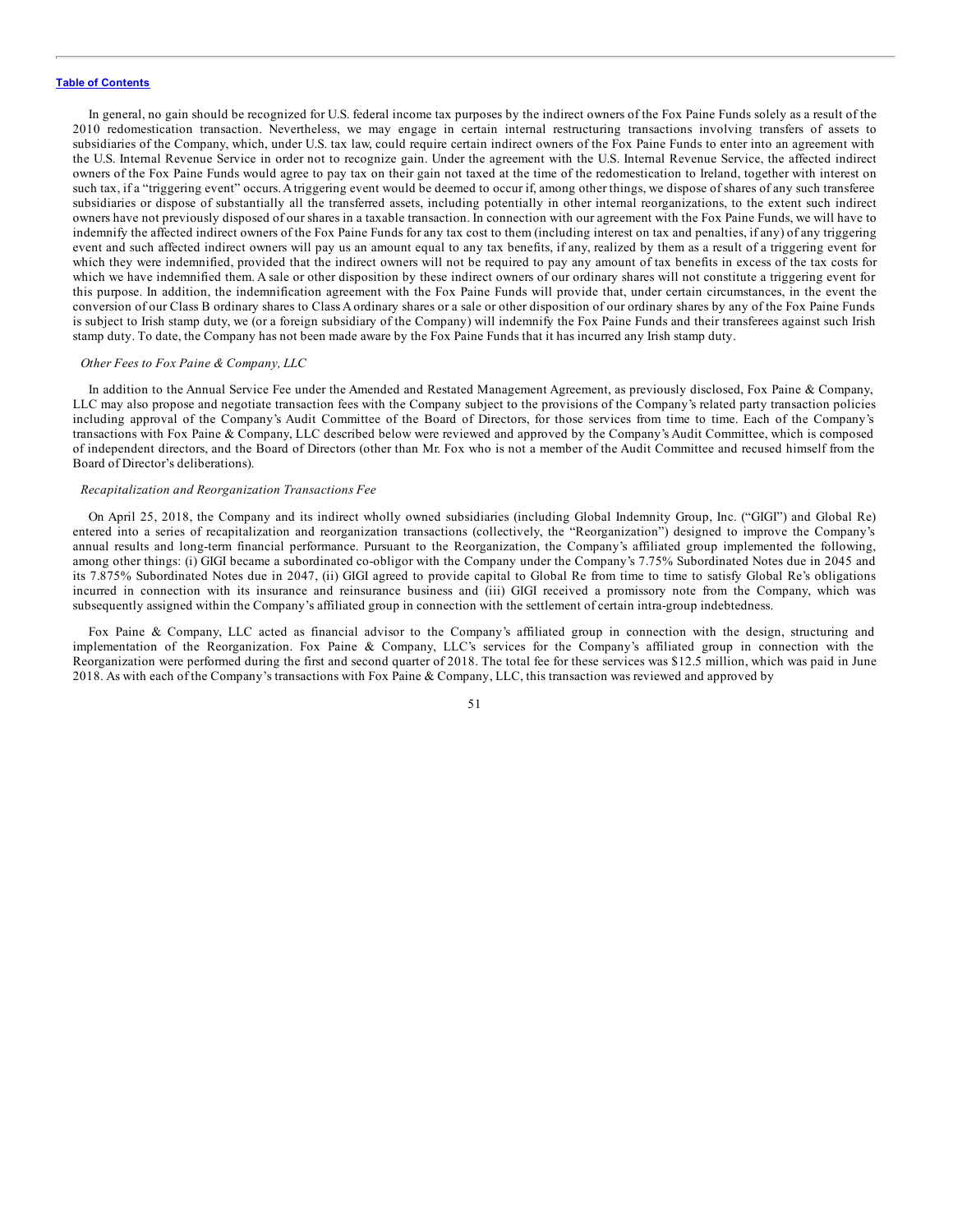In general, no gain should be recognized for U.S. federal income tax purposes by the indirect owners of the Fox Paine Funds solely as a result of the 2010 redomestication transaction. Nevertheless, we may engage in certain internal restructuring transactions involving transfers of assets to subsidiaries of the Company, which, under U.S. tax law, could require certain indirect owners of the Fox Paine Funds to enter into an agreement with the U.S. Internal Revenue Service in order not to recognize gain. Under the agreement with the U.S. Internal Revenue Service, the affected indirect owners of the Fox Paine Funds would agree to pay tax on their gain not taxed at the time of the redomestication to Ireland, together with interest on such tax, if a "triggering event" occurs. A triggering event would be deemed to occur if, among other things, we dispose of shares of any such transferee subsidiaries or dispose of substantially all the transferred assets, including potentially in other internal reorganizations, to the extent such indirect owners have not previously disposed of our shares in a taxable transaction. In connection with our agreement with the Fox Paine Funds, we will have to indemnify the affected indirect owners of the Fox Paine Funds for any tax cost to them (including interest on tax and penalties, if any) of any triggering event and such affected indirect owners will pay us an amount equal to any tax benefits, if any, realized by them as a result of a triggering event for which they were indemnified, provided that the indirect owners will not be required to pay any amount of tax benefits in excess of the tax costs for which we have indemnified them. A sale or other disposition by these indirect owners of our ordinary shares will not constitute a triggering event for this purpose. In addition, the indemnification agreement with the Fox Paine Funds will provide that, under certain circumstances, in the event the conversion of our Class B ordinary shares to Class A ordinary shares or a sale or other disposition of our ordinary shares by any of the Fox Paine Funds is subject to Irish stamp duty, we (or a foreign subsidiary of the Company) will indemnify the Fox Paine Funds and their transferees against such Irish stamp duty. To date, the Company has not been made aware by the Fox Paine Funds that it has incurred any Irish stamp duty.

*Other Fees to Fox Paine & Company, LLC*

In addition to the Annual Service Fee under the Amended and Restated Management Agreement, as previously disclosed, Fox Paine & Company, LLC may also propose and negotiate transaction fees with the Company subject to the provisions of the Company's related party transaction policies including approval of the Company's Audit Committee of the Board of Directors, for those services from time to time. Each of the Company's transactions with Fox Paine & Company, LLC described below were reviewed and approved by the Company's Audit Committee, which is composed of independent directors, and the Board of Directors (other than Mr. Fox who is not a member of the Audit Committee and recused himself from the Board of Director's deliberations).

*Recapitalization and Reorganization Transactions Fee*

On April 25, 2018, the Company and its indirect wholly owned subsidiaries (including Global Indemnity Group, Inc. ("GIGI") and Global Re) entered into a series of recapitalization and reorganization transactions (collectively, the "Reorganization") designed to improve the Company's annual results and long-term financial performance. Pursuant to the Reorganization, the Company's affiliated group implemented the following, among other things: (i) GIGI became a subordinated co-obligor with the Company under the Company's 7.75% Subordinated Notes due in 2045 and its 7.875% Subordinated Notes due in 2047, (ii) GIGI agreed to provide capital to Global Re from time to time to satisfy Global Re's obligations incurred in connection with its insurance and reinsurance business and (iii) GIGI received a promissory note from the Company, which was subsequently assigned within the Company's affiliated group in connection with the settlement of certain intra-group indebtedness.

Fox Paine & Company, LLC acted as financial advisor to the Company's affiliated group in connection with the design, structuring and implementation of the Reorganization. Fox Paine & Company, LLC's services for the Company's affiliated group in connection with the Reorganization were performed during the first and second quarter of 2018. The total fee for these services was $12.5 million, which was paid in June 2018. As with each of the Company's transactions with Fox Paine & Company, LLC, this transaction was reviewed and approved by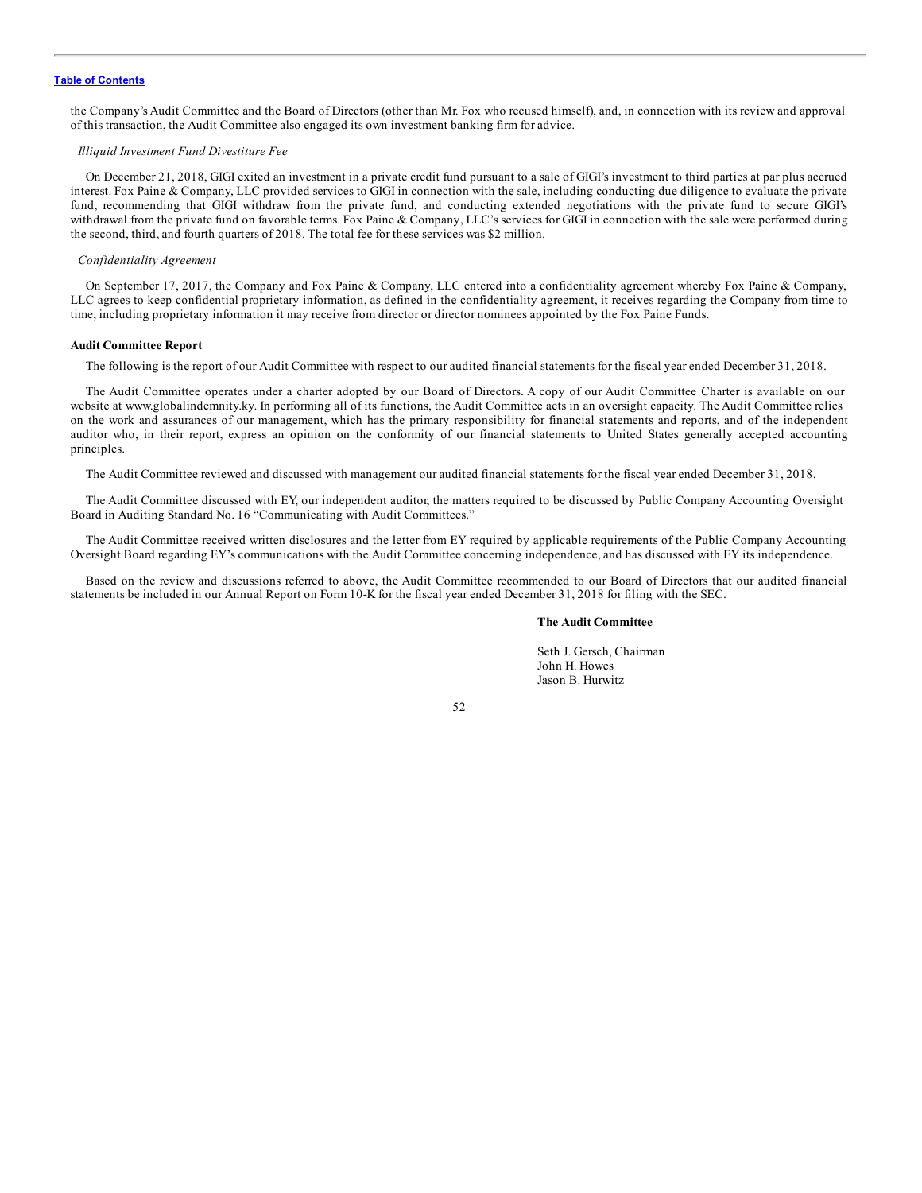the Company's Audit Committee and the Board of Directors (other than Mr. Fox who recused himself), and, in connection with its review and approval of this transaction, the Audit Committee also engaged its own investment banking firm for advice.

*Illiquid Investment Fund Divestiture Fee*

On December 21, 2018, GIGI exited an investment in a private credit fund pursuant to a sale of GIGI's investment to third parties at par plus accrued interest. Fox Paine & Company, LLC provided services to GIGI in connection with the sale, including conducting due diligence to evaluate the private fund, recommending that GIGI withdraw from the private fund, and conducting extended negotiations with the private fund to secure GIGI's withdrawal from the private fund on favorable terms. Fox Paine & Company, LLC's services for GIGI in connection with the sale were performed during the second, third, and fourth quarters of 2018. The total fee for these services was $2 million.

*Confidentiality Agreement*

On September 17, 2017, the Company and Fox Paine & Company, LLC entered into a confidentiality agreement whereby Fox Paine & Company, LLC agrees to keep confidential proprietary information, as defined in the confidentiality agreement, it receives regarding the Company from time to time, including proprietary information it may receive from director or director nominees appointed by the Fox Paine Funds.

**Audit Committee Report**

The following is the report of our Audit Committee with respect to our audited financial statements for the fiscal year ended December 31, 2018.

The Audit Committee operates under a charter adopted by our Board of Directors. A copy of our Audit Committee Charter is available on our website at www.globalindemnity.ky. In performing all of its functions, the Audit Committee acts in an oversight capacity. The Audit Committee relies on the work and assurances of our management, which has the primary responsibility for financial statements and reports, and of the independent auditor who, in their report, express an opinion on the conformity of our financial statements to United States generally accepted accounting principles.

The Audit Committee reviewed and discussed with management our audited financial statements for the fiscal year ended December 31, 2018.

The Audit Committee discussed with EY, our independent auditor, the matters required to be discussed by Public Company Accounting Oversight Board in Auditing Standard No. 16 "Communicating with Audit Committees."

The Audit Committee received written disclosures and the letter from EY required by applicable requirements of the Public Company Accounting Oversight Board regarding EY's communications with the Audit Committee concerning independence, and has discussed with EY its independence.

Based on the review and discussions referred to above, the Audit Committee recommended to our Board of Directors that our audited financial statements be included in our Annual Report on Form 10-K for the fiscal year ended December 31, 2018 for filing with the SEC.

**The Audit Committee**

Seth J. Gersch, Chairman
John H. Howes
Jason B. Hurwitz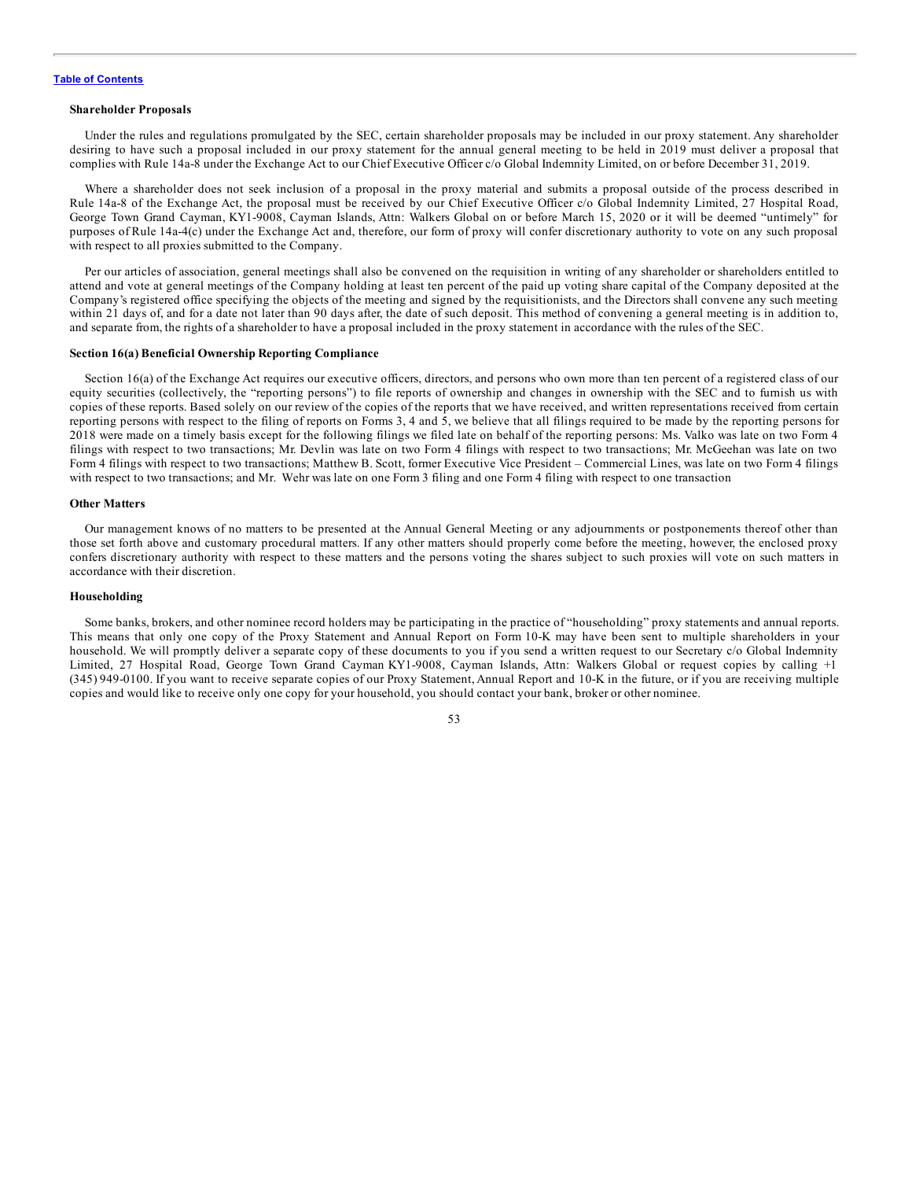### Shareholder Proposals

Under the rules and regulations promulgated by the SEC, certain shareholder proposals may be included in our proxy statement. Any shareholder desiring to have such a proposal included in our proxy statement for the annual general meeting to be held in 2019 must deliver a proposal that complies with Rule 14a-8 under the Exchange Act to our Chief Executive Officer c/o Global Indemnity Limited, on or before December 31, 2019.

Where a shareholder does not seek inclusion of a proposal in the proxy material and submits a proposal outside of the process described in Rule 14a-8 of the Exchange Act, the proposal must be received by our Chief Executive Officer c/o Global Indemnity Limited, 27 Hospital Road, George Town Grand Cayman, KY1-9008, Cayman Islands, Attn: Walkers Global on or before March 15, 2020 or it will be deemed "untimely" for purposes of Rule 14a-4(c) under the Exchange Act and, therefore, our form of proxy will confer discretionary authority to vote on any such proposal with respect to all proxies submitted to the Company.

Per our articles of association, general meetings shall also be convened on the requisition in writing of any shareholder or shareholders entitled to attend and vote at general meetings of the Company holding at least ten percent of the paid up voting share capital of the Company deposited at the Company's registered office specifying the objects of the meeting and signed by the requisitionists, and the Directors shall convene any such meeting within 21 days of, and for a date not later than 90 days after, the date of such deposit. This method of convening a general meeting is in addition to, and separate from, the rights of a shareholder to have a proposal included in the proxy statement in accordance with the rules of the SEC.

### Section 16(a) Beneficial Ownership Reporting Compliance

Section 16(a) of the Exchange Act requires our executive officers, directors, and persons who own more than ten percent of a registered class of our equity securities (collectively, the "reporting persons") to file reports of ownership and changes in ownership with the SEC and to furnish us with copies of these reports. Based solely on our review of the copies of the reports that we have received, and written representations received from certain reporting persons with respect to the filing of reports on Forms 3, 4 and 5, we believe that all filings required to be made by the reporting persons for 2018 were made on a timely basis except for the following filings we filed late on behalf of the reporting persons: Ms. Valko was late on two Form 4 filings with respect to two transactions; Mr. Devlin was late on two Form 4 filings with respect to two transactions; Mr. McGeehan was late on two Form 4 filings with respect to two transactions; Matthew B. Scott, former Executive Vice President – Commercial Lines, was late on two Form 4 filings with respect to two transactions; and Mr. Wehr was late on one Form 3 filing and one Form 4 filing with respect to one transaction

### Other Matters

Our management knows of no matters to be presented at the Annual General Meeting or any adjournments or postponements thereof other than those set forth above and customary procedural matters. If any other matters should properly come before the meeting, however, the enclosed proxy confers discretionary authority with respect to these matters and the persons voting the shares subject to such proxies will vote on such matters in accordance with their discretion.

### Householding

Some banks, brokers, and other nominee record holders may be participating in the practice of "householding" proxy statements and annual reports. This means that only one copy of the Proxy Statement and Annual Report on Form 10-K may have been sent to multiple shareholders in your household. We will promptly deliver a separate copy of these documents to you if you send a written request to our Secretary c/o Global Indemnity Limited, 27 Hospital Road, George Town Grand Cayman KY1-9008, Cayman Islands, Attn: Walkers Global or request copies by calling +1 (345) 949-0100. If you want to receive separate copies of our Proxy Statement, Annual Report and 10-K in the future, or if you are receiving multiple copies and would like to receive only one copy for your household, you should contact your bank, broker or other nominee.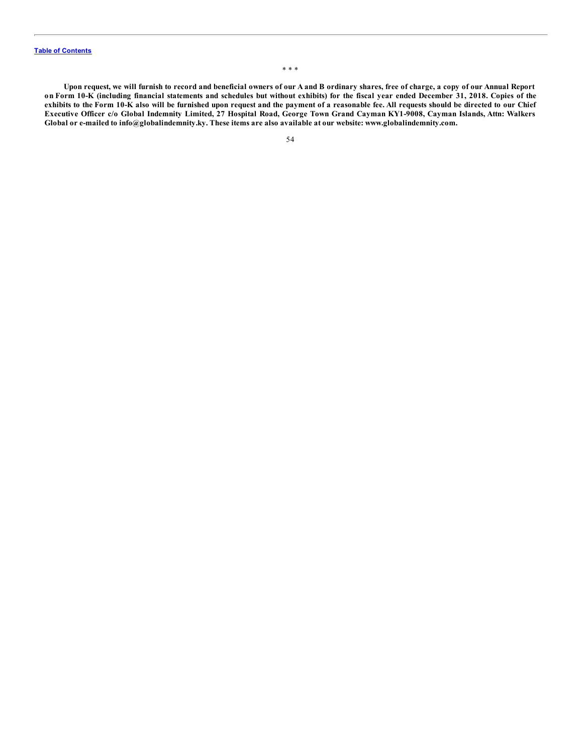\* \* \*

**Upon request, we will furnish to record and beneficial owners of our A and B ordinary shares, free of charge, a copy of our Annual Report on Form 10-K (including financial statements and schedules but without exhibits) for the fiscal year ended December 31, 2018. Copies of the exhibits to the Form 10-K also will be furnished upon request and the payment of a reasonable fee. All requests should be directed to our Chief Executive Officer c/o Global Indemnity Limited, 27 Hospital Road, George Town Grand Cayman KY1-9008, Cayman Islands, Attn: Walkers Global or e-mailed to info@globalindemnity.ky. These items are also available at our website: www.globalindemnity.com.**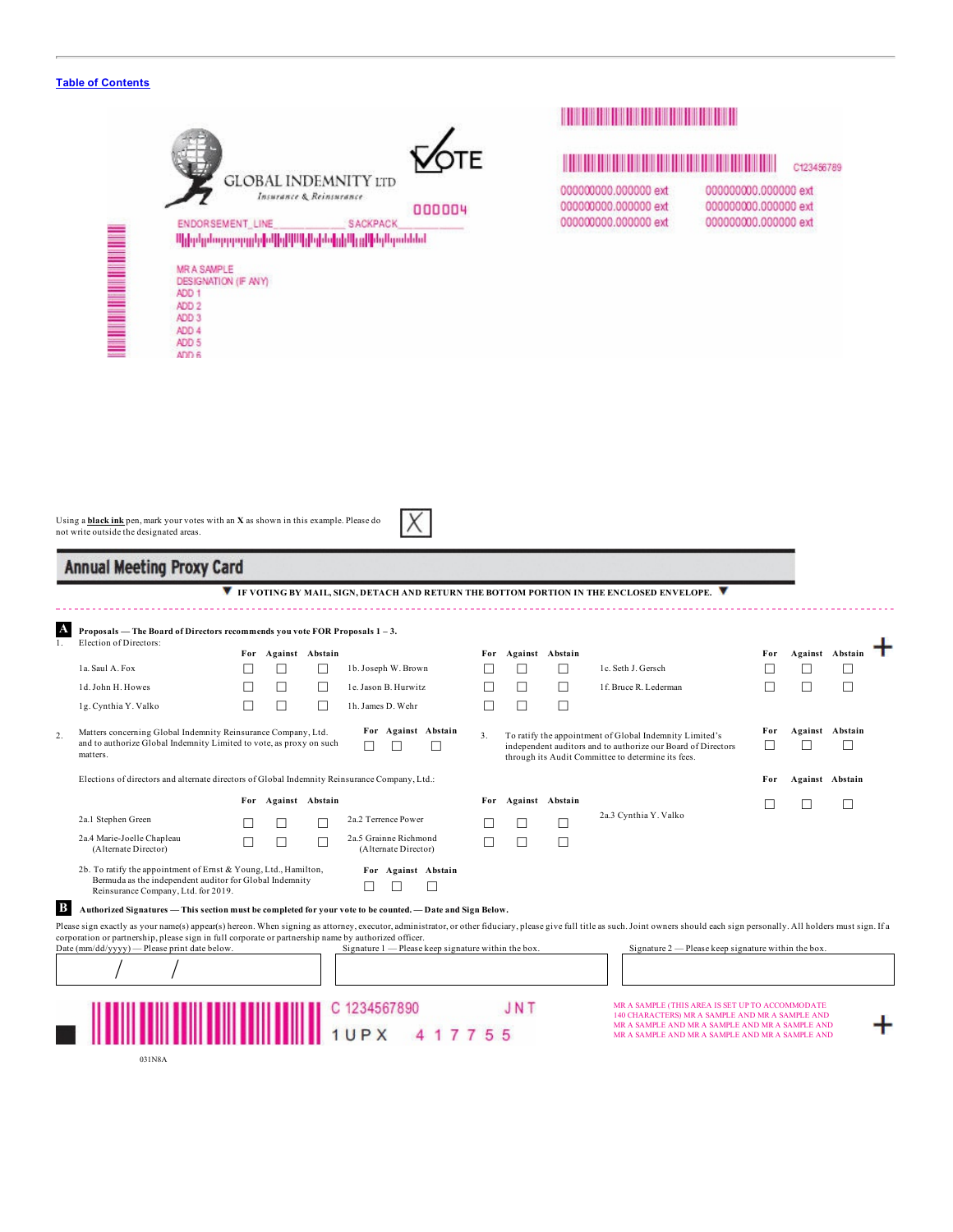[Table of Contents](#)

GLOBAL INDEMNITY LTD
Insurance & Reinsurance

VOTE

000004

C123456789

ENDORSEMENT_LINE______________ SACKPACK_____________

000000000.000000 ext 000000000.000000 ext
000000000.000000 ext 000000000.000000 ext
000000000.000000 ext 000000000.000000 ext

MR A SAMPLE
DESIGNATION (IF ANY)
ADD 1
ADD 2
ADD 3
ADD 4
ADD 5
ADD 6

Using a **black ink** pen, mark your votes with an **X** as shown in this example. Please do not write outside the designated areas.

## Annual Meeting Proxy Card

▼ **IF VOTING BY MAIL, SIGN, DETACH AND RETURN THE BOTTOM PORTION IN THE ENCLOSED ENVELOPE.** ▼

**A Proposals — The Board of Directors recommends you vote FOR Proposals 1 – 3.**

1. Election of Directors:

| | For | Against | Abstain | | For | Against | Abstain | | For | Against | Abstain |
|---|---|---|---|---|---|---|---|---|---|---|---|
| 1a. Saul A. Fox | ☐ | ☐ | ☐ | 1b. Joseph W. Brown | ☐ | ☐ | ☐ | 1c. Seth J. Gersch | ☐ | ☐ | ☐ |
| 1d. John H. Howes | ☐ | ☐ | ☐ | 1e. Jason B. Hurwitz | ☐ | ☐ | ☐ | 1f. Bruce R. Lederman | ☐ | ☐ | ☐ |
| 1g. Cynthia Y. Valko | ☐ | ☐ | ☐ | 1h. James D. Wehr | ☐ | ☐ | ☐ | | | | |

| | For | Against | Abstain |
|---|---|---|---|
| 2. Matters concerning Global Indemnity Reinsurance Company, Ltd. and to authorize Global Indemnity Limited to vote, as proxy on such matters. | ☐ | ☐ | ☐ |
| 3. To ratify the appointment of Global Indemnity Limited's independent auditors and to authorize our Board of Directors through its Audit Committee to determine its fees. | ☐ | ☐ | ☐ |

Elections of directors and alternate directors of Global Indemnity Reinsurance Company, Ltd.:

| | For | Against | Abstain | | For | Against | Abstain | | For | Against | Abstain |
|---|---|---|---|---|---|---|---|---|---|---|---|
| 2a.1 Stephen Green | ☐ | ☐ | ☐ | 2a.2 Terrence Power | ☐ | ☐ | ☐ | 2a.3 Cynthia Y. Valko | ☐ | ☐ | ☐ |
| 2a.4 Marie-Joelle Chapleau (Alternate Director) | ☐ | ☐ | ☐ | 2a.5 Grainne Richmond (Alternate Director) | ☐ | ☐ | ☐ | | | | |

| | For | Against | Abstain |
|---|---|---|---|
| 2b. To ratify the appointment of Ernst & Young, Ltd., Hamilton, Bermuda as the independent auditor for Global Indemnity Reinsurance Company, Ltd. for 2019. | ☐ | ☐ | ☐ |

**B Authorized Signatures — This section must be completed for your vote to be counted. — Date and Sign Below.**

Please sign exactly as your name(s) appear(s) hereon. When signing as attorney, executor, administrator, or other fiduciary, please give full title as such. Joint owners should each sign personally. All holders must sign. If a corporation or partnership, please sign in full corporate or partnership name by authorized officer.

| Date (mm/dd/yyyy) — Please print date below. | Signature 1 — Please keep signature within the box. | Signature 2 — Please keep signature within the box. |
|---|---|---|
| / / | | |

C 1234567890 JNT
1UPX 417755

MR A SAMPLE (THIS AREA IS SET UP TO ACCOMMODATE 140 CHARACTERS) MR A SAMPLE AND MR A SAMPLE AND MR A SAMPLE AND MR A SAMPLE AND MR A SAMPLE AND MR A SAMPLE AND MR A SAMPLE AND MR A SAMPLE AND

031N8A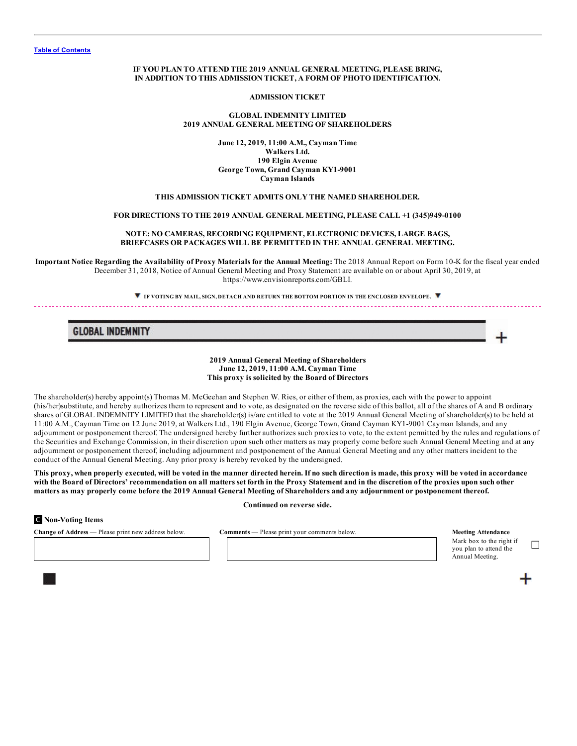[Table of Contents](#)

**IF YOU PLAN TO ATTEND THE 2019 ANNUAL GENERAL MEETING, PLEASE BRING, IN ADDITION TO THIS ADMISSION TICKET, A FORM OF PHOTO IDENTIFICATION.**

**ADMISSION TICKET**

**GLOBAL INDEMNITY LIMITED**
**2019 ANNUAL GENERAL MEETING OF SHAREHOLDERS**

**June 12, 2019, 11:00 A.M., Cayman Time**
**Walkers Ltd.**
**190 Elgin Avenue**
**George Town, Grand Cayman KY1-9001**
**Cayman Islands**

**THIS ADMISSION TICKET ADMITS ONLY THE NAMED SHAREHOLDER.**

**FOR DIRECTIONS TO THE 2019 ANNUAL GENERAL MEETING, PLEASE CALL +1 (345)949-0100**

**NOTE: NO CAMERAS, RECORDING EQUIPMENT, ELECTRONIC DEVICES, LARGE BAGS, BRIEFCASES OR PACKAGES WILL BE PERMITTED IN THE ANNUAL GENERAL MEETING.**

**Important Notice Regarding the Availability of Proxy Materials for the Annual Meeting:** The 2018 Annual Report on Form 10-K for the fiscal year ended December 31, 2018, Notice of Annual General Meeting and Proxy Statement are available on or about April 30, 2019, at https://www.envisionreports.com/GBLI.

▼ IF VOTING BY MAIL, SIGN, DETACH AND RETURN THE BOTTOM PORTION IN THE ENCLOSED ENVELOPE. ▼

---

**GLOBAL INDEMNITY**

**2019 Annual General Meeting of Shareholders**
**June 12, 2019, 11:00 A.M. Cayman Time**
**This proxy is solicited by the Board of Directors**

The shareholder(s) hereby appoint(s) Thomas M. McGeehan and Stephen W. Ries, or either of them, as proxies, each with the power to appoint (his/her)substitute, and hereby authorizes them to represent and to vote, as designated on the reverse side of this ballot, all of the shares of A and B ordinary shares of GLOBAL INDEMNITY LIMITED that the shareholder(s) is/are entitled to vote at the 2019 Annual General Meeting of shareholder(s) to be held at 11:00 A.M., Cayman Time on 12 June 2019, at Walkers Ltd., 190 Elgin Avenue, George Town, Grand Cayman KY1-9001 Cayman Islands, and any adjournment or postponement thereof. The undersigned hereby further authorizes such proxies to vote, to the extent permitted by the rules and regulations of the Securities and Exchange Commission, in their discretion upon such other matters as may properly come before such Annual General Meeting and at any adjournment or postponement thereof, including adjournment and postponement of the Annual General Meeting and any other matters incident to the conduct of the Annual General Meeting. Any prior proxy is hereby revoked by the undersigned.

**This proxy, when properly executed, will be voted in the manner directed herein. If no such direction is made, this proxy will be voted in accordance with the Board of Directors' recommendation on all matters set forth in the Proxy Statement and in the discretion of the proxies upon such other matters as may properly come before the 2019 Annual General Meeting of Shareholders and any adjournment or postponement thereof.**

**Continued on reverse side.**

**C Non-Voting Items**

| **Change of Address** — Please print new address below. | **Comments** — Please print your comments below. | **Meeting Attendance** Mark box to the right if you plan to attend the Annual Meeting. ☐ |
|---|---|---|
| | | |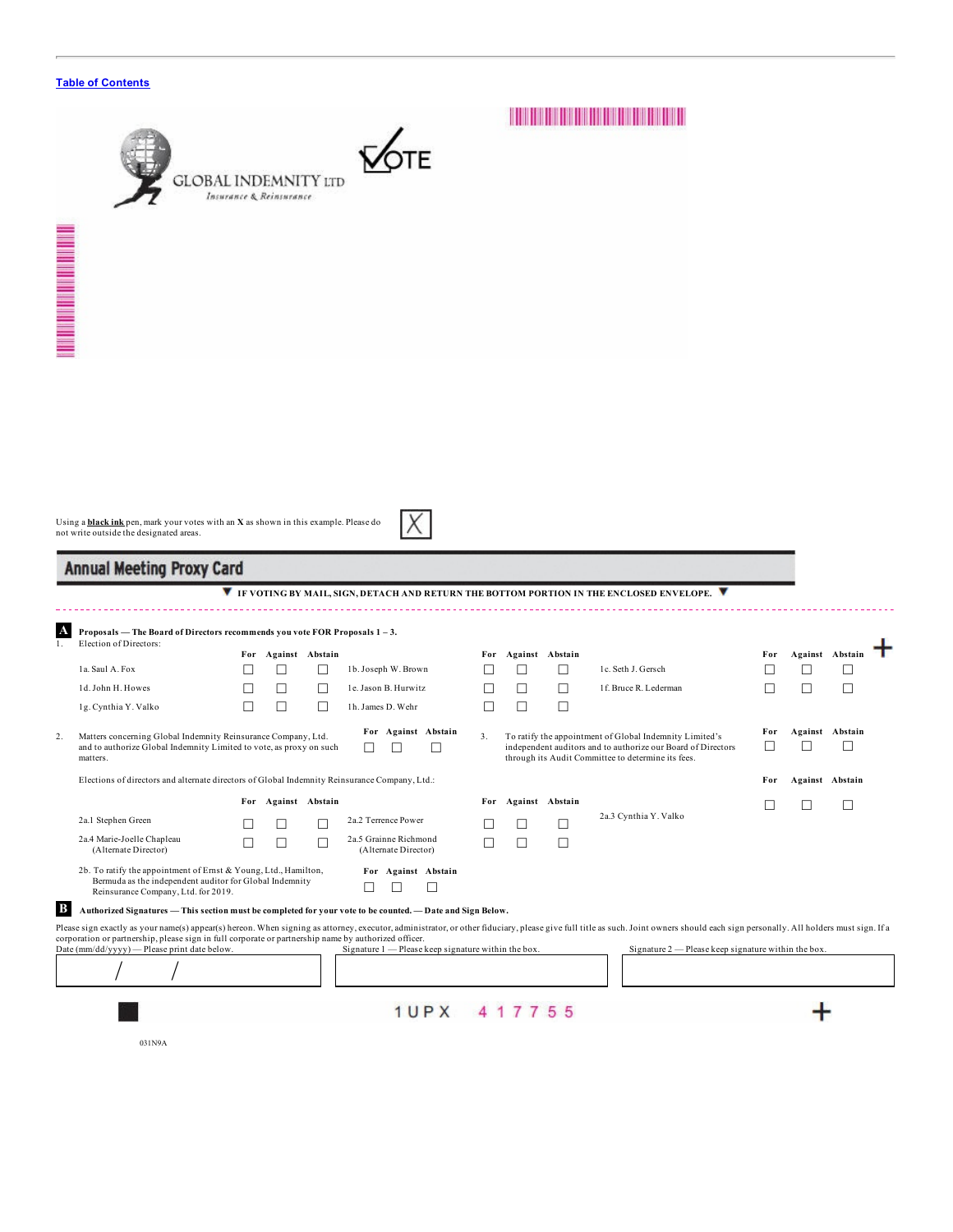Table of Contents

GLOBAL INDEMNITY LTD
Insurance & Reinsurance

VOTE

Using a **black ink** pen, mark your votes with an **X** as shown in this example. Please do not write outside the designated areas.

## Annual Meeting Proxy Card

▼ **IF VOTING BY MAIL, SIGN, DETACH AND RETURN THE BOTTOM PORTION IN THE ENCLOSED ENVELOPE.** ▼

**A** **Proposals — The Board of Directors recommends you vote FOR Proposals 1 – 3.**

1. Election of Directors:

| | For | Against | Abstain | | For | Against | Abstain | | For | Against | Abstain |
|---|---|---|---|---|---|---|---|---|---|---|---|
| 1a. Saul A. Fox | ☐ | ☐ | ☐ | 1b. Joseph W. Brown | ☐ | ☐ | ☐ | 1c. Seth J. Gersch | ☐ | ☐ | ☐ |
| 1d. John H. Howes | ☐ | ☐ | ☐ | 1e. Jason B. Hurwitz | ☐ | ☐ | ☐ | 1f. Bruce R. Lederman | ☐ | ☐ | ☐ |
| 1g. Cynthia Y. Valko | ☐ | ☐ | ☐ | 1h. James D. Wehr | ☐ | ☐ | ☐ | | | | |

| | For | Against | Abstain |
|---|---|---|---|
| 2. Matters concerning Global Indemnity Reinsurance Company, Ltd. and to authorize Global Indemnity Limited to vote, as proxy on such matters. | ☐ | ☐ | ☐ |
| 3. To ratify the appointment of Global Indemnity Limited's independent auditors and to authorize our Board of Directors through its Audit Committee to determine its fees. | ☐ | ☐ | ☐ |

Elections of directors and alternate directors of Global Indemnity Reinsurance Company, Ltd.:

| | For | Against | Abstain | | For | Against | Abstain | | For | Against | Abstain |
|---|---|---|---|---|---|---|---|---|---|---|---|
| 2a.1 Stephen Green | ☐ | ☐ | ☐ | 2a.2 Terrence Power | ☐ | ☐ | ☐ | 2a.3 Cynthia Y. Valko | ☐ | ☐ | ☐ |
| 2a.4 Marie-Joelle Chapleau (Alternate Director) | ☐ | ☐ | ☐ | 2a.5 Grainne Richmond (Alternate Director) | ☐ | ☐ | ☐ | | | | |

| | For | Against | Abstain |
|---|---|---|---|
| 2b. To ratify the appointment of Ernst & Young, Ltd., Hamilton, Bermuda as the independent auditor for Global Indemnity Reinsurance Company, Ltd. for 2019. | ☐ | ☐ | ☐ |

**B** **Authorized Signatures — This section must be completed for your vote to be counted. — Date and Sign Below.**

Please sign exactly as your name(s) appear(s) hereon. When signing as attorney, executor, administrator, or other fiduciary, please give full title as such. Joint owners should each sign personally. All holders must sign. If a corporation or partnership, please sign in full corporate or partnership name by authorized officer.

| Date (mm/dd/yyyy) — Please print date below. | Signature 1 — Please keep signature within the box. | Signature 2 — Please keep signature within the box. |
|---|---|---|
| / / | | |

1 U P X 4 1 7 7 5 5

031N9A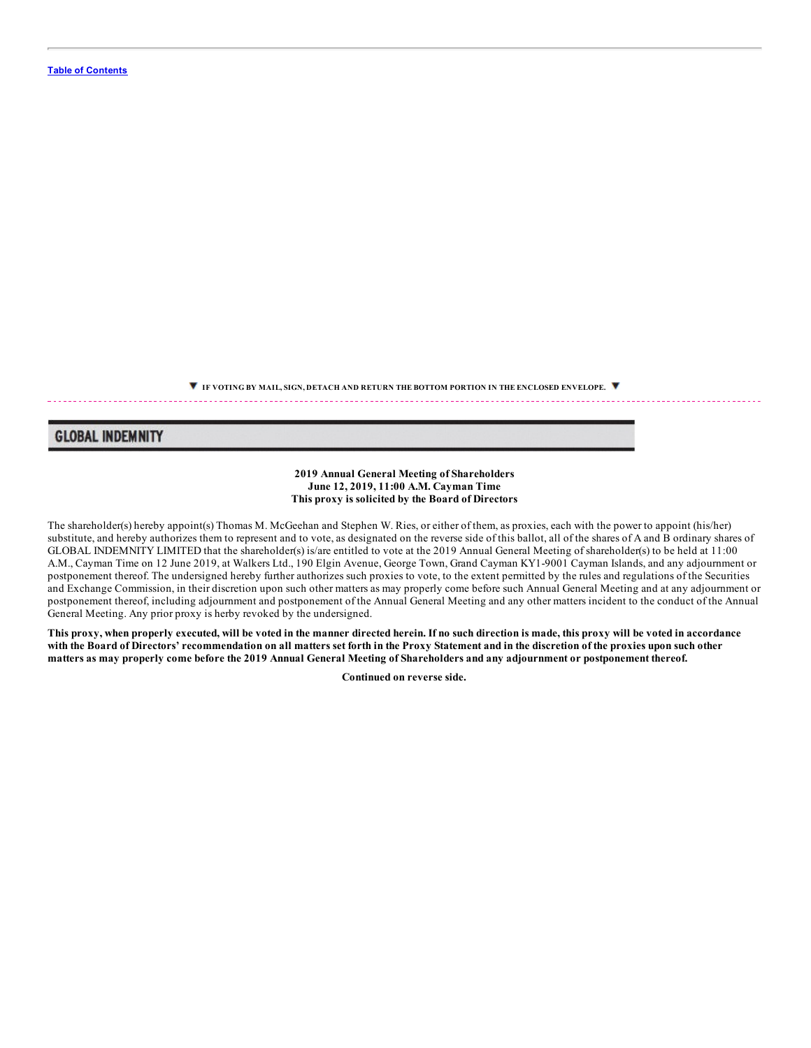[Table of Contents](#)

▼ IF VOTING BY MAIL, SIGN, DETACH AND RETURN THE BOTTOM PORTION IN THE ENCLOSED ENVELOPE. ▼

**GLOBAL INDEMNITY**

**2019 Annual General Meeting of Shareholders**
**June 12, 2019, 11:00 A.M. Cayman Time**
**This proxy is solicited by the Board of Directors**

The shareholder(s) hereby appoint(s) Thomas M. McGeehan and Stephen W. Ries, or either of them, as proxies, each with the power to appoint (his/her) substitute, and hereby authorizes them to represent and to vote, as designated on the reverse side of this ballot, all of the shares of A and B ordinary shares of GLOBAL INDEMNITY LIMITED that the shareholder(s) is/are entitled to vote at the 2019 Annual General Meeting of shareholder(s) to be held at 11:00 A.M., Cayman Time on 12 June 2019, at Walkers Ltd., 190 Elgin Avenue, George Town, Grand Cayman KY1-9001 Cayman Islands, and any adjournment or postponement thereof. The undersigned hereby further authorizes such proxies to vote, to the extent permitted by the rules and regulations of the Securities and Exchange Commission, in their discretion upon such other matters as may properly come before such Annual General Meeting and at any adjournment or postponement thereof, including adjournment and postponement of the Annual General Meeting and any other matters incident to the conduct of the Annual General Meeting. Any prior proxy is herby revoked by the undersigned.

**This proxy, when properly executed, will be voted in the manner directed herein. If no such direction is made, this proxy will be voted in accordance with the Board of Directors' recommendation on all matters set forth in the Proxy Statement and in the discretion of the proxies upon such other matters as may properly come before the 2019 Annual General Meeting of Shareholders and any adjournment or postponement thereof.**

**Continued on reverse side.**